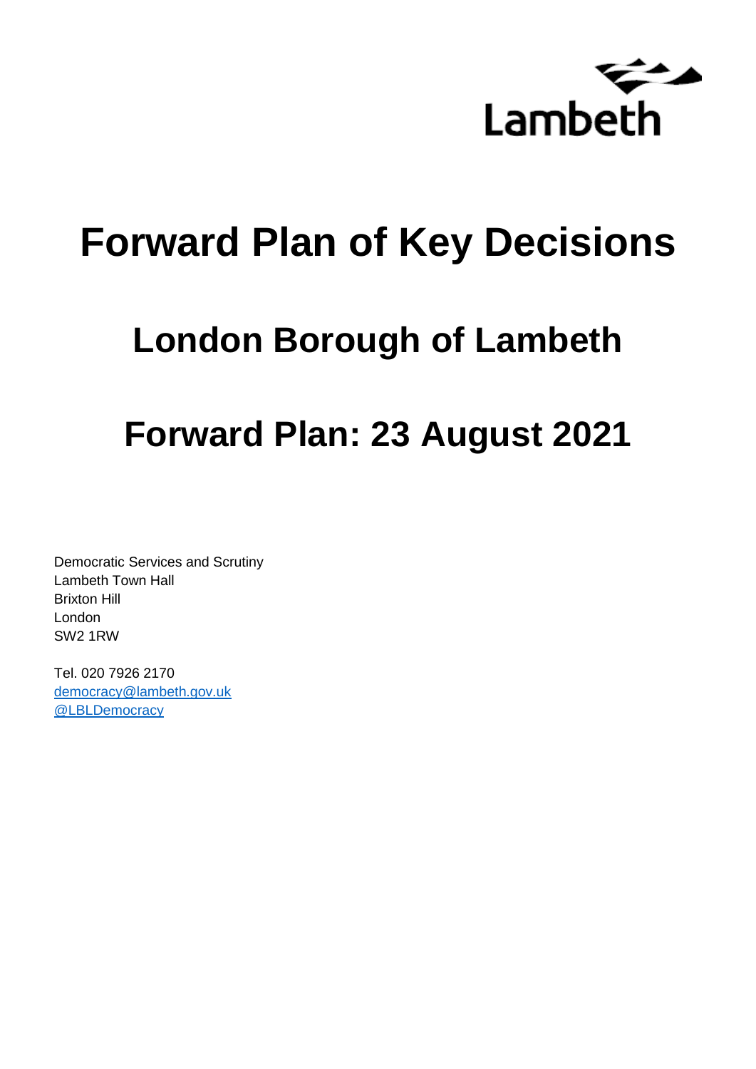Lambeth

# Forward Plan of Key Decisions

## London Borough of Lambeth

## Forward Plan: 23 August 2021

Democratic Services and Scrutiny
Lambeth Town Hall
Brixton Hill
London
SW2 1RW

Tel. 020 7926 2170
democracy@lambeth.gov.uk
@LBLDemocracy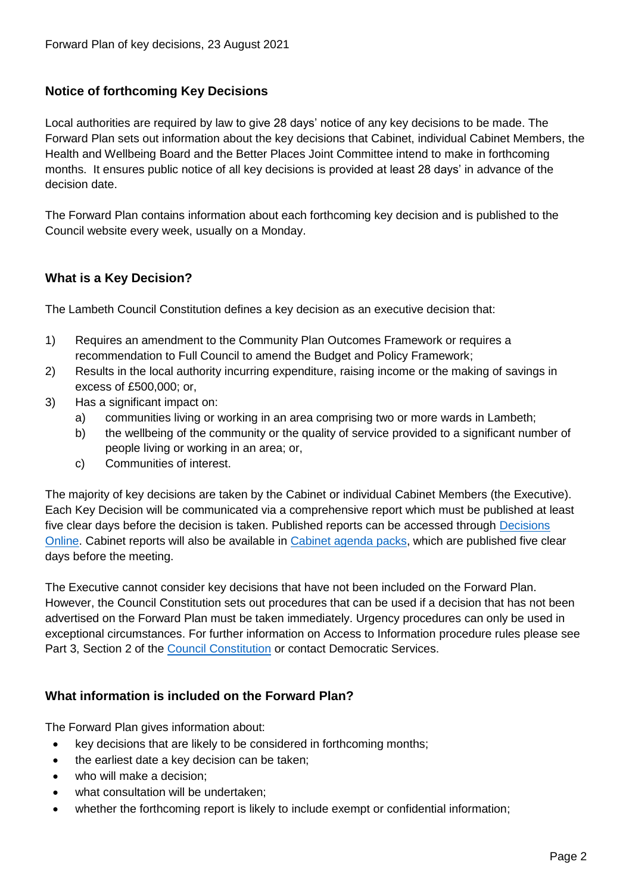## Notice of forthcoming Key Decisions

Local authorities are required by law to give 28 days' notice of any key decisions to be made. The Forward Plan sets out information about the key decisions that Cabinet, individual Cabinet Members, the Health and Wellbeing Board and the Better Places Joint Committee intend to make in forthcoming months. It ensures public notice of all key decisions is provided at least 28 days' in advance of the decision date.

The Forward Plan contains information about each forthcoming key decision and is published to the Council website every week, usually on a Monday.

## What is a Key Decision?

The Lambeth Council Constitution defines a key decision as an executive decision that:

1) Requires an amendment to the Community Plan Outcomes Framework or requires a recommendation to Full Council to amend the Budget and Policy Framework;
2) Results in the local authority incurring expenditure, raising income or the making of savings in excess of £500,000; or,
3) Has a significant impact on:
   a) communities living or working in an area comprising two or more wards in Lambeth;
   b) the wellbeing of the community or the quality of service provided to a significant number of people living or working in an area; or,
   c) Communities of interest.

The majority of key decisions are taken by the Cabinet or individual Cabinet Members (the Executive). Each Key Decision will be communicated via a comprehensive report which must be published at least five clear days before the decision is taken. Published reports can be accessed through Decisions Online. Cabinet reports will also be available in Cabinet agenda packs, which are published five clear days before the meeting.

The Executive cannot consider key decisions that have not been included on the Forward Plan. However, the Council Constitution sets out procedures that can be used if a decision that has not been advertised on the Forward Plan must be taken immediately. Urgency procedures can only be used in exceptional circumstances. For further information on Access to Information procedure rules please see Part 3, Section 2 of the Council Constitution or contact Democratic Services.

## What information is included on the Forward Plan?

The Forward Plan gives information about:

- key decisions that are likely to be considered in forthcoming months;
- the earliest date a key decision can be taken;
- who will make a decision;
- what consultation will be undertaken;
- whether the forthcoming report is likely to include exempt or confidential information;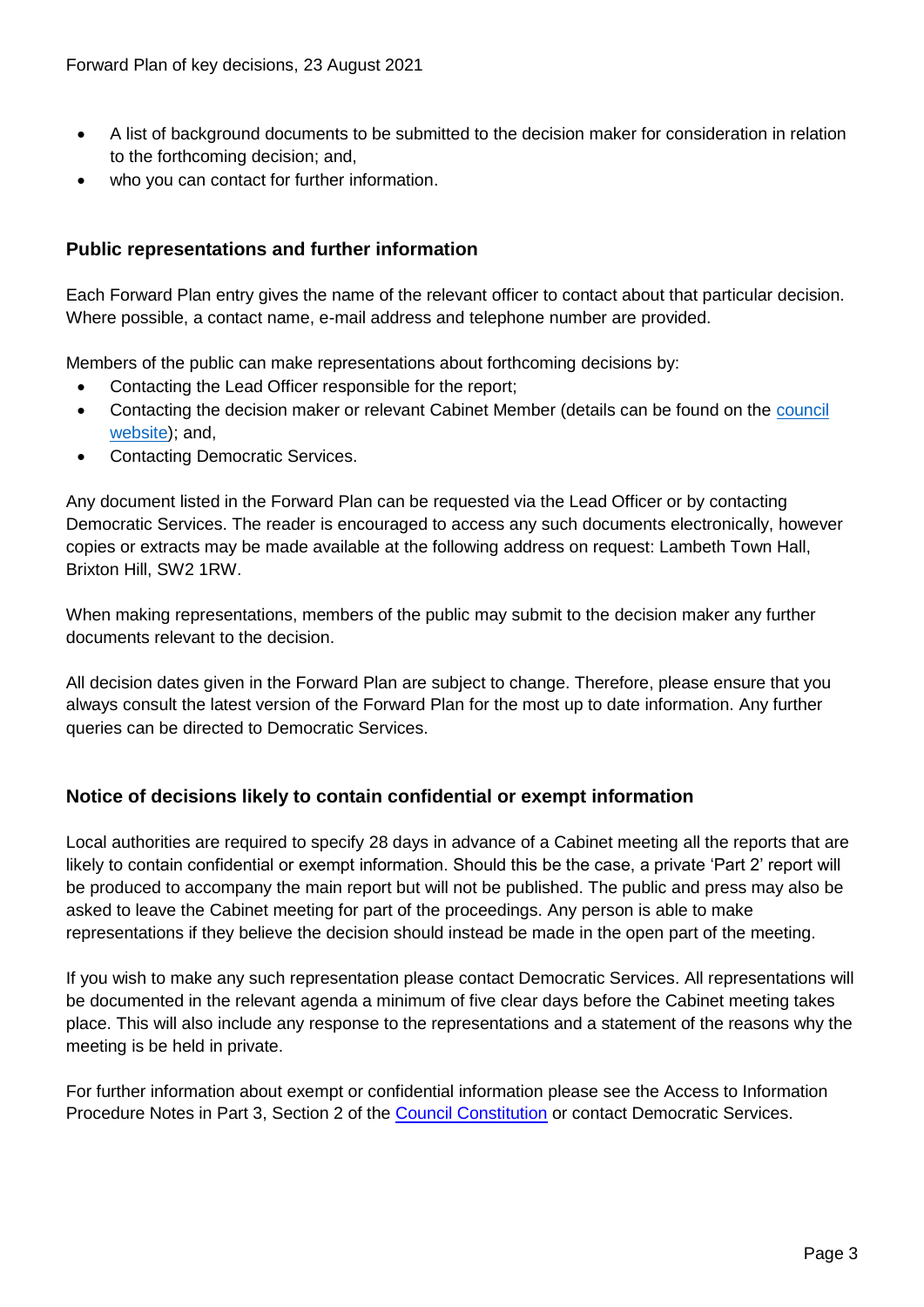- A list of background documents to be submitted to the decision maker for consideration in relation to the forthcoming decision; and,
- who you can contact for further information.

## Public representations and further information

Each Forward Plan entry gives the name of the relevant officer to contact about that particular decision. Where possible, a contact name, e-mail address and telephone number are provided.

Members of the public can make representations about forthcoming decisions by:

- Contacting the Lead Officer responsible for the report;
- Contacting the decision maker or relevant Cabinet Member (details can be found on the council website); and,
- Contacting Democratic Services.

Any document listed in the Forward Plan can be requested via the Lead Officer or by contacting Democratic Services. The reader is encouraged to access any such documents electronically, however copies or extracts may be made available at the following address on request: Lambeth Town Hall, Brixton Hill, SW2 1RW.

When making representations, members of the public may submit to the decision maker any further documents relevant to the decision.

All decision dates given in the Forward Plan are subject to change. Therefore, please ensure that you always consult the latest version of the Forward Plan for the most up to date information. Any further queries can be directed to Democratic Services.

## Notice of decisions likely to contain confidential or exempt information

Local authorities are required to specify 28 days in advance of a Cabinet meeting all the reports that are likely to contain confidential or exempt information. Should this be the case, a private 'Part 2' report will be produced to accompany the main report but will not be published. The public and press may also be asked to leave the Cabinet meeting for part of the proceedings. Any person is able to make representations if they believe the decision should instead be made in the open part of the meeting.

If you wish to make any such representation please contact Democratic Services. All representations will be documented in the relevant agenda a minimum of five clear days before the Cabinet meeting takes place. This will also include any response to the representations and a statement of the reasons why the meeting is be held in private.

For further information about exempt or confidential information please see the Access to Information Procedure Notes in Part 3, Section 2 of the Council Constitution or contact Democratic Services.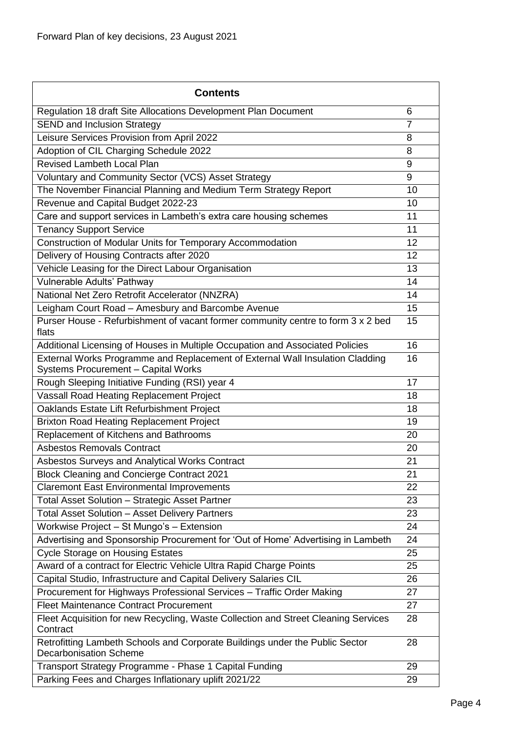Forward Plan of key decisions, 23 August 2021

| Contents | |
|---|---|
| Regulation 18 draft Site Allocations Development Plan Document | 6 |
| SEND and Inclusion Strategy | 7 |
| Leisure Services Provision from April 2022 | 8 |
| Adoption of CIL Charging Schedule 2022 | 8 |
| Revised Lambeth Local Plan | 9 |
| Voluntary and Community Sector (VCS) Asset Strategy | 9 |
| The November Financial Planning and Medium Term Strategy Report | 10 |
| Revenue and Capital Budget 2022-23 | 10 |
| Care and support services in Lambeth's extra care housing schemes | 11 |
| Tenancy Support Service | 11 |
| Construction of Modular Units for Temporary Accommodation | 12 |
| Delivery of Housing Contracts after 2020 | 12 |
| Vehicle Leasing for the Direct Labour Organisation | 13 |
| Vulnerable Adults' Pathway | 14 |
| National Net Zero Retrofit Accelerator (NNZRA) | 14 |
| Leigham Court Road – Amesbury and Barcombe Avenue | 15 |
| Purser House - Refurbishment of vacant former community centre to form 3 x 2 bed flats | 15 |
| Additional Licensing of Houses in Multiple Occupation and Associated Policies | 16 |
| External Works Programme and Replacement of External Wall Insulation Cladding Systems Procurement – Capital Works | 16 |
| Rough Sleeping Initiative Funding (RSI) year 4 | 17 |
| Vassall Road Heating Replacement Project | 18 |
| Oaklands Estate Lift Refurbishment Project | 18 |
| Brixton Road Heating Replacement Project | 19 |
| Replacement of Kitchens and Bathrooms | 20 |
| Asbestos Removals Contract | 20 |
| Asbestos Surveys and Analytical Works Contract | 21 |
| Block Cleaning and Concierge Contract 2021 | 21 |
| Claremont East Environmental Improvements | 22 |
| Total Asset Solution – Strategic Asset Partner | 23 |
| Total Asset Solution – Asset Delivery Partners | 23 |
| Workwise Project – St Mungo's – Extension | 24 |
| Advertising and Sponsorship Procurement for 'Out of Home' Advertising in Lambeth | 24 |
| Cycle Storage on Housing Estates | 25 |
| Award of a contract for Electric Vehicle Ultra Rapid Charge Points | 25 |
| Capital Studio, Infrastructure and Capital Delivery Salaries CIL | 26 |
| Procurement for Highways Professional Services – Traffic Order Making | 27 |
| Fleet Maintenance Contract Procurement | 27 |
| Fleet Acquisition for new Recycling, Waste Collection and Street Cleaning Services Contract | 28 |
| Retrofitting Lambeth Schools and Corporate Buildings under the Public Sector Decarbonisation Scheme | 28 |
| Transport Strategy Programme - Phase 1 Capital Funding | 29 |
| Parking Fees and Charges Inflationary uplift 2021/22 | 29 |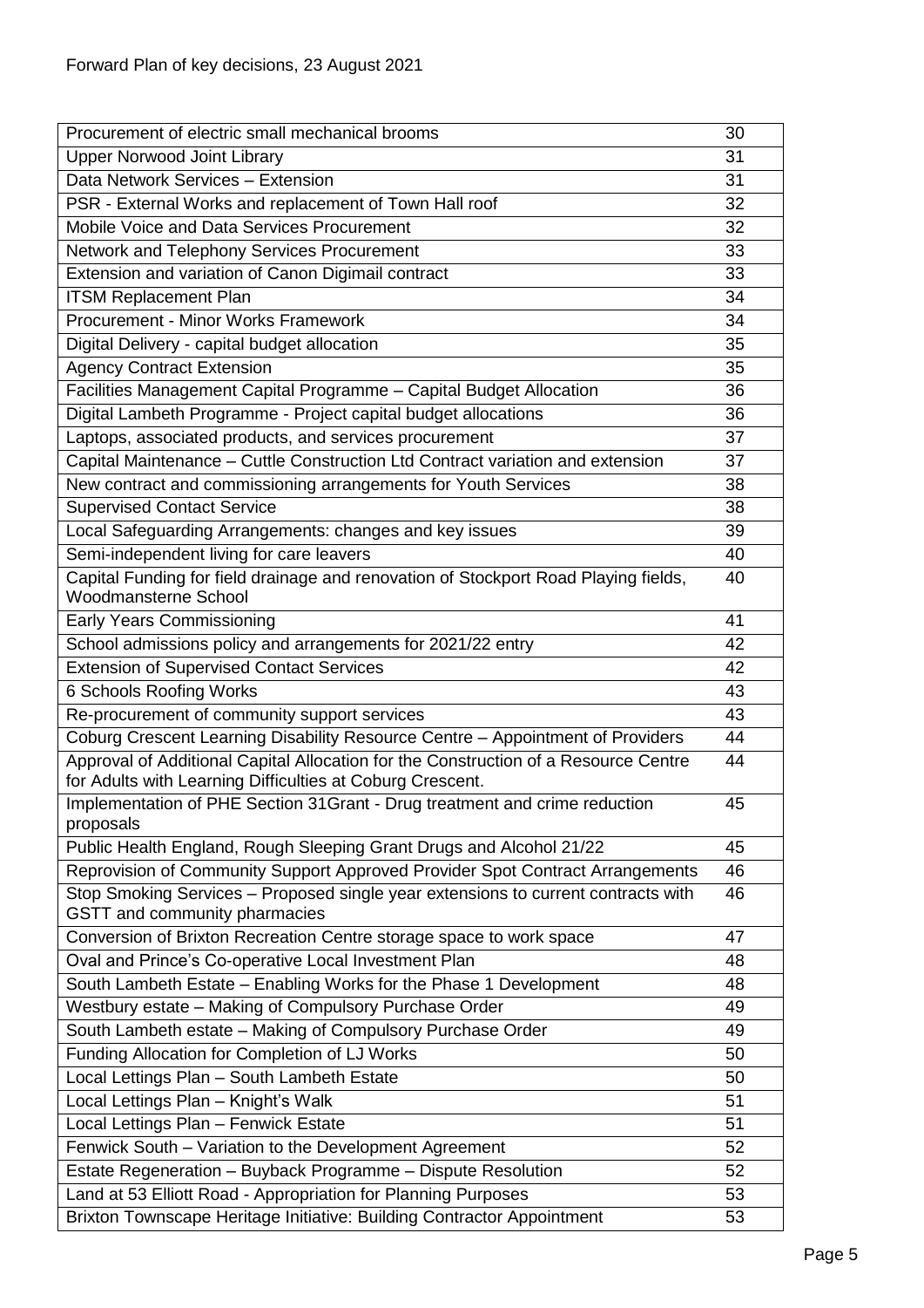Forward Plan of key decisions, 23 August 2021

| | |
|---|---|
| Procurement of electric small mechanical brooms | 30 |
| Upper Norwood Joint Library | 31 |
| Data Network Services – Extension | 31 |
| PSR - External Works and replacement of Town Hall roof | 32 |
| Mobile Voice and Data Services Procurement | 32 |
| Network and Telephony Services Procurement | 33 |
| Extension and variation of Canon Digimail contract | 33 |
| ITSM Replacement Plan | 34 |
| Procurement - Minor Works Framework | 34 |
| Digital Delivery - capital budget allocation | 35 |
| Agency Contract Extension | 35 |
| Facilities Management Capital Programme – Capital Budget Allocation | 36 |
| Digital Lambeth Programme - Project capital budget allocations | 36 |
| Laptops, associated products, and services procurement | 37 |
| Capital Maintenance – Cuttle Construction Ltd Contract variation and extension | 37 |
| New contract and commissioning arrangements for Youth Services | 38 |
| Supervised Contact Service | 38 |
| Local Safeguarding Arrangements: changes and key issues | 39 |
| Semi-independent living for care leavers | 40 |
| Capital Funding for field drainage and renovation of Stockport Road Playing fields, Woodmansterne School | 40 |
| Early Years Commissioning | 41 |
| School admissions policy and arrangements for 2021/22 entry | 42 |
| Extension of Supervised Contact Services | 42 |
| 6 Schools Roofing Works | 43 |
| Re-procurement of community support services | 43 |
| Coburg Crescent Learning Disability Resource Centre – Appointment of Providers | 44 |
| Approval of Additional Capital Allocation for the Construction of a Resource Centre for Adults with Learning Difficulties at Coburg Crescent. | 44 |
| Implementation of PHE Section 31Grant - Drug treatment and crime reduction proposals | 45 |
| Public Health England, Rough Sleeping Grant Drugs and Alcohol 21/22 | 45 |
| Reprovision of Community Support Approved Provider Spot Contract Arrangements | 46 |
| Stop Smoking Services – Proposed single year extensions to current contracts with GSTT and community pharmacies | 46 |
| Conversion of Brixton Recreation Centre storage space to work space | 47 |
| Oval and Prince's Co-operative Local Investment Plan | 48 |
| South Lambeth Estate – Enabling Works for the Phase 1 Development | 48 |
| Westbury estate – Making of Compulsory Purchase Order | 49 |
| South Lambeth estate – Making of Compulsory Purchase Order | 49 |
| Funding Allocation for Completion of LJ Works | 50 |
| Local Lettings Plan – South Lambeth Estate | 50 |
| Local Lettings Plan – Knight's Walk | 51 |
| Local Lettings Plan – Fenwick Estate | 51 |
| Fenwick South – Variation to the Development Agreement | 52 |
| Estate Regeneration – Buyback Programme – Dispute Resolution | 52 |
| Land at 53 Elliott Road - Appropriation for Planning Purposes | 53 |
| Brixton Townscape Heritage Initiative: Building Contractor Appointment | 53 |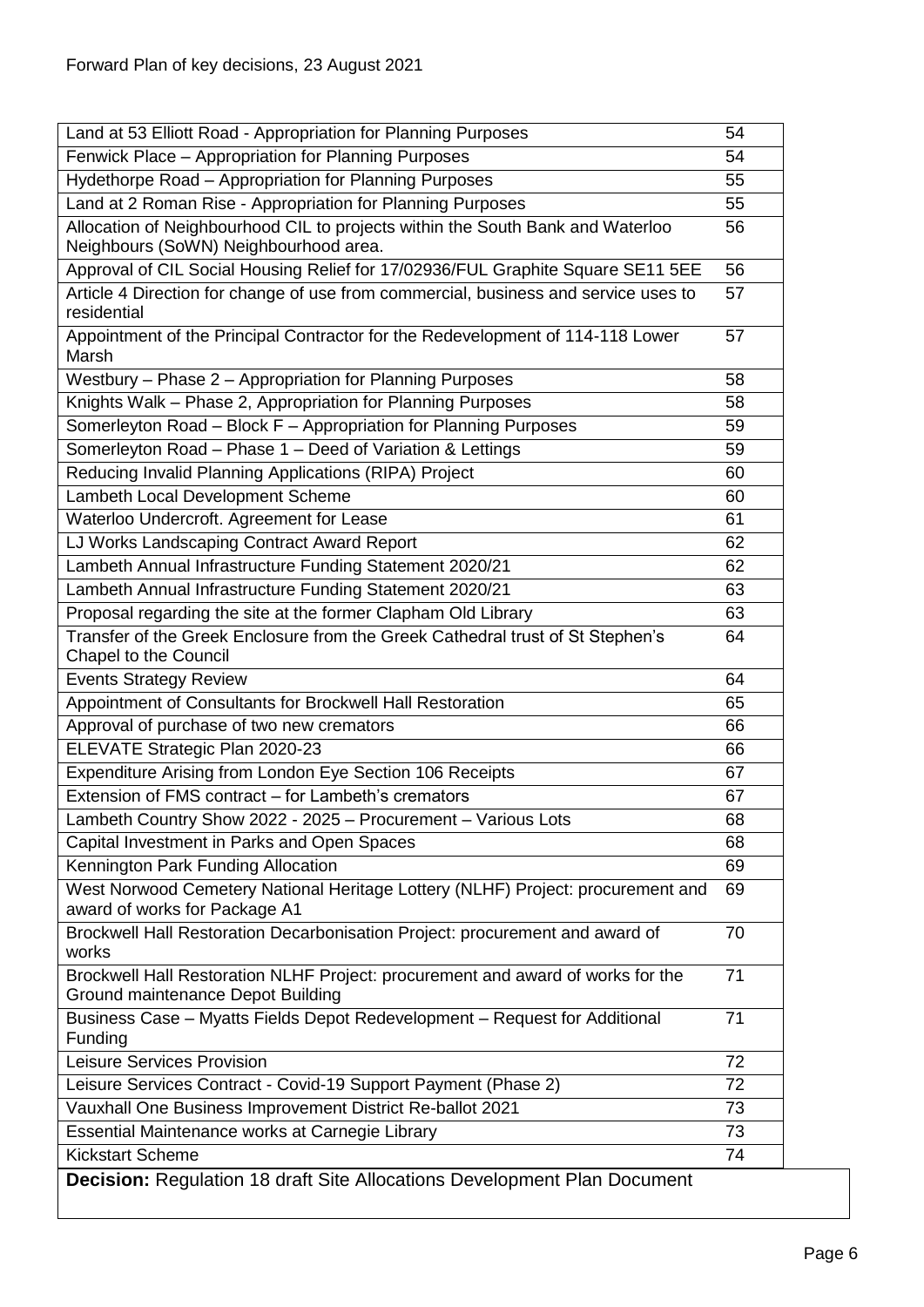| | |
|---|---|
| Land at 53 Elliott Road - Appropriation for Planning Purposes | 54 |
| Fenwick Place – Appropriation for Planning Purposes | 54 |
| Hydethorpe Road – Appropriation for Planning Purposes | 55 |
| Land at 2 Roman Rise - Appropriation for Planning Purposes | 55 |
| Allocation of Neighbourhood CIL to projects within the South Bank and Waterloo Neighbours (SoWN) Neighbourhood area. | 56 |
| Approval of CIL Social Housing Relief for 17/02936/FUL Graphite Square SE11 5EE | 56 |
| Article 4 Direction for change of use from commercial, business and service uses to residential | 57 |
| Appointment of the Principal Contractor for the Redevelopment of 114-118 Lower Marsh | 57 |
| Westbury – Phase 2 – Appropriation for Planning Purposes | 58 |
| Knights Walk – Phase 2, Appropriation for Planning Purposes | 58 |
| Somerleyton Road – Block F – Appropriation for Planning Purposes | 59 |
| Somerleyton Road – Phase 1 – Deed of Variation & Lettings | 59 |
| Reducing Invalid Planning Applications (RIPA) Project | 60 |
| Lambeth Local Development Scheme | 60 |
| Waterloo Undercroft. Agreement for Lease | 61 |
| LJ Works Landscaping Contract Award Report | 62 |
| Lambeth Annual Infrastructure Funding Statement 2020/21 | 62 |
| Lambeth Annual Infrastructure Funding Statement 2020/21 | 63 |
| Proposal regarding the site at the former Clapham Old Library | 63 |
| Transfer of the Greek Enclosure from the Greek Cathedral trust of St Stephen's Chapel to the Council | 64 |
| Events Strategy Review | 64 |
| Appointment of Consultants for Brockwell Hall Restoration | 65 |
| Approval of purchase of two new cremators | 66 |
| ELEVATE Strategic Plan 2020-23 | 66 |
| Expenditure Arising from London Eye Section 106 Receipts | 67 |
| Extension of FMS contract – for Lambeth's cremators | 67 |
| Lambeth Country Show 2022 - 2025 – Procurement – Various Lots | 68 |
| Capital Investment in Parks and Open Spaces | 68 |
| Kennington Park Funding Allocation | 69 |
| West Norwood Cemetery National Heritage Lottery (NLHF) Project: procurement and award of works for Package A1 | 69 |
| Brockwell Hall Restoration Decarbonisation Project: procurement and award of works | 70 |
| Brockwell Hall Restoration NLHF Project: procurement and award of works for the Ground maintenance Depot Building | 71 |
| Business Case – Myatts Fields Depot Redevelopment – Request for Additional Funding | 71 |
| Leisure Services Provision | 72 |
| Leisure Services Contract - Covid-19 Support Payment (Phase 2) | 72 |
| Vauxhall One Business Improvement District Re-ballot 2021 | 73 |
| Essential Maintenance works at Carnegie Library | 73 |
| Kickstart Scheme | 74 |

**Decision:** Regulation 18 draft Site Allocations Development Plan Document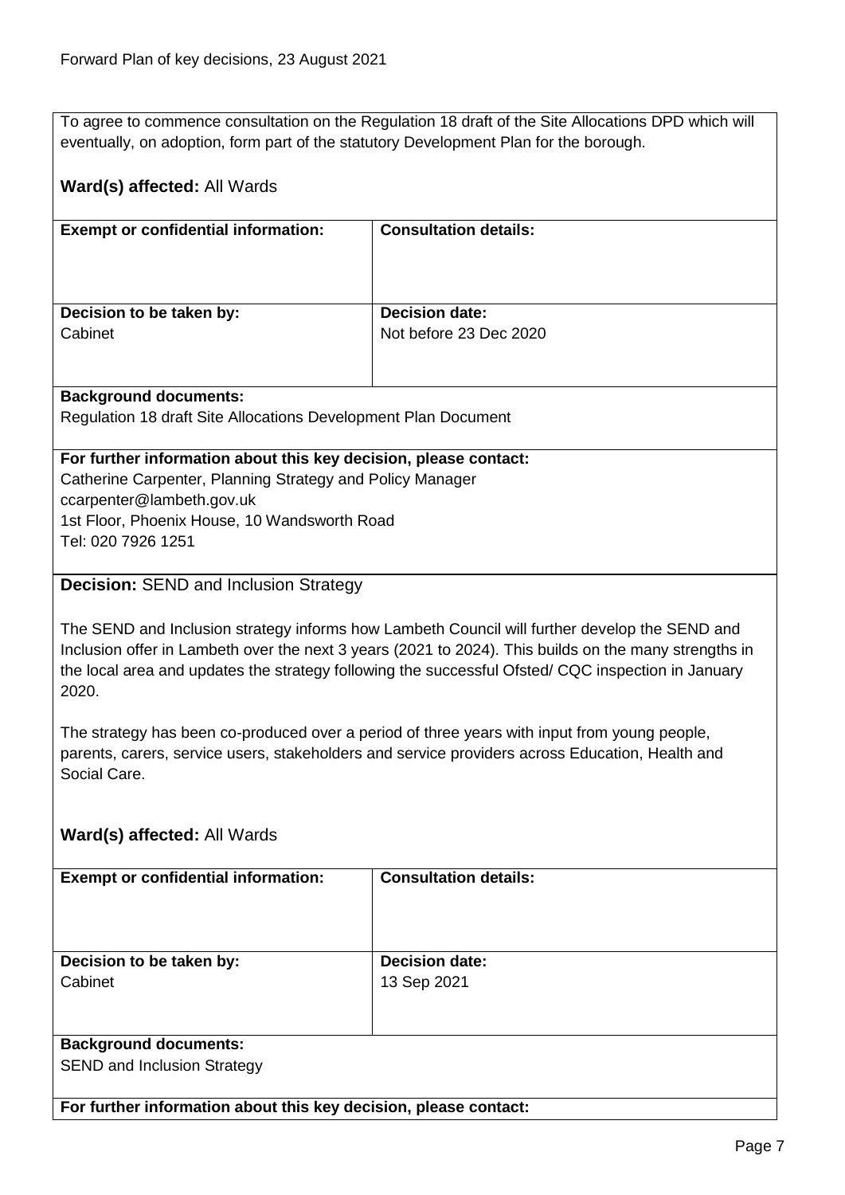To agree to commence consultation on the Regulation 18 draft of the Site Allocations DPD which will eventually, on adoption, form part of the statutory Development Plan for the borough.

**Ward(s) affected:** All Wards

| **Exempt or confidential information:** | **Consultation details:** |
| --- | --- |
| **Decision to be taken by:**<br>Cabinet | **Decision date:**<br>Not before 23 Dec 2020 |

**Background documents:**
Regulation 18 draft Site Allocations Development Plan Document

**For further information about this key decision, please contact:**
Catherine Carpenter, Planning Strategy and Policy Manager
ccarpenter@lambeth.gov.uk
1st Floor, Phoenix House, 10 Wandsworth Road
Tel: 020 7926 1251

**Decision:** SEND and Inclusion Strategy

The SEND and Inclusion strategy informs how Lambeth Council will further develop the SEND and Inclusion offer in Lambeth over the next 3 years (2021 to 2024). This builds on the many strengths in the local area and updates the strategy following the successful Ofsted/ CQC inspection in January 2020.

The strategy has been co-produced over a period of three years with input from young people, parents, carers, service users, stakeholders and service providers across Education, Health and Social Care.

**Ward(s) affected:** All Wards

| **Exempt or confidential information:** | **Consultation details:** |
| --- | --- |
| **Decision to be taken by:**<br>Cabinet | **Decision date:**<br>13 Sep 2021 |

**Background documents:**
SEND and Inclusion Strategy

**For further information about this key decision, please contact:**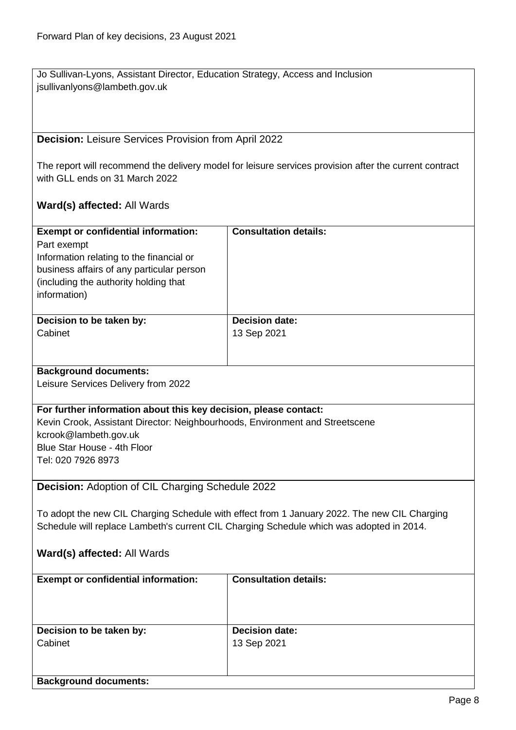Jo Sullivan-Lyons, Assistant Director, Education Strategy, Access and Inclusion
jsullivanlyons@lambeth.gov.uk

**Decision:** Leisure Services Provision from April 2022

The report will recommend the delivery model for leisure services provision after the current contract with GLL ends on 31 March 2022

**Ward(s) affected:** All Wards

| **Exempt or confidential information:** | **Consultation details:** |
| --- | --- |
| Part exempt<br>Information relating to the financial or business affairs of any particular person (including the authority holding that information) | |
| **Decision to be taken by:**<br>Cabinet | **Decision date:**<br>13 Sep 2021 |

**Background documents:**
Leisure Services Delivery from 2022

**For further information about this key decision, please contact:**
Kevin Crook, Assistant Director: Neighbourhoods, Environment and Streetscene
kcrook@lambeth.gov.uk
Blue Star House - 4th Floor
Tel: 020 7926 8973

**Decision:** Adoption of CIL Charging Schedule 2022

To adopt the new CIL Charging Schedule with effect from 1 January 2022. The new CIL Charging Schedule will replace Lambeth's current CIL Charging Schedule which was adopted in 2014.

**Ward(s) affected:** All Wards

| **Exempt or confidential information:** | **Consultation details:** |
| --- | --- |
| **Decision to be taken by:**<br>Cabinet | **Decision date:**<br>13 Sep 2021 |

**Background documents:**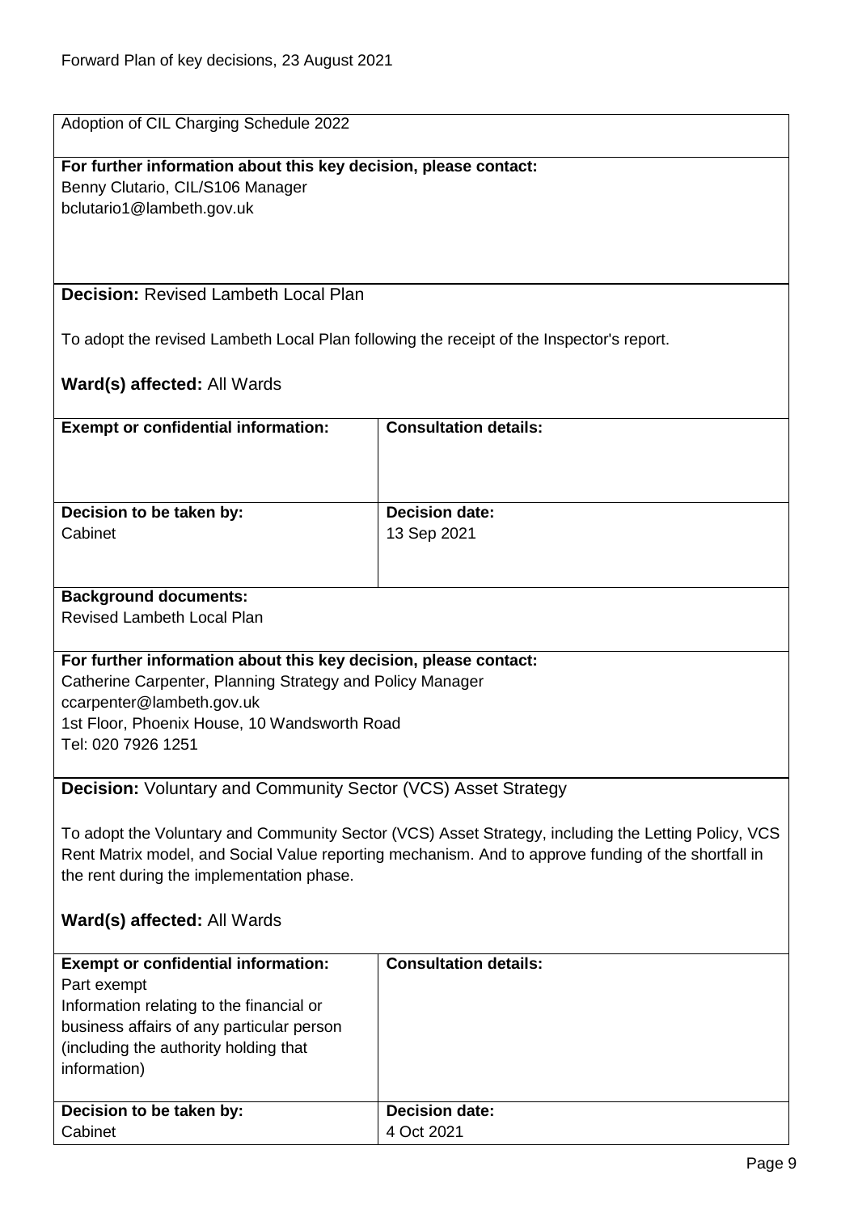Adoption of CIL Charging Schedule 2022

**For further information about this key decision, please contact:**
Benny Clutario, CIL/S106 Manager
bclutario1@lambeth.gov.uk

**Decision:** Revised Lambeth Local Plan

To adopt the revised Lambeth Local Plan following the receipt of the Inspector's report.

**Ward(s) affected:** All Wards

| **Exempt or confidential information:** | **Consultation details:** |
|---|---|
| | |
| **Decision to be taken by:** | **Decision date:** |
| Cabinet | 13 Sep 2021 |

**Background documents:**
Revised Lambeth Local Plan

**For further information about this key decision, please contact:**
Catherine Carpenter, Planning Strategy and Policy Manager
ccarpenter@lambeth.gov.uk
1st Floor, Phoenix House, 10 Wandsworth Road
Tel: 020 7926 1251

**Decision:** Voluntary and Community Sector (VCS) Asset Strategy

To adopt the Voluntary and Community Sector (VCS) Asset Strategy, including the Letting Policy, VCS Rent Matrix model, and Social Value reporting mechanism. And to approve funding of the shortfall in the rent during the implementation phase.

**Ward(s) affected:** All Wards

| **Exempt or confidential information:** | **Consultation details:** |
|---|---|
| Part exempt<br>Information relating to the financial or business affairs of any particular person (including the authority holding that information) | |
| **Decision to be taken by:** | **Decision date:** |
| Cabinet | 4 Oct 2021 |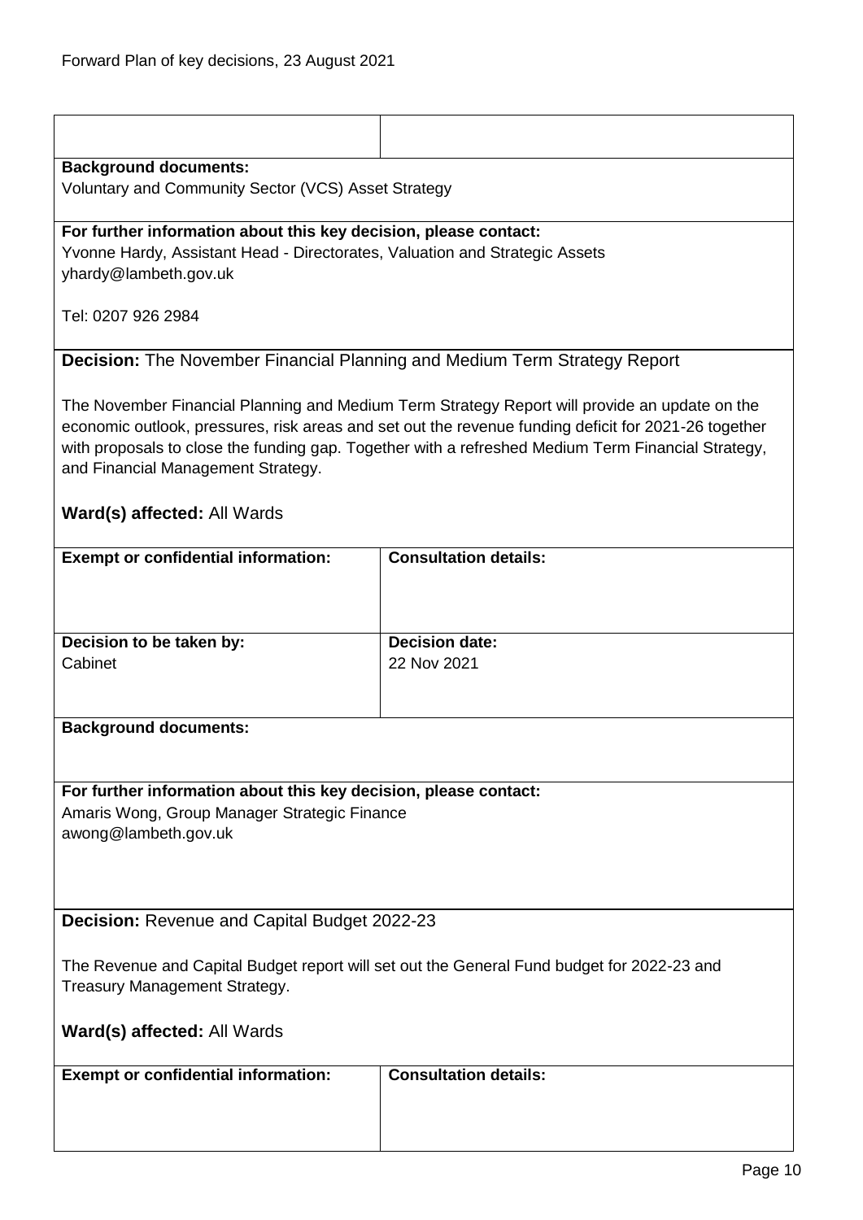**Background documents:**
Voluntary and Community Sector (VCS) Asset Strategy

**For further information about this key decision, please contact:**
Yvonne Hardy, Assistant Head - Directorates, Valuation and Strategic Assets
yhardy@lambeth.gov.uk

Tel: 0207 926 2984

**Decision:** The November Financial Planning and Medium Term Strategy Report

The November Financial Planning and Medium Term Strategy Report will provide an update on the economic outlook, pressures, risk areas and set out the revenue funding deficit for 2021-26 together with proposals to close the funding gap. Together with a refreshed Medium Term Financial Strategy, and Financial Management Strategy.

**Ward(s) affected:** All Wards

| **Exempt or confidential information:** | **Consultation details:** |
|---|---|
| | |

| **Decision to be taken by:** | **Decision date:** |
|---|---|
| Cabinet | 22 Nov 2021 |

**Background documents:**

**For further information about this key decision, please contact:**
Amaris Wong, Group Manager Strategic Finance
awong@lambeth.gov.uk

**Decision:** Revenue and Capital Budget 2022-23

The Revenue and Capital Budget report will set out the General Fund budget for 2022-23 and Treasury Management Strategy.

**Ward(s) affected:** All Wards

| **Exempt or confidential information:** | **Consultation details:** |
|---|---|
| | |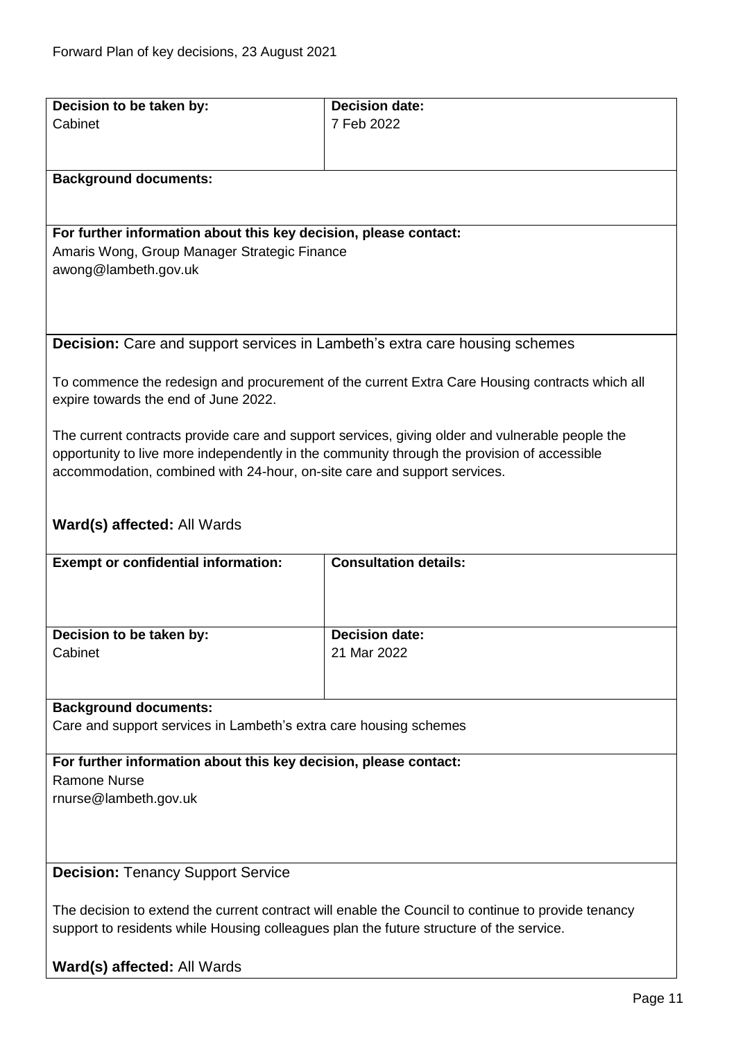| Decision to be taken by: | Decision date: |
|---|---|
| Cabinet | 7 Feb 2022 |

**Background documents:**

**For further information about this key decision, please contact:**
Amaris Wong, Group Manager Strategic Finance
awong@lambeth.gov.uk

**Decision:** Care and support services in Lambeth's extra care housing schemes

To commence the redesign and procurement of the current Extra Care Housing contracts which all expire towards the end of June 2022.

The current contracts provide care and support services, giving older and vulnerable people the opportunity to live more independently in the community through the provision of accessible accommodation, combined with 24-hour, on-site care and support services.

**Ward(s) affected:** All Wards

| Exempt or confidential information: | Consultation details: |
|---|---|
| | |

| Decision to be taken by: | Decision date: |
|---|---|
| Cabinet | 21 Mar 2022 |

**Background documents:**
Care and support services in Lambeth's extra care housing schemes

**For further information about this key decision, please contact:**
Ramone Nurse
rnurse@lambeth.gov.uk

**Decision:** Tenancy Support Service

The decision to extend the current contract will enable the Council to continue to provide tenancy support to residents while Housing colleagues plan the future structure of the service.

**Ward(s) affected:** All Wards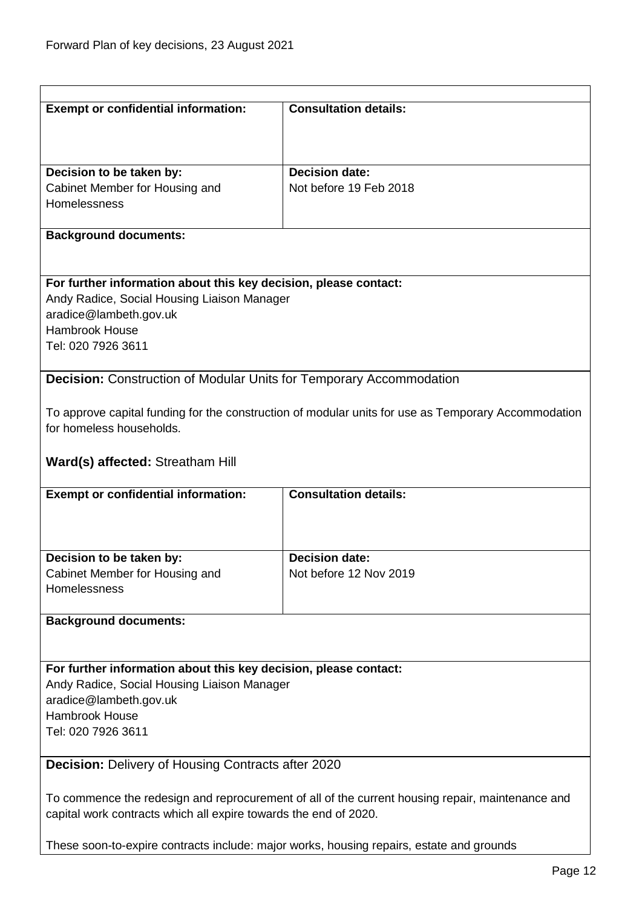| **Exempt or confidential information:** | **Consultation details:** |
|---|---|
| **Decision to be taken by:**<br>Cabinet Member for Housing and Homelessness | **Decision date:**<br>Not before 19 Feb 2018 |

**Background documents:**

**For further information about this key decision, please contact:**
Andy Radice, Social Housing Liaison Manager
aradice@lambeth.gov.uk
Hambrook House
Tel: 020 7926 3611

**Decision:** Construction of Modular Units for Temporary Accommodation

To approve capital funding for the construction of modular units for use as Temporary Accommodation for homeless households.

**Ward(s) affected:** Streatham Hill

| **Exempt or confidential information:** | **Consultation details:** |
|---|---|
| **Decision to be taken by:**<br>Cabinet Member for Housing and Homelessness | **Decision date:**<br>Not before 12 Nov 2019 |

**Background documents:**

**For further information about this key decision, please contact:**
Andy Radice, Social Housing Liaison Manager
aradice@lambeth.gov.uk
Hambrook House
Tel: 020 7926 3611

**Decision:** Delivery of Housing Contracts after 2020

To commence the redesign and reprocurement of all of the current housing repair, maintenance and capital work contracts which all expire towards the end of 2020.

These soon-to-expire contracts include: major works, housing repairs, estate and grounds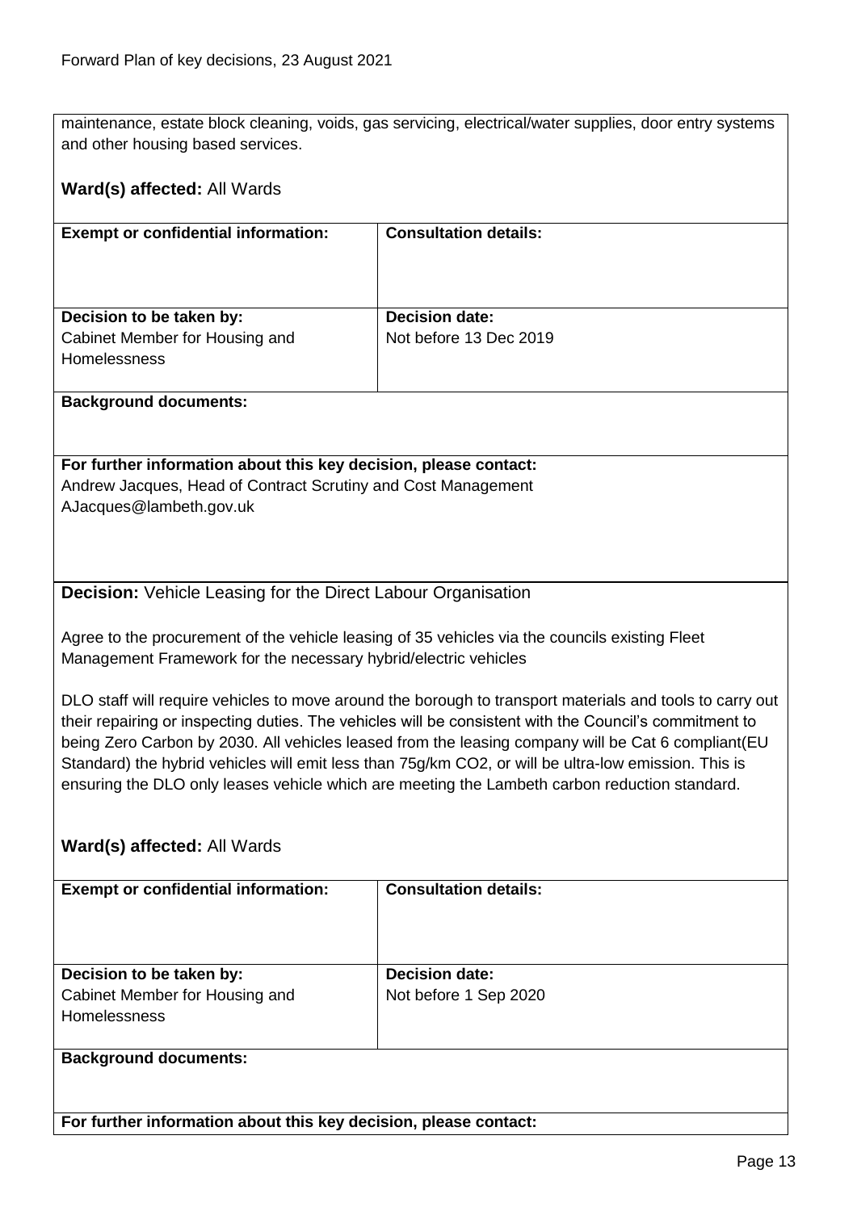maintenance, estate block cleaning, voids, gas servicing, electrical/water supplies, door entry systems and other housing based services.

**Ward(s) affected:** All Wards

| **Exempt or confidential information:** | **Consultation details:** |
|---|---|
| | |
| **Decision to be taken by:** Cabinet Member for Housing and Homelessness | **Decision date:** Not before 13 Dec 2019 |

**Background documents:**

**For further information about this key decision, please contact:**
Andrew Jacques, Head of Contract Scrutiny and Cost Management
AJacques@lambeth.gov.uk

**Decision:** Vehicle Leasing for the Direct Labour Organisation

Agree to the procurement of the vehicle leasing of 35 vehicles via the councils existing Fleet Management Framework for the necessary hybrid/electric vehicles

DLO staff will require vehicles to move around the borough to transport materials and tools to carry out their repairing or inspecting duties. The vehicles will be consistent with the Council's commitment to being Zero Carbon by 2030. All vehicles leased from the leasing company will be Cat 6 compliant(EU Standard) the hybrid vehicles will emit less than 75g/km $CO_2$, or will be ultra-low emission. This is ensuring the DLO only leases vehicle which are meeting the Lambeth carbon reduction standard.

**Ward(s) affected:** All Wards

| **Exempt or confidential information:** | **Consultation details:** |
|---|---|
| | |
| **Decision to be taken by:** Cabinet Member for Housing and Homelessness | **Decision date:** Not before 1 Sep 2020 |

**Background documents:**

**For further information about this key decision, please contact:**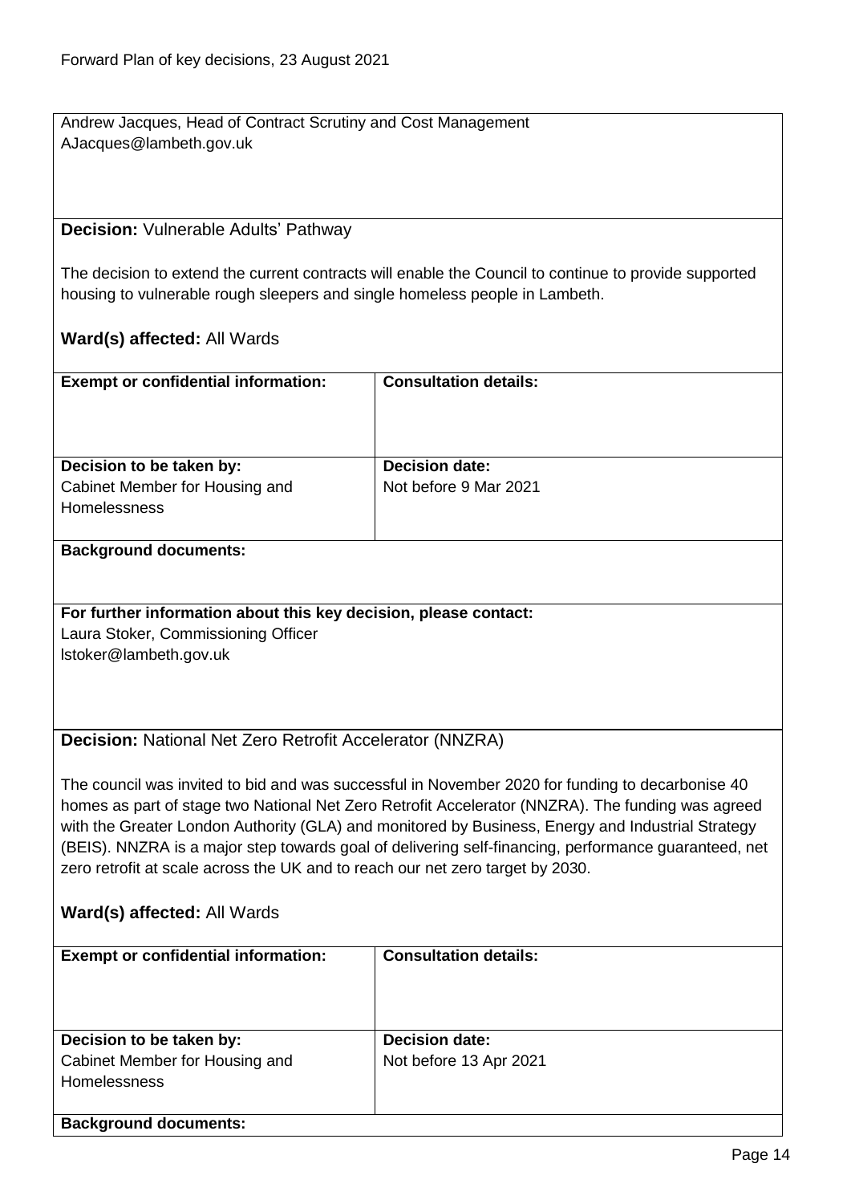Andrew Jacques, Head of Contract Scrutiny and Cost Management
AJacques@lambeth.gov.uk

**Decision:** Vulnerable Adults' Pathway

The decision to extend the current contracts will enable the Council to continue to provide supported housing to vulnerable rough sleepers and single homeless people in Lambeth.

**Ward(s) affected:** All Wards

| **Exempt or confidential information:** | **Consultation details:** |
| --- | --- |
| **Decision to be taken by:** Cabinet Member for Housing and Homelessness | **Decision date:** Not before 9 Mar 2021 |

**Background documents:**

**For further information about this key decision, please contact:**
Laura Stoker, Commissioning Officer
lstoker@lambeth.gov.uk

**Decision:** National Net Zero Retrofit Accelerator (NNZRA)

The council was invited to bid and was successful in November 2020 for funding to decarbonise 40 homes as part of stage two National Net Zero Retrofit Accelerator (NNZRA). The funding was agreed with the Greater London Authority (GLA) and monitored by Business, Energy and Industrial Strategy (BEIS). NNZRA is a major step towards goal of delivering self-financing, performance guaranteed, net zero retrofit at scale across the UK and to reach our net zero target by 2030.

**Ward(s) affected:** All Wards

| **Exempt or confidential information:** | **Consultation details:** |
| --- | --- |
| **Decision to be taken by:** Cabinet Member for Housing and Homelessness | **Decision date:** Not before 13 Apr 2021 |

**Background documents:**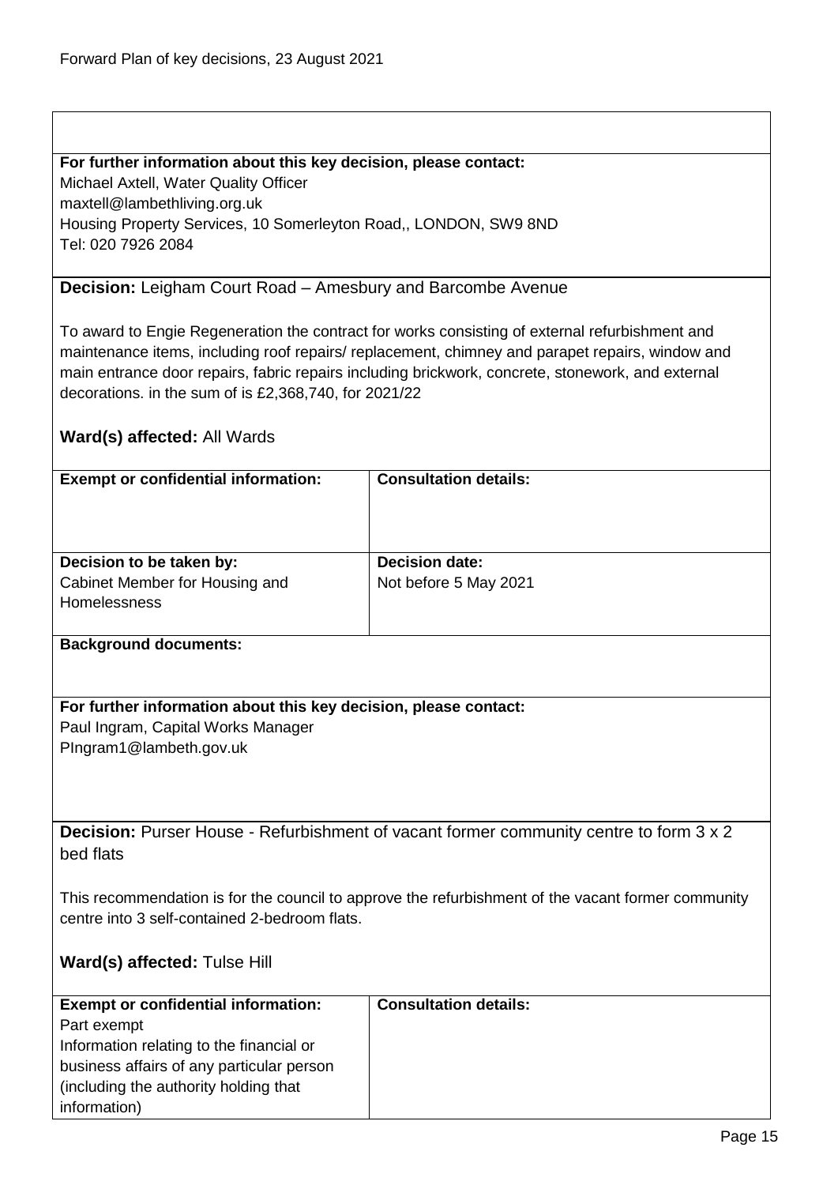**For further information about this key decision, please contact:**
Michael Axtell, Water Quality Officer
maxtell@lambethliving.org.uk
Housing Property Services, 10 Somerleyton Road,, LONDON, SW9 8ND
Tel: 020 7926 2084

**Decision:** Leigham Court Road – Amesbury and Barcombe Avenue

To award to Engie Regeneration the contract for works consisting of external refurbishment and maintenance items, including roof repairs/ replacement, chimney and parapet repairs, window and main entrance door repairs, fabric repairs including brickwork, concrete, stonework, and external decorations. in the sum of is £2,368,740, for 2021/22

**Ward(s) affected:** All Wards

| **Exempt or confidential information:** | **Consultation details:** |
|---|---|
| | |
| **Decision to be taken by:** Cabinet Member for Housing and Homelessness | **Decision date:** Not before 5 May 2021 |

**Background documents:**

**For further information about this key decision, please contact:**
Paul Ingram, Capital Works Manager
PIngram1@lambeth.gov.uk

**Decision:** Purser House - Refurbishment of vacant former community centre to form 3 x 2 bed flats

This recommendation is for the council to approve the refurbishment of the vacant former community centre into 3 self-contained 2-bedroom flats.

**Ward(s) affected:** Tulse Hill

| **Exempt or confidential information:** | **Consultation details:** |
|---|---|
| Part exempt<br>Information relating to the financial or business affairs of any particular person (including the authority holding that information) | |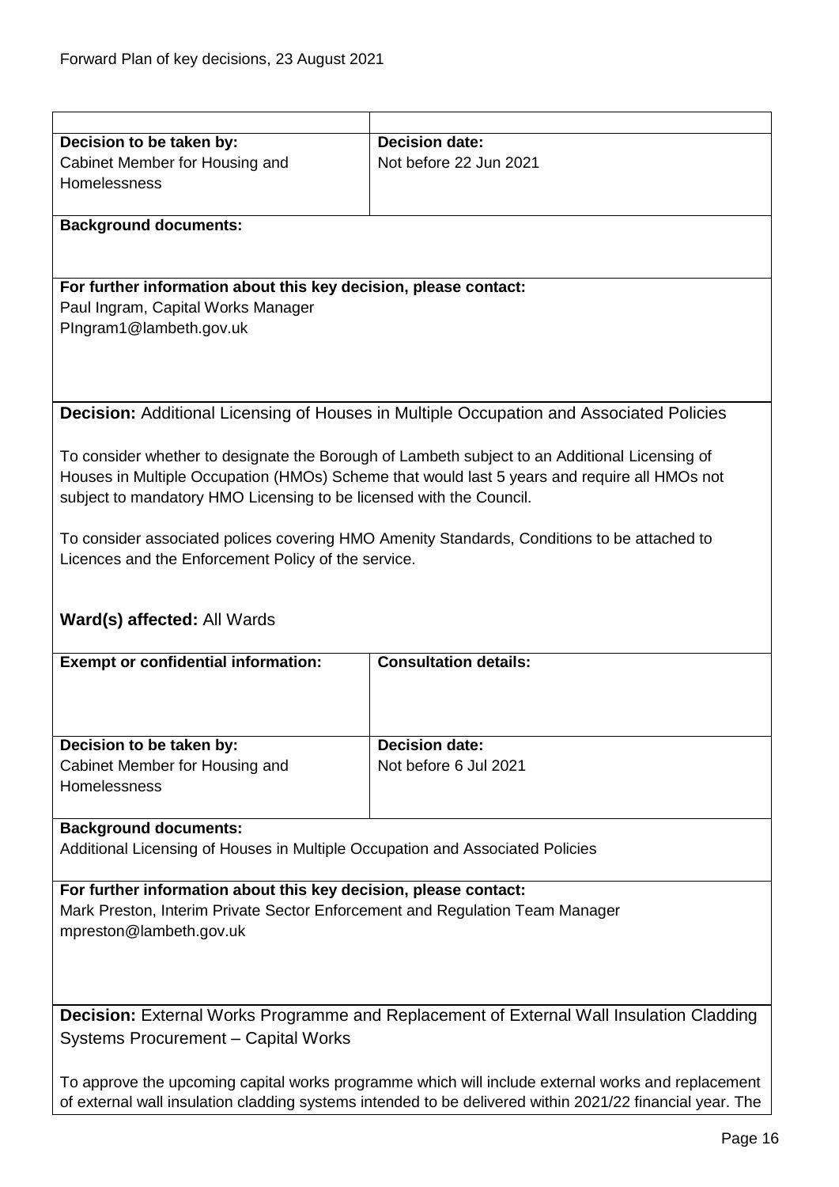| | |
|---|---|
| **Decision to be taken by:**<br>Cabinet Member for Housing and Homelessness | **Decision date:**<br>Not before 22 Jun 2021 |
| **Background documents:** | |
| **For further information about this key decision, please contact:**<br>Paul Ingram, Capital Works Manager<br>PIngram1@lambeth.gov.uk | |

**Decision:** Additional Licensing of Houses in Multiple Occupation and Associated Policies

To consider whether to designate the Borough of Lambeth subject to an Additional Licensing of Houses in Multiple Occupation (HMOs) Scheme that would last 5 years and require all HMOs not subject to mandatory HMO Licensing to be licensed with the Council.

To consider associated polices covering HMO Amenity Standards, Conditions to be attached to Licences and the Enforcement Policy of the service.

**Ward(s) affected:** All Wards

| | |
|---|---|
| **Exempt or confidential information:** | **Consultation details:** |
| **Decision to be taken by:**<br>Cabinet Member for Housing and Homelessness | **Decision date:**<br>Not before 6 Jul 2021 |
| **Background documents:**<br>Additional Licensing of Houses in Multiple Occupation and Associated Policies | |
| **For further information about this key decision, please contact:**<br>Mark Preston, Interim Private Sector Enforcement and Regulation Team Manager<br>mpreston@lambeth.gov.uk | |

**Decision:** External Works Programme and Replacement of External Wall Insulation Cladding Systems Procurement – Capital Works

To approve the upcoming capital works programme which will include external works and replacement of external wall insulation cladding systems intended to be delivered within 2021/22 financial year. The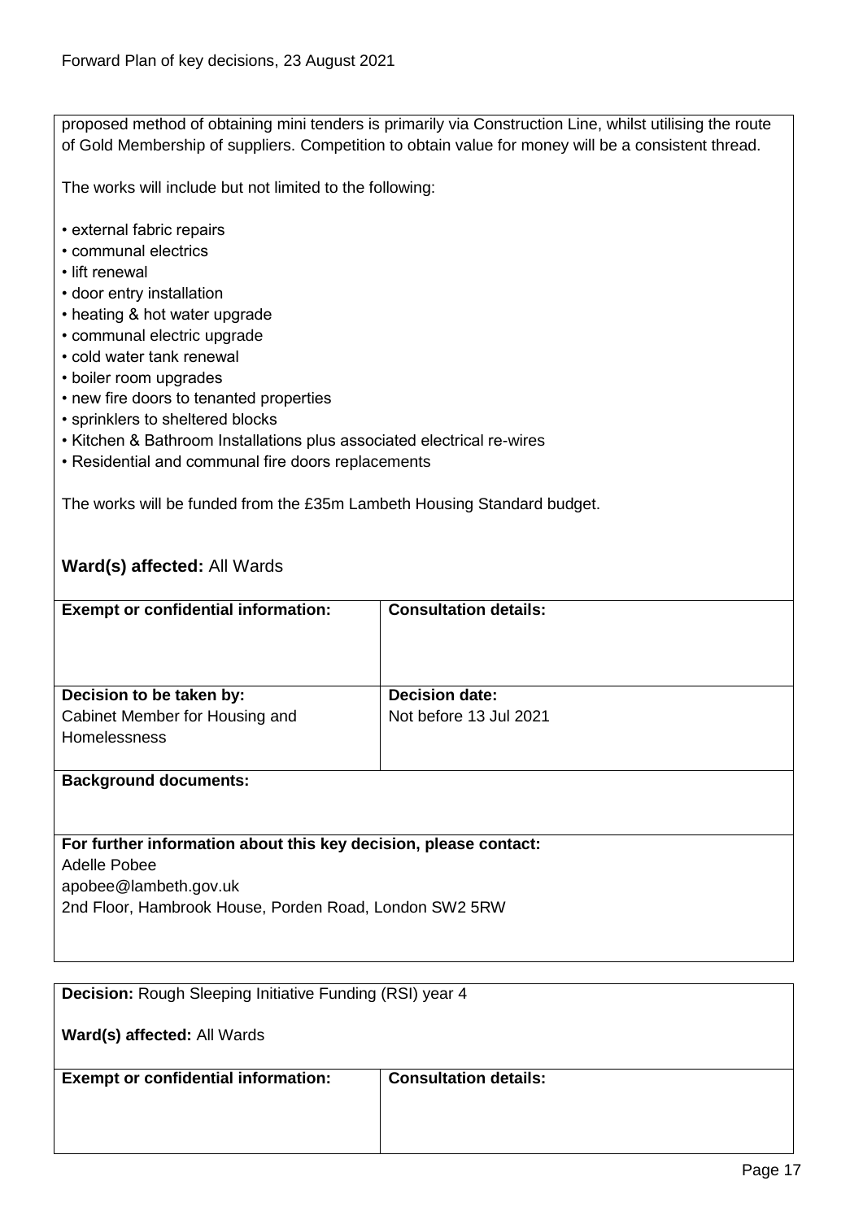proposed method of obtaining mini tenders is primarily via Construction Line, whilst utilising the route of Gold Membership of suppliers. Competition to obtain value for money will be a consistent thread.

The works will include but not limited to the following:

- external fabric repairs
- communal electrics
- lift renewal
- door entry installation
- heating & hot water upgrade
- communal electric upgrade
- cold water tank renewal
- boiler room upgrades
- new fire doors to tenanted properties
- sprinklers to sheltered blocks
- Kitchen & Bathroom Installations plus associated electrical re-wires
- Residential and communal fire doors replacements

The works will be funded from the £35m Lambeth Housing Standard budget.

**Ward(s) affected:** All Wards

| **Exempt or confidential information:** | **Consultation details:** |
|---|---|
| | |
| **Decision to be taken by:** Cabinet Member for Housing and Homelessness | **Decision date:** Not before 13 Jul 2021 |

**Background documents:**

**For further information about this key decision, please contact:**
Adelle Pobee
apobee@lambeth.gov.uk
2nd Floor, Hambrook House, Porden Road, London SW2 5RW

---

**Decision:** Rough Sleeping Initiative Funding (RSI) year 4

**Ward(s) affected:** All Wards

| **Exempt or confidential information:** | **Consultation details:** |
|---|---|
| | |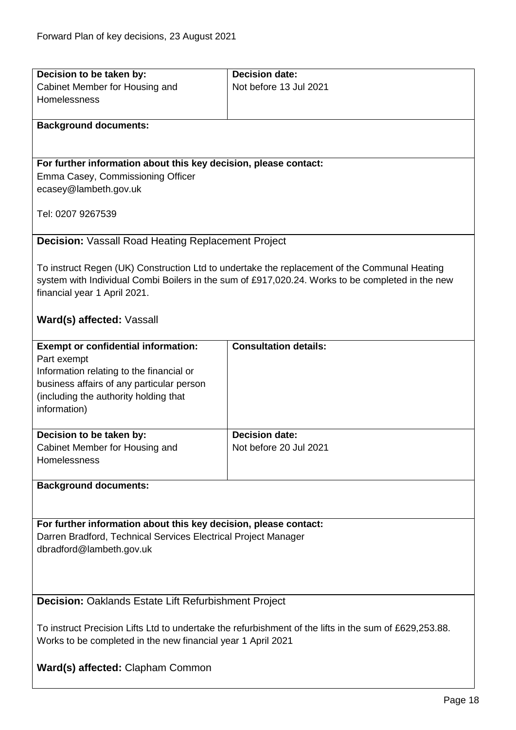| **Decision to be taken by:** | **Decision date:** |
| --- | --- |
| Cabinet Member for Housing and Homelessness | Not before 13 Jul 2021 |

**Background documents:**

**For further information about this key decision, please contact:**
Emma Casey, Commissioning Officer
ecasey@lambeth.gov.uk

Tel: 0207 9267539

**Decision:** Vassall Road Heating Replacement Project

To instruct Regen (UK) Construction Ltd to undertake the replacement of the Communal Heating system with Individual Combi Boilers in the sum of £917,020.24. Works to be completed in the new financial year 1 April 2021.

**Ward(s) affected:** Vassall

| **Exempt or confidential information:** | **Consultation details:** |
| --- | --- |
| Part exempt<br>Information relating to the financial or business affairs of any particular person (including the authority holding that information) | |

| **Decision to be taken by:** | **Decision date:** |
| --- | --- |
| Cabinet Member for Housing and Homelessness | Not before 20 Jul 2021 |

**Background documents:**

**For further information about this key decision, please contact:**
Darren Bradford, Technical Services Electrical Project Manager
dbradford@lambeth.gov.uk

**Decision:** Oaklands Estate Lift Refurbishment Project

To instruct Precision Lifts Ltd to undertake the refurbishment of the lifts in the sum of £629,253.88. Works to be completed in the new financial year 1 April 2021

**Ward(s) affected:** Clapham Common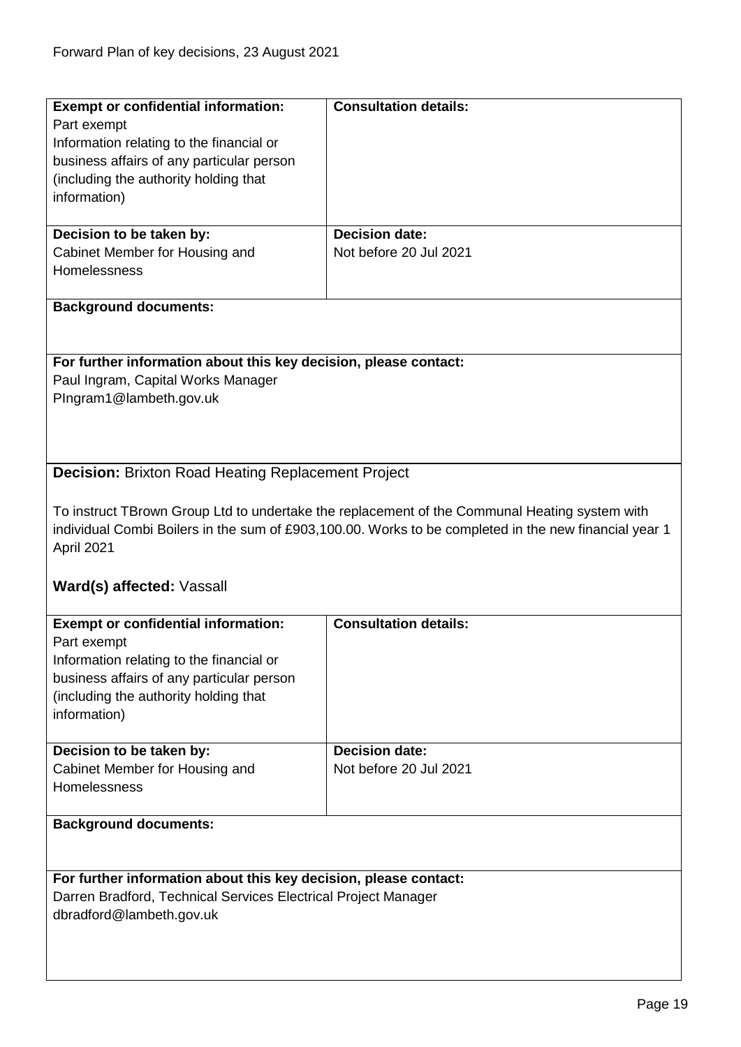| **Exempt or confidential information:** Part exempt Information relating to the financial or business affairs of any particular person (including the authority holding that information) | **Consultation details:** |
| --- | --- |
| **Decision to be taken by:** Cabinet Member for Housing and Homelessness | **Decision date:** Not before 20 Jul 2021 |

**Background documents:**

**For further information about this key decision, please contact:**
Paul Ingram, Capital Works Manager
PIngram1@lambeth.gov.uk

**Decision:** Brixton Road Heating Replacement Project

To instruct TBrown Group Ltd to undertake the replacement of the Communal Heating system with individual Combi Boilers in the sum of £903,100.00. Works to be completed in the new financial year 1 April 2021

**Ward(s) affected:** Vassall

| **Exempt or confidential information:** Part exempt Information relating to the financial or business affairs of any particular person (including the authority holding that information) | **Consultation details:** |
| --- | --- |
| **Decision to be taken by:** Cabinet Member for Housing and Homelessness | **Decision date:** Not before 20 Jul 2021 |

**Background documents:**

**For further information about this key decision, please contact:**
Darren Bradford, Technical Services Electrical Project Manager
dbradford@lambeth.gov.uk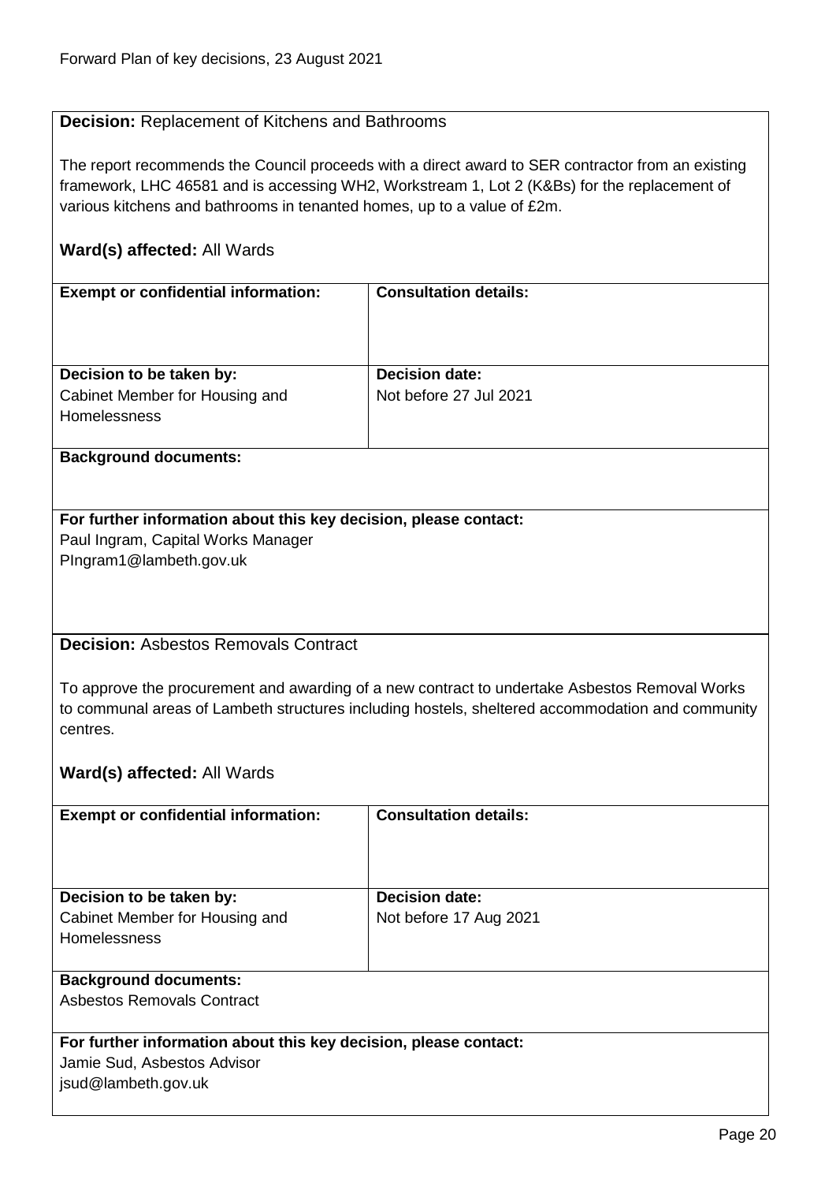**Decision:** Replacement of Kitchens and Bathrooms

The report recommends the Council proceeds with a direct award to SER contractor from an existing framework, LHC 46581 and is accessing WH2, Workstream 1, Lot 2 (K&Bs) for the replacement of various kitchens and bathrooms in tenanted homes, up to a value of £2m.

**Ward(s) affected:** All Wards

| **Exempt or confidential information:** | **Consultation details:** |
|---|---|
| | |
| **Decision to be taken by:** Cabinet Member for Housing and Homelessness | **Decision date:** Not before 27 Jul 2021 |

**Background documents:**

**For further information about this key decision, please contact:**
Paul Ingram, Capital Works Manager
PIngram1@lambeth.gov.uk

**Decision:** Asbestos Removals Contract

To approve the procurement and awarding of a new contract to undertake Asbestos Removal Works to communal areas of Lambeth structures including hostels, sheltered accommodation and community centres.

**Ward(s) affected:** All Wards

| **Exempt or confidential information:** | **Consultation details:** |
|---|---|
| | |
| **Decision to be taken by:** Cabinet Member for Housing and Homelessness | **Decision date:** Not before 17 Aug 2021 |

**Background documents:**
Asbestos Removals Contract

**For further information about this key decision, please contact:**
Jamie Sud, Asbestos Advisor
jsud@lambeth.gov.uk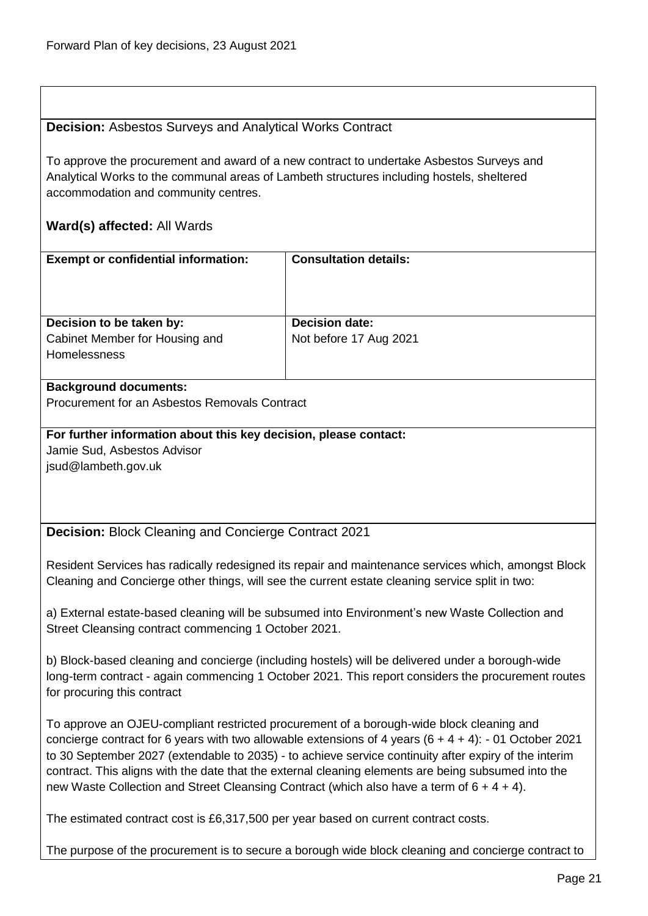**Decision:** Asbestos Surveys and Analytical Works Contract

To approve the procurement and award of a new contract to undertake Asbestos Surveys and Analytical Works to the communal areas of Lambeth structures including hostels, sheltered accommodation and community centres.

**Ward(s) affected:** All Wards

| **Exempt or confidential information:** | **Consultation details:** |
| --- | --- |
| **Decision to be taken by:** Cabinet Member for Housing and Homelessness | **Decision date:** Not before 17 Aug 2021 |

**Background documents:**
Procurement for an Asbestos Removals Contract

**For further information about this key decision, please contact:**
Jamie Sud, Asbestos Advisor
jsud@lambeth.gov.uk

**Decision:** Block Cleaning and Concierge Contract 2021

Resident Services has radically redesigned its repair and maintenance services which, amongst Block Cleaning and Concierge other things, will see the current estate cleaning service split in two:

a) External estate-based cleaning will be subsumed into Environment's new Waste Collection and Street Cleansing contract commencing 1 October 2021.

b) Block-based cleaning and concierge (including hostels) will be delivered under a borough-wide long-term contract - again commencing 1 October 2021. This report considers the procurement routes for procuring this contract

To approve an OJEU-compliant restricted procurement of a borough-wide block cleaning and concierge contract for 6 years with two allowable extensions of 4 years (6 + 4 + 4): - 01 October 2021 to 30 September 2027 (extendable to 2035) - to achieve service continuity after expiry of the interim contract. This aligns with the date that the external cleaning elements are being subsumed into the new Waste Collection and Street Cleansing Contract (which also have a term of 6 + 4 + 4).

The estimated contract cost is £6,317,500 per year based on current contract costs.

The purpose of the procurement is to secure a borough wide block cleaning and concierge contract to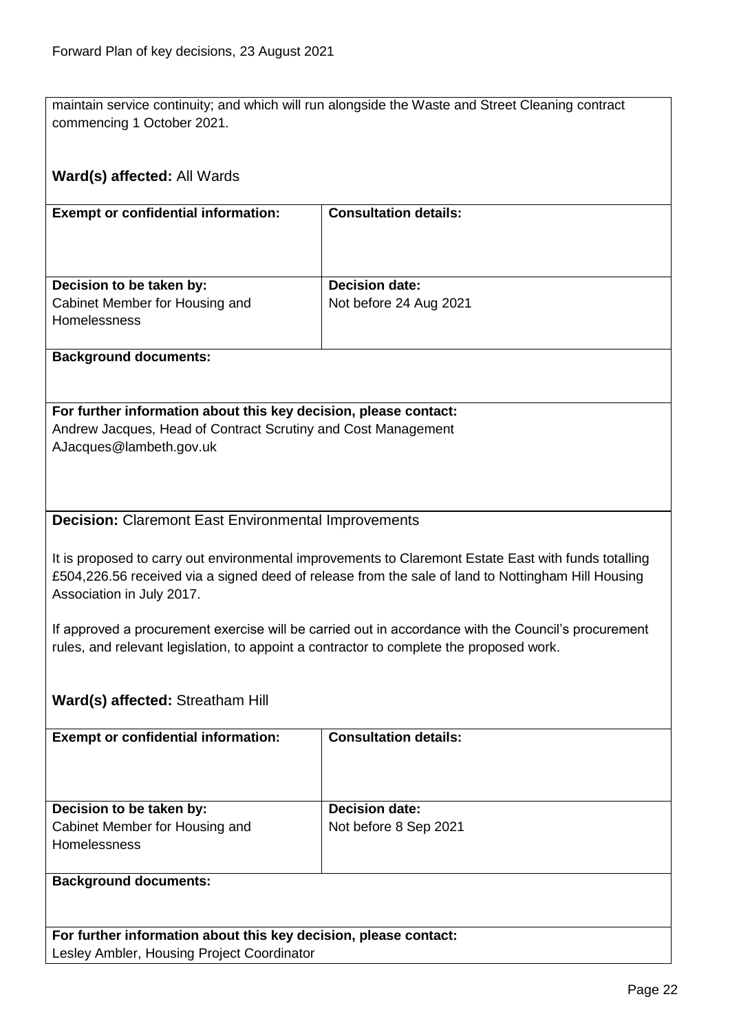maintain service continuity; and which will run alongside the Waste and Street Cleaning contract commencing 1 October 2021.

**Ward(s) affected:** All Wards

| **Exempt or confidential information:** | **Consultation details:** |
| --- | --- |
| **Decision to be taken by:** Cabinet Member for Housing and Homelessness | **Decision date:** Not before 24 Aug 2021 |

**Background documents:**

**For further information about this key decision, please contact:**
Andrew Jacques, Head of Contract Scrutiny and Cost Management
AJacques@lambeth.gov.uk

**Decision:** Claremont East Environmental Improvements

It is proposed to carry out environmental improvements to Claremont Estate East with funds totalling £504,226.56 received via a signed deed of release from the sale of land to Nottingham Hill Housing Association in July 2017.

If approved a procurement exercise will be carried out in accordance with the Council's procurement rules, and relevant legislation, to appoint a contractor to complete the proposed work.

**Ward(s) affected:** Streatham Hill

| **Exempt or confidential information:** | **Consultation details:** |
| --- | --- |
| **Decision to be taken by:** Cabinet Member for Housing and Homelessness | **Decision date:** Not before 8 Sep 2021 |

**Background documents:**

**For further information about this key decision, please contact:**
Lesley Ambler, Housing Project Coordinator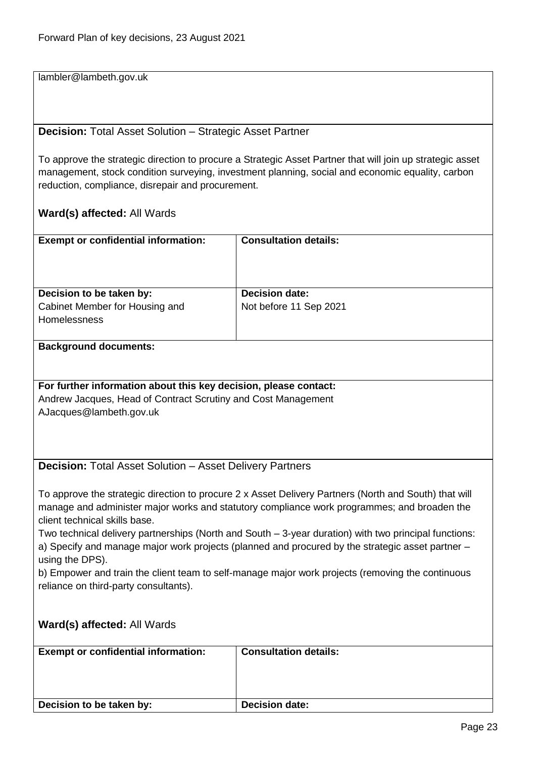lambler@lambeth.gov.uk

**Decision:** Total Asset Solution – Strategic Asset Partner

To approve the strategic direction to procure a Strategic Asset Partner that will join up strategic asset management, stock condition surveying, investment planning, social and economic equality, carbon reduction, compliance, disrepair and procurement.

**Ward(s) affected:** All Wards

| **Exempt or confidential information:** | **Consultation details:** |
|---|---|
| | |
| **Decision to be taken by:** | **Decision date:** |
| Cabinet Member for Housing and Homelessness | Not before 11 Sep 2021 |

**Background documents:**

**For further information about this key decision, please contact:**
Andrew Jacques, Head of Contract Scrutiny and Cost Management
AJacques@lambeth.gov.uk

**Decision:** Total Asset Solution – Asset Delivery Partners

To approve the strategic direction to procure 2 x Asset Delivery Partners (North and South) that will manage and administer major works and statutory compliance work programmes; and broaden the client technical skills base.
Two technical delivery partnerships (North and South – 3-year duration) with two principal functions:
a) Specify and manage major work projects (planned and procured by the strategic asset partner – using the DPS).
b) Empower and train the client team to self-manage major work projects (removing the continuous reliance on third-party consultants).

**Ward(s) affected:** All Wards

| **Exempt or confidential information:** | **Consultation details:** |
|---|---|
| | |
| **Decision to be taken by:** | **Decision date:** |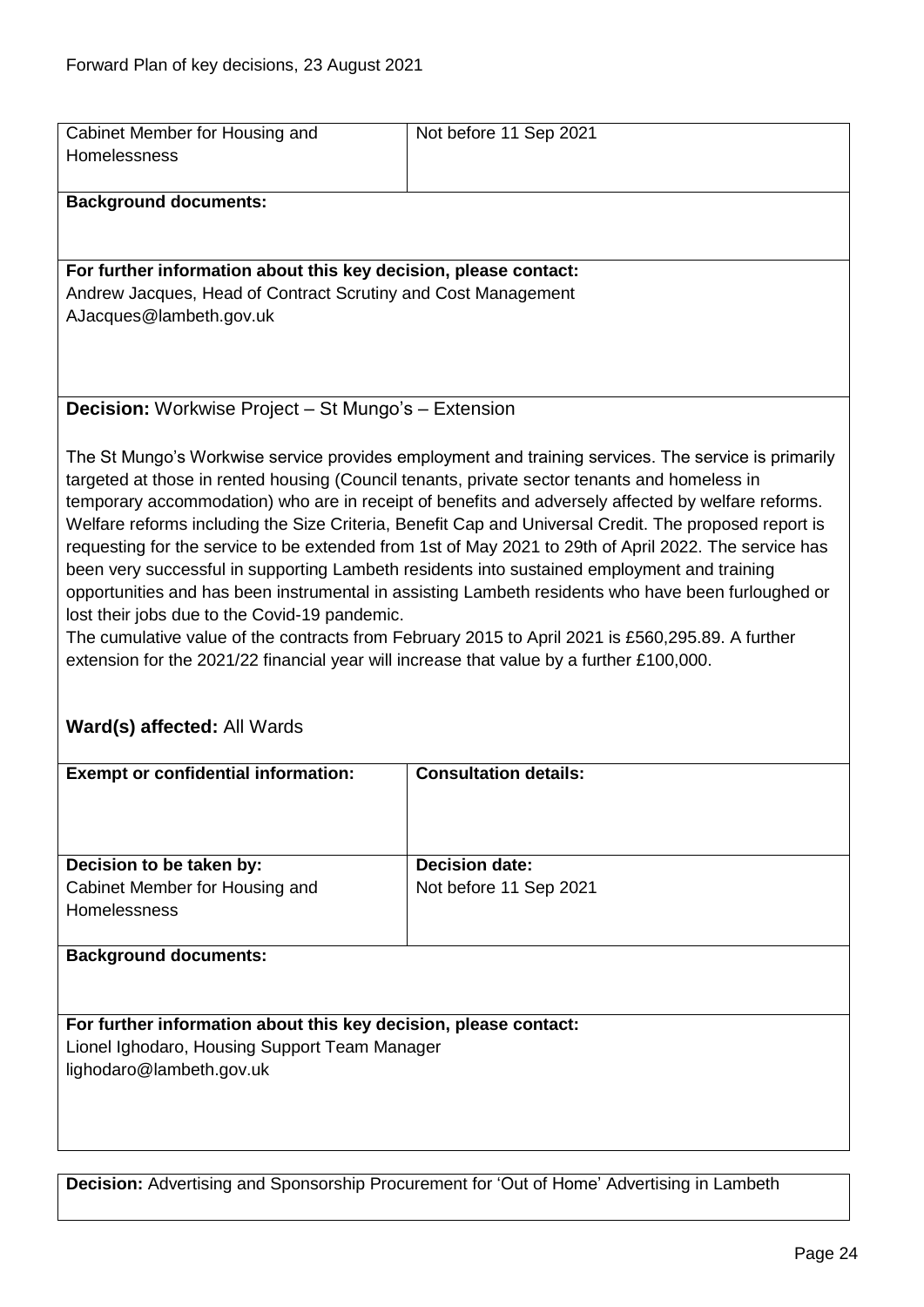| Cabinet Member for Housing and Homelessness | Not before 11 Sep 2021 |
|---|---|

**Background documents:**

**For further information about this key decision, please contact:**
Andrew Jacques, Head of Contract Scrutiny and Cost Management
AJacques@lambeth.gov.uk

**Decision:** Workwise Project – St Mungo's – Extension

The St Mungo's Workwise service provides employment and training services. The service is primarily targeted at those in rented housing (Council tenants, private sector tenants and homeless in temporary accommodation) who are in receipt of benefits and adversely affected by welfare reforms. Welfare reforms including the Size Criteria, Benefit Cap and Universal Credit. The proposed report is requesting for the service to be extended from 1st of May 2021 to 29th of April 2022. The service has been very successful in supporting Lambeth residents into sustained employment and training opportunities and has been instrumental in assisting Lambeth residents who have been furloughed or lost their jobs due to the Covid-19 pandemic.
The cumulative value of the contracts from February 2015 to April 2021 is £560,295.89. A further extension for the 2021/22 financial year will increase that value by a further £100,000.

**Ward(s) affected:** All Wards

| **Exempt or confidential information:** | **Consultation details:** |
|---|---|
| **Decision to be taken by:** Cabinet Member for Housing and Homelessness | **Decision date:** Not before 11 Sep 2021 |

**Background documents:**

**For further information about this key decision, please contact:**
Lionel Ighodaro, Housing Support Team Manager
lighodaro@lambeth.gov.uk

**Decision:** Advertising and Sponsorship Procurement for 'Out of Home' Advertising in Lambeth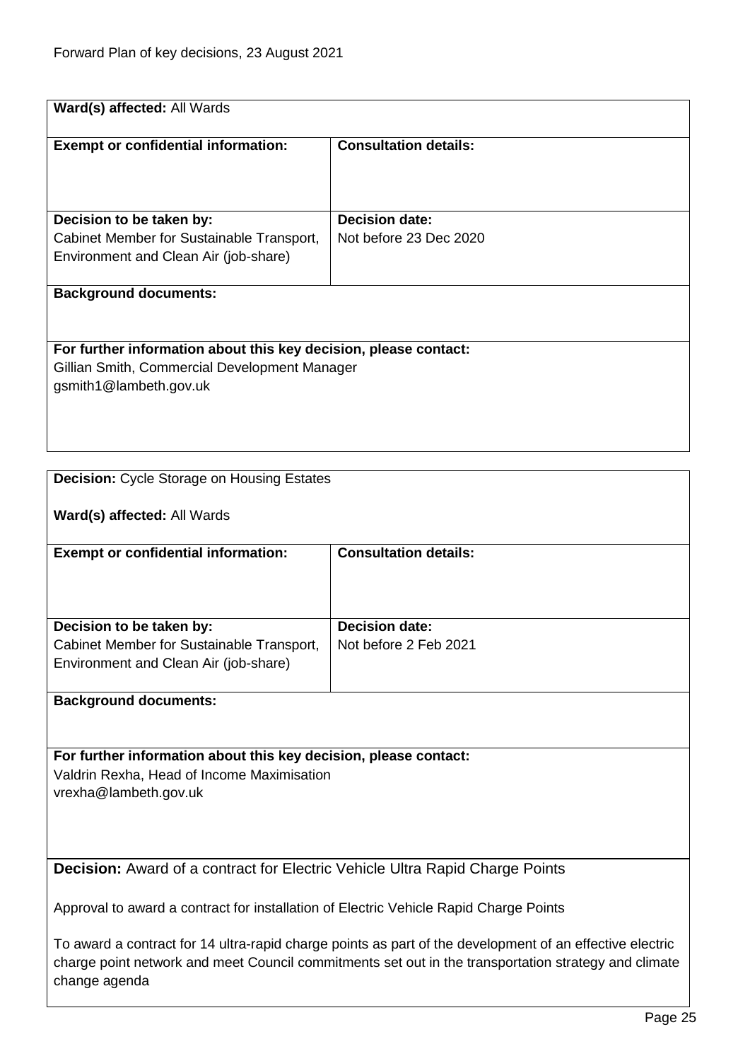**Ward(s) affected:** All Wards

| **Exempt or confidential information:** | **Consultation details:** |
| --- | --- |
| | |
| **Decision to be taken by:**<br>Cabinet Member for Sustainable Transport, Environment and Clean Air (job-share) | **Decision date:**<br>Not before 23 Dec 2020 |

**Background documents:**

**For further information about this key decision, please contact:**
Gillian Smith, Commercial Development Manager
gsmith1@lambeth.gov.uk

---

**Decision:** Cycle Storage on Housing Estates

**Ward(s) affected:** All Wards

| **Exempt or confidential information:** | **Consultation details:** |
| --- | --- |
| | |
| **Decision to be taken by:**<br>Cabinet Member for Sustainable Transport, Environment and Clean Air (job-share) | **Decision date:**<br>Not before 2 Feb 2021 |

**Background documents:**

**For further information about this key decision, please contact:**
Valdrin Rexha, Head of Income Maximisation
vrexha@lambeth.gov.uk

---

**Decision:** Award of a contract for Electric Vehicle Ultra Rapid Charge Points

Approval to award a contract for installation of Electric Vehicle Rapid Charge Points

To award a contract for 14 ultra-rapid charge points as part of the development of an effective electric charge point network and meet Council commitments set out in the transportation strategy and climate change agenda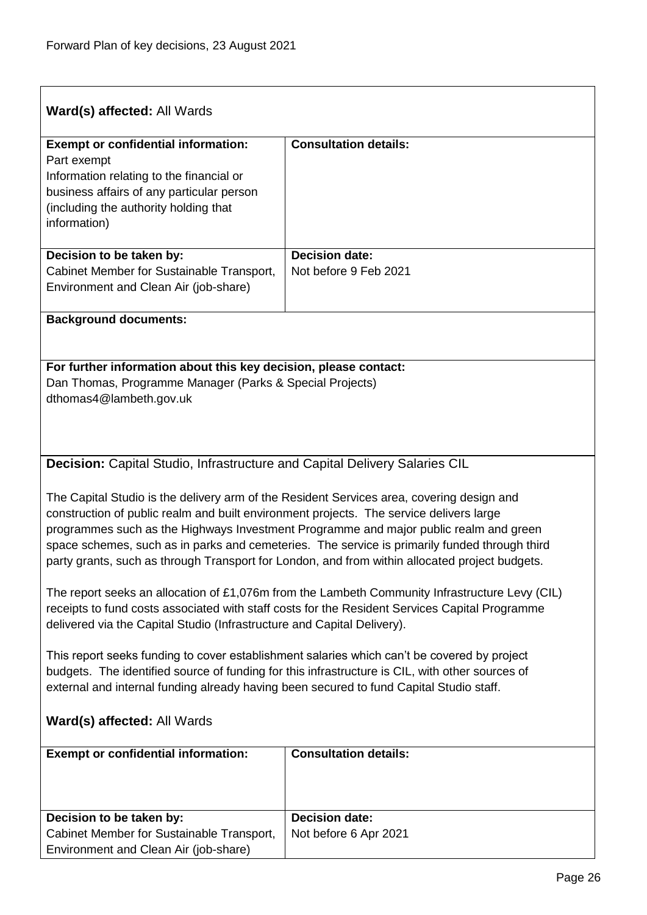**Ward(s) affected:** All Wards

| **Exempt or confidential information:** | **Consultation details:** |
| --- | --- |
| Part exempt<br>Information relating to the financial or business affairs of any particular person (including the authority holding that information) | |
| **Decision to be taken by:**<br>Cabinet Member for Sustainable Transport, Environment and Clean Air (job-share) | **Decision date:**<br>Not before 9 Feb 2021 |

**Background documents:**

**For further information about this key decision, please contact:**
Dan Thomas, Programme Manager (Parks & Special Projects)
dthomas4@lambeth.gov.uk

**Decision:** Capital Studio, Infrastructure and Capital Delivery Salaries CIL

The Capital Studio is the delivery arm of the Resident Services area, covering design and construction of public realm and built environment projects. The service delivers large programmes such as the Highways Investment Programme and major public realm and green space schemes, such as in parks and cemeteries. The service is primarily funded through third party grants, such as through Transport for London, and from within allocated project budgets.

The report seeks an allocation of £1,076m from the Lambeth Community Infrastructure Levy (CIL) receipts to fund costs associated with staff costs for the Resident Services Capital Programme delivered via the Capital Studio (Infrastructure and Capital Delivery).

This report seeks funding to cover establishment salaries which can't be covered by project budgets. The identified source of funding for this infrastructure is CIL, with other sources of external and internal funding already having been secured to fund Capital Studio staff.

**Ward(s) affected:** All Wards

| **Exempt or confidential information:** | **Consultation details:** |
| --- | --- |
| **Decision to be taken by:**<br>Cabinet Member for Sustainable Transport, Environment and Clean Air (job-share) | **Decision date:**<br>Not before 6 Apr 2021 |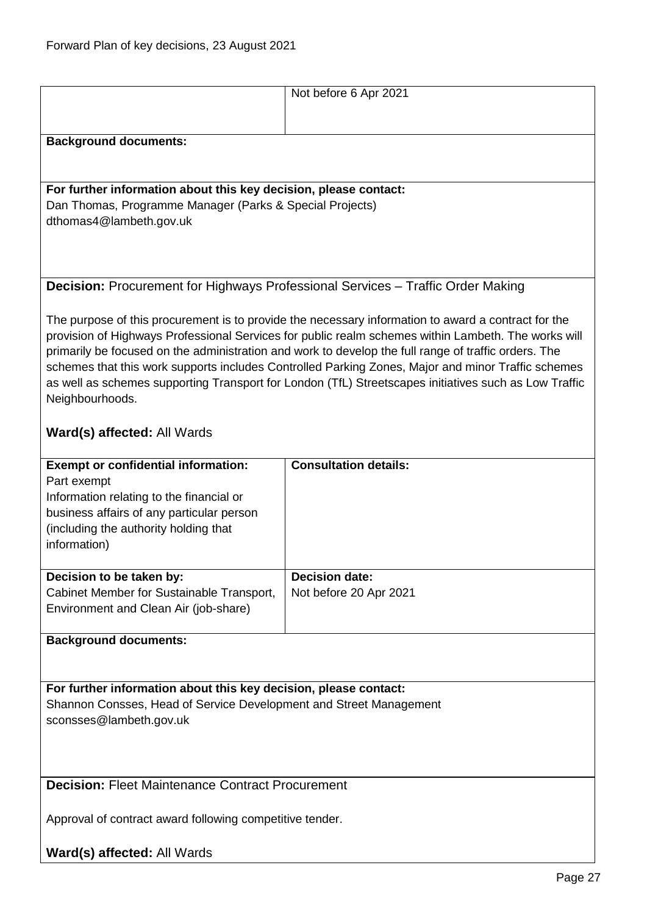| | Not before 6 Apr 2021 |
|---|---|

**Background documents:**

**For further information about this key decision, please contact:**
Dan Thomas, Programme Manager (Parks & Special Projects)
dthomas4@lambeth.gov.uk

**Decision:** Procurement for Highways Professional Services – Traffic Order Making

The purpose of this procurement is to provide the necessary information to award a contract for the provision of Highways Professional Services for public realm schemes within Lambeth. The works will primarily be focused on the administration and work to develop the full range of traffic orders. The schemes that this work supports includes Controlled Parking Zones, Major and minor Traffic schemes as well as schemes supporting Transport for London (TfL) Streetscapes initiatives such as Low Traffic Neighbourhoods.

**Ward(s) affected:** All Wards

| **Exempt or confidential information:** Part exempt Information relating to the financial or business affairs of any particular person (including the authority holding that information) | **Consultation details:** |
|---|---|
| **Decision to be taken by:** Cabinet Member for Sustainable Transport, Environment and Clean Air (job-share) | **Decision date:** Not before 20 Apr 2021 |

**Background documents:**

**For further information about this key decision, please contact:**
Shannon Consses, Head of Service Development and Street Management
sconsses@lambeth.gov.uk

**Decision:** Fleet Maintenance Contract Procurement

Approval of contract award following competitive tender.

**Ward(s) affected:** All Wards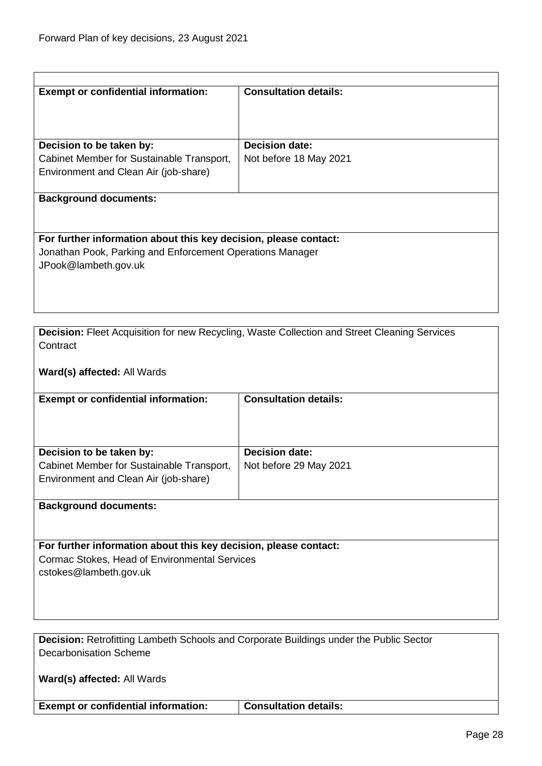| **Exempt or confidential information:** | **Consultation details:** |
|---|---|
| **Decision to be taken by:**<br>Cabinet Member for Sustainable Transport, Environment and Clean Air (job-share) | **Decision date:**<br>Not before 18 May 2021 |

**Background documents:**

**For further information about this key decision, please contact:**
Jonathan Pook, Parking and Enforcement Operations Manager
JPook@lambeth.gov.uk

---

**Decision:** Fleet Acquisition for new Recycling, Waste Collection and Street Cleaning Services Contract

**Ward(s) affected:** All Wards

| **Exempt or confidential information:** | **Consultation details:** |
|---|---|
| **Decision to be taken by:**<br>Cabinet Member for Sustainable Transport, Environment and Clean Air (job-share) | **Decision date:**<br>Not before 29 May 2021 |

**Background documents:**

**For further information about this key decision, please contact:**
Cormac Stokes, Head of Environmental Services
cstokes@lambeth.gov.uk

---

**Decision:** Retrofitting Lambeth Schools and Corporate Buildings under the Public Sector Decarbonisation Scheme

**Ward(s) affected:** All Wards

| **Exempt or confidential information:** | **Consultation details:** |
|---|---|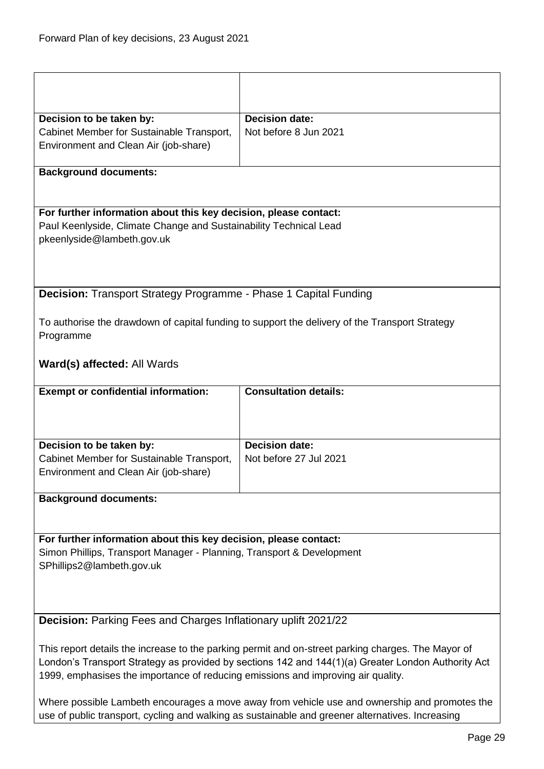| Decision to be taken by: | Decision date: |
|---|---|
| Cabinet Member for Sustainable Transport, Environment and Clean Air (job-share) | Not before 8 Jun 2021 |

**Background documents:**

**For further information about this key decision, please contact:**
Paul Keenlyside, Climate Change and Sustainability Technical Lead
pkeenlyside@lambeth.gov.uk

**Decision:** Transport Strategy Programme - Phase 1 Capital Funding

To authorise the drawdown of capital funding to support the delivery of the Transport Strategy Programme

**Ward(s) affected:** All Wards

| Exempt or confidential information: | Consultation details: |
|---|---|
| | |

| Decision to be taken by: | Decision date: |
|---|---|
| Cabinet Member for Sustainable Transport, Environment and Clean Air (job-share) | Not before 27 Jul 2021 |

**Background documents:**

**For further information about this key decision, please contact:**
Simon Phillips, Transport Manager - Planning, Transport & Development
SPhillips2@lambeth.gov.uk

**Decision:** Parking Fees and Charges Inflationary uplift 2021/22

This report details the increase to the parking permit and on-street parking charges. The Mayor of London's Transport Strategy as provided by sections 142 and 144(1)(a) Greater London Authority Act 1999, emphasises the importance of reducing emissions and improving air quality.

Where possible Lambeth encourages a move away from vehicle use and ownership and promotes the use of public transport, cycling and walking as sustainable and greener alternatives. Increasing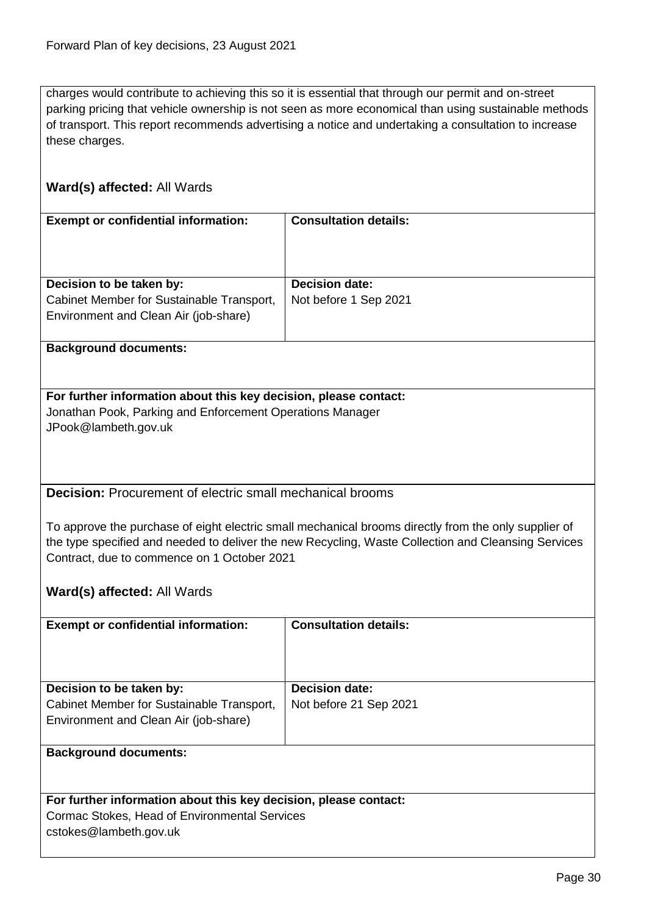charges would contribute to achieving this so it is essential that through our permit and on-street parking pricing that vehicle ownership is not seen as more economical than using sustainable methods of transport. This report recommends advertising a notice and undertaking a consultation to increase these charges.

**Ward(s) affected:** All Wards

| **Exempt or confidential information:** | **Consultation details:** |
| --- | --- |
| **Decision to be taken by:** Cabinet Member for Sustainable Transport, Environment and Clean Air (job-share) | **Decision date:** Not before 1 Sep 2021 |

**Background documents:**

**For further information about this key decision, please contact:**
Jonathan Pook, Parking and Enforcement Operations Manager
JPook@lambeth.gov.uk

**Decision:** Procurement of electric small mechanical brooms

To approve the purchase of eight electric small mechanical brooms directly from the only supplier of the type specified and needed to deliver the new Recycling, Waste Collection and Cleansing Services Contract, due to commence on 1 October 2021

**Ward(s) affected:** All Wards

| **Exempt or confidential information:** | **Consultation details:** |
| --- | --- |
| **Decision to be taken by:** Cabinet Member for Sustainable Transport, Environment and Clean Air (job-share) | **Decision date:** Not before 21 Sep 2021 |

**Background documents:**

**For further information about this key decision, please contact:**
Cormac Stokes, Head of Environmental Services
cstokes@lambeth.gov.uk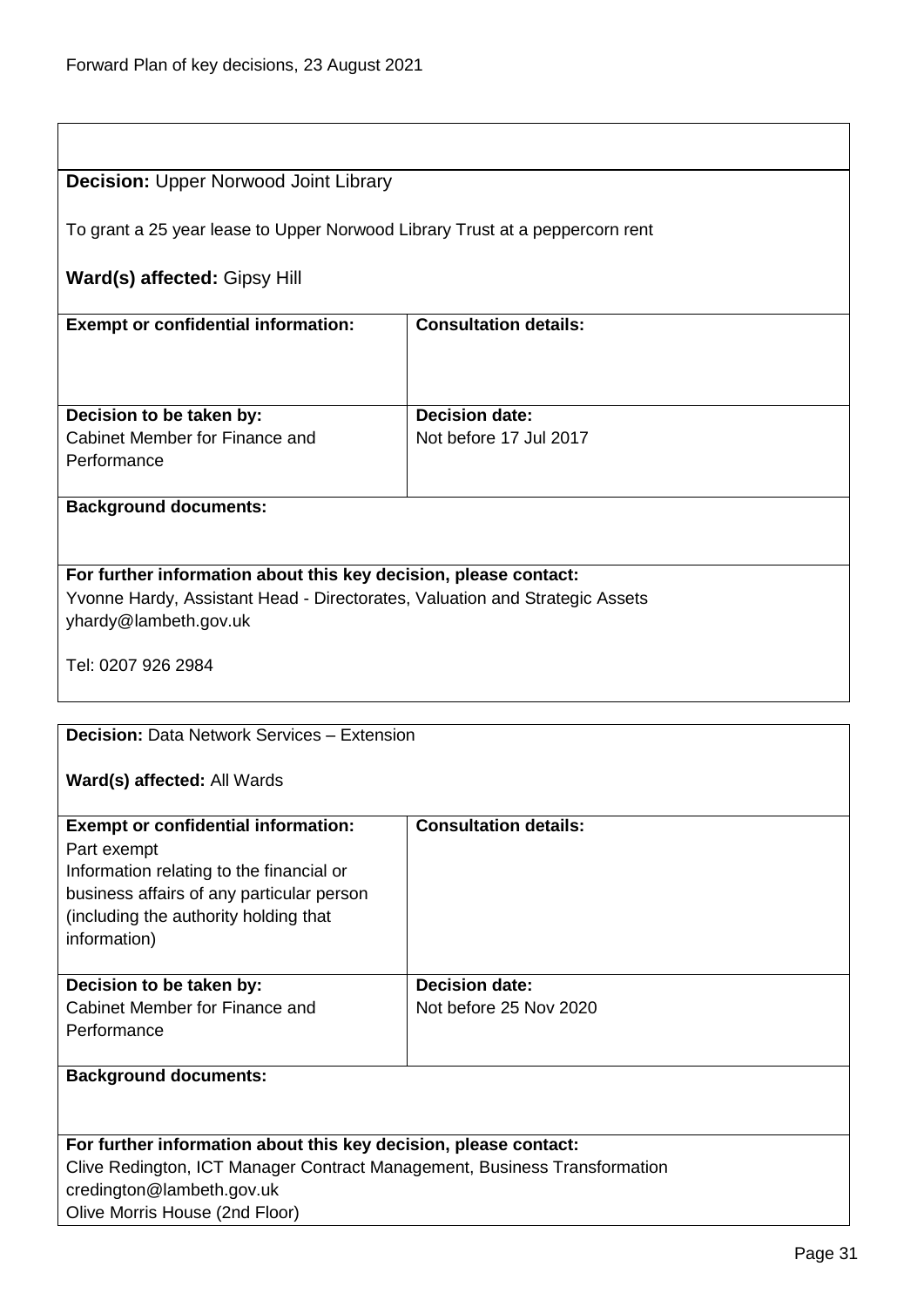**Decision:** Upper Norwood Joint Library

To grant a 25 year lease to Upper Norwood Library Trust at a peppercorn rent

**Ward(s) affected:** Gipsy Hill

| **Exempt or confidential information:** | **Consultation details:** |
| --- | --- |
| | |
| **Decision to be taken by:** Cabinet Member for Finance and Performance | **Decision date:** Not before 17 Jul 2017 |

**Background documents:**

**For further information about this key decision, please contact:**
Yvonne Hardy, Assistant Head - Directorates, Valuation and Strategic Assets
yhardy@lambeth.gov.uk

Tel: 0207 926 2984

---

**Decision:** Data Network Services – Extension

**Ward(s) affected:** All Wards

| **Exempt or confidential information:** | **Consultation details:** |
| --- | --- |
| Part exempt<br>Information relating to the financial or business affairs of any particular person (including the authority holding that information) | |
| **Decision to be taken by:** Cabinet Member for Finance and Performance | **Decision date:** Not before 25 Nov 2020 |

**Background documents:**

**For further information about this key decision, please contact:**
Clive Redington, ICT Manager Contract Management, Business Transformation
credington@lambeth.gov.uk
Olive Morris House (2nd Floor)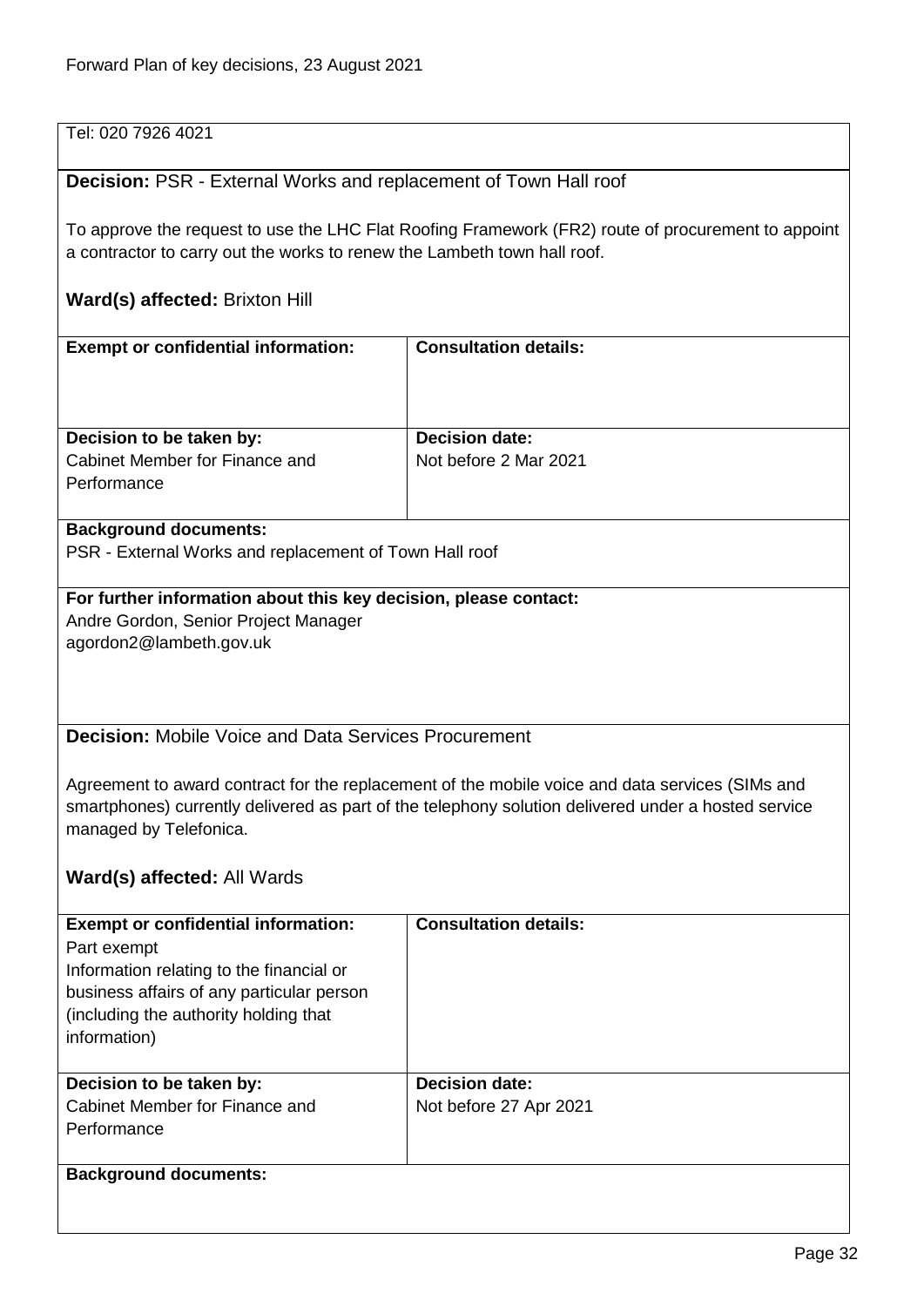Tel: 020 7926 4021

**Decision:** PSR - External Works and replacement of Town Hall roof

To approve the request to use the LHC Flat Roofing Framework (FR2) route of procurement to appoint a contractor to carry out the works to renew the Lambeth town hall roof.

**Ward(s) affected:** Brixton Hill

| **Exempt or confidential information:** | **Consultation details:** |
| --- | --- |
| **Decision to be taken by:** Cabinet Member for Finance and Performance | **Decision date:** Not before 2 Mar 2021 |

**Background documents:**
PSR - External Works and replacement of Town Hall roof

**For further information about this key decision, please contact:**
Andre Gordon, Senior Project Manager
agordon2@lambeth.gov.uk

**Decision:** Mobile Voice and Data Services Procurement

Agreement to award contract for the replacement of the mobile voice and data services (SIMs and smartphones) currently delivered as part of the telephony solution delivered under a hosted service managed by Telefonica.

**Ward(s) affected:** All Wards

| **Exempt or confidential information:** Part exempt Information relating to the financial or business affairs of any particular person (including the authority holding that information) | **Consultation details:** |
| --- | --- |
| **Decision to be taken by:** Cabinet Member for Finance and Performance | **Decision date:** Not before 27 Apr 2021 |

**Background documents:**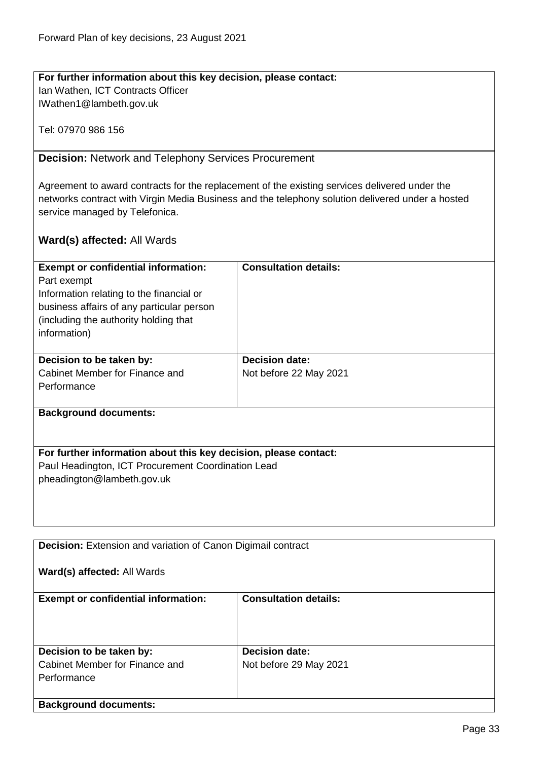**For further information about this key decision, please contact:**
Ian Wathen, ICT Contracts Officer
IWathen1@lambeth.gov.uk

Tel: 07970 986 156

**Decision:** Network and Telephony Services Procurement

Agreement to award contracts for the replacement of the existing services delivered under the networks contract with Virgin Media Business and the telephony solution delivered under a hosted service managed by Telefonica.

**Ward(s) affected:** All Wards

| **Exempt or confidential information:** | **Consultation details:** |
|---|---|
| Part exempt<br>Information relating to the financial or business affairs of any particular person (including the authority holding that information) | |
| **Decision to be taken by:**<br>Cabinet Member for Finance and Performance | **Decision date:**<br>Not before 22 May 2021 |

**Background documents:**

**For further information about this key decision, please contact:**
Paul Headington, ICT Procurement Coordination Lead
pheadington@lambeth.gov.uk

**Decision:** Extension and variation of Canon Digimail contract

**Ward(s) affected:** All Wards

| **Exempt or confidential information:** | **Consultation details:** |
|---|---|
| **Decision to be taken by:**<br>Cabinet Member for Finance and Performance | **Decision date:**<br>Not before 29 May 2021 |

**Background documents:**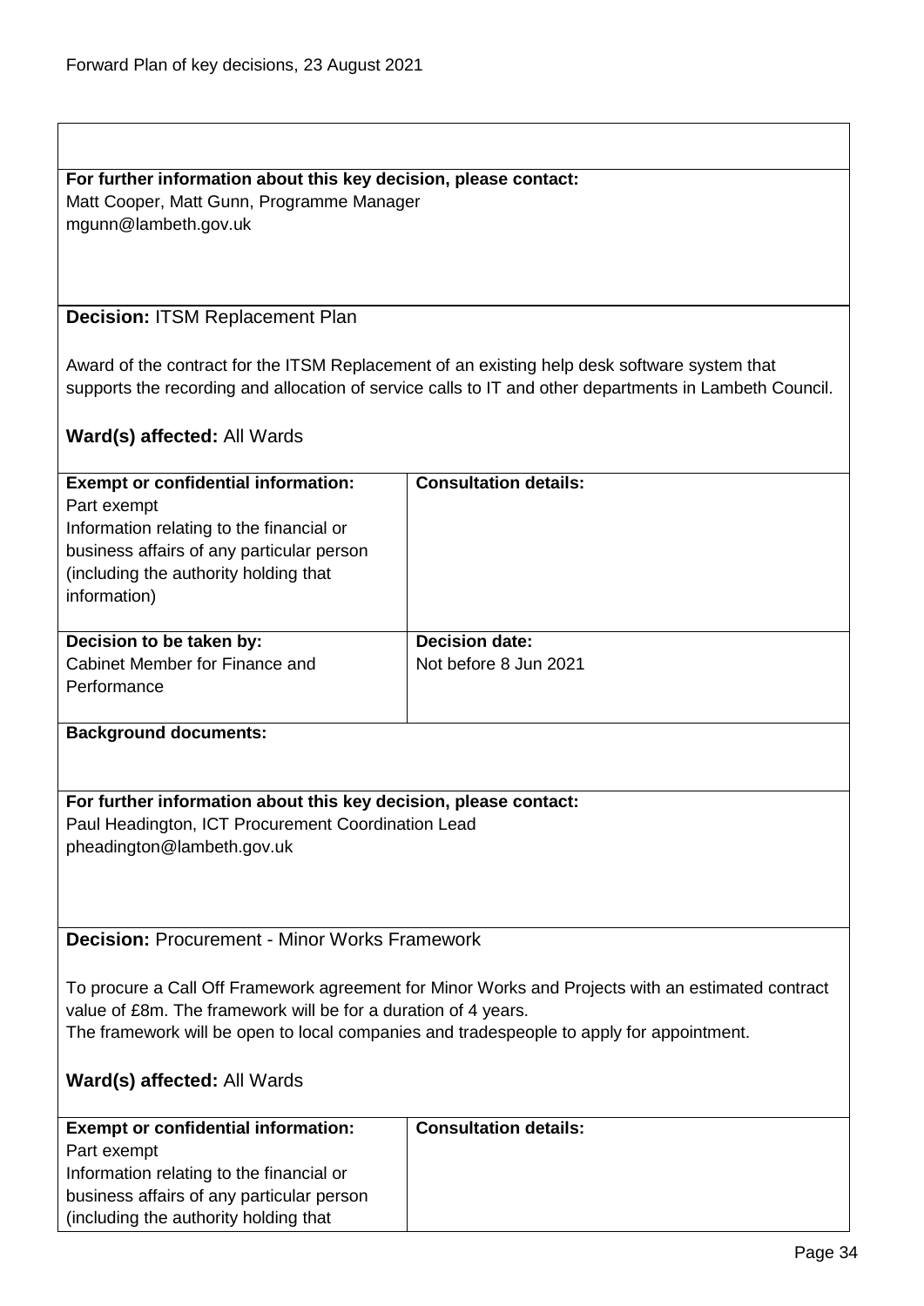**For further information about this key decision, please contact:**
Matt Cooper, Matt Gunn, Programme Manager
mgunn@lambeth.gov.uk

**Decision:** ITSM Replacement Plan

Award of the contract for the ITSM Replacement of an existing help desk software system that supports the recording and allocation of service calls to IT and other departments in Lambeth Council.

**Ward(s) affected:** All Wards

| **Exempt or confidential information:** | **Consultation details:** |
|---|---|
| Part exempt<br>Information relating to the financial or business affairs of any particular person (including the authority holding that information) | |
| **Decision to be taken by:**<br>Cabinet Member for Finance and Performance | **Decision date:**<br>Not before 8 Jun 2021 |

**Background documents:**

**For further information about this key decision, please contact:**
Paul Headington, ICT Procurement Coordination Lead
pheadington@lambeth.gov.uk

**Decision:** Procurement - Minor Works Framework

To procure a Call Off Framework agreement for Minor Works and Projects with an estimated contract value of £8m. The framework will be for a duration of 4 years.
The framework will be open to local companies and tradespeople to apply for appointment.

**Ward(s) affected:** All Wards

| **Exempt or confidential information:** | **Consultation details:** |
|---|---|
| Part exempt<br>Information relating to the financial or business affairs of any particular person (including the authority holding that | |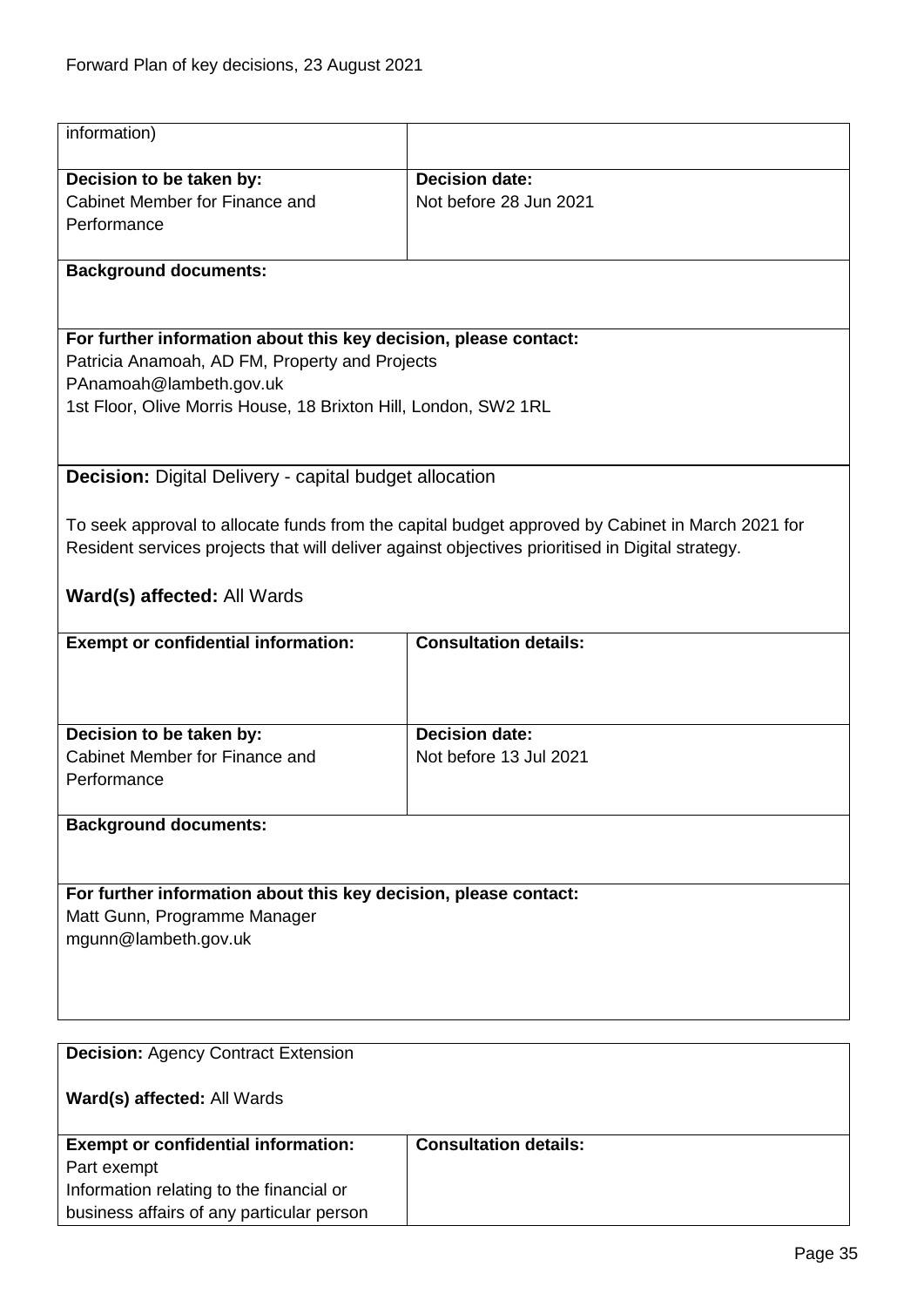| information) | |
|---|---|
| **Decision to be taken by:**<br>Cabinet Member for Finance and Performance | **Decision date:**<br>Not before 28 Jun 2021 |

**Background documents:**

**For further information about this key decision, please contact:**
Patricia Anamoah, AD FM, Property and Projects
PAnamoah@lambeth.gov.uk
1st Floor, Olive Morris House, 18 Brixton Hill, London, SW2 1RL

**Decision:** Digital Delivery - capital budget allocation

To seek approval to allocate funds from the capital budget approved by Cabinet in March 2021 for Resident services projects that will deliver against objectives prioritised in Digital strategy.

**Ward(s) affected:** All Wards

| **Exempt or confidential information:** | **Consultation details:** |
|---|---|
| **Decision to be taken by:**<br>Cabinet Member for Finance and Performance | **Decision date:**<br>Not before 13 Jul 2021 |

**Background documents:**

**For further information about this key decision, please contact:**
Matt Gunn, Programme Manager
mgunn@lambeth.gov.uk

**Decision:** Agency Contract Extension

**Ward(s) affected:** All Wards

| **Exempt or confidential information:** | **Consultation details:** |
|---|---|
| Part exempt<br>Information relating to the financial or business affairs of any particular person | |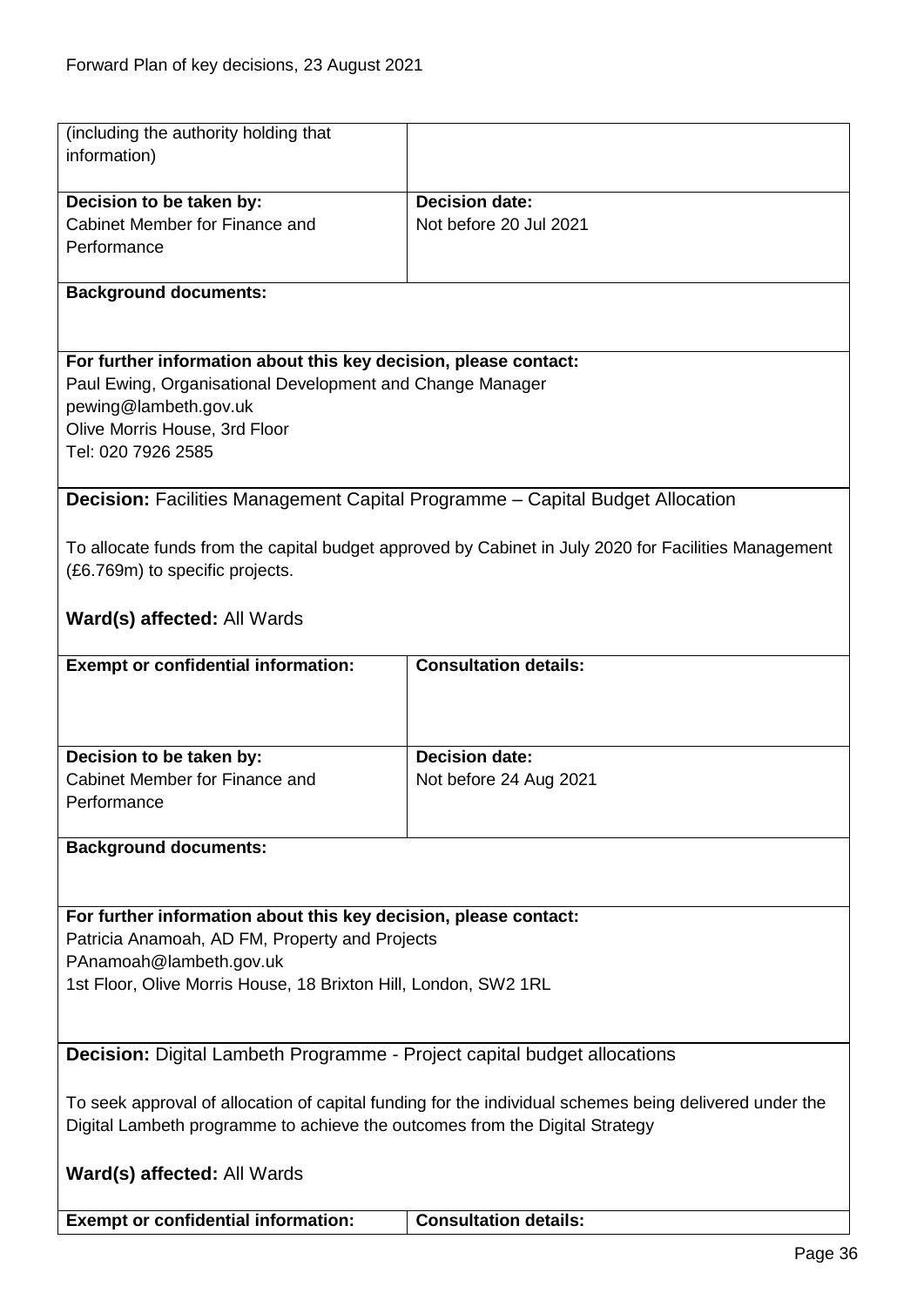| (including the authority holding that information) | |
|---|---|
| **Decision to be taken by:**<br>Cabinet Member for Finance and Performance | **Decision date:**<br>Not before 20 Jul 2021 |

**Background documents:**

**For further information about this key decision, please contact:**
Paul Ewing, Organisational Development and Change Manager
pewing@lambeth.gov.uk
Olive Morris House, 3rd Floor
Tel: 020 7926 2585

**Decision:** Facilities Management Capital Programme – Capital Budget Allocation

To allocate funds from the capital budget approved by Cabinet in July 2020 for Facilities Management (£6.769m) to specific projects.

**Ward(s) affected:** All Wards

| **Exempt or confidential information:** | **Consultation details:** |
|---|---|
| **Decision to be taken by:**<br>Cabinet Member for Finance and Performance | **Decision date:**<br>Not before 24 Aug 2021 |

**Background documents:**

**For further information about this key decision, please contact:**
Patricia Anamoah, AD FM, Property and Projects
PAnamoah@lambeth.gov.uk
1st Floor, Olive Morris House, 18 Brixton Hill, London, SW2 1RL

**Decision:** Digital Lambeth Programme - Project capital budget allocations

To seek approval of allocation of capital funding for the individual schemes being delivered under the Digital Lambeth programme to achieve the outcomes from the Digital Strategy

**Ward(s) affected:** All Wards

| **Exempt or confidential information:** | **Consultation details:** |
|---|---|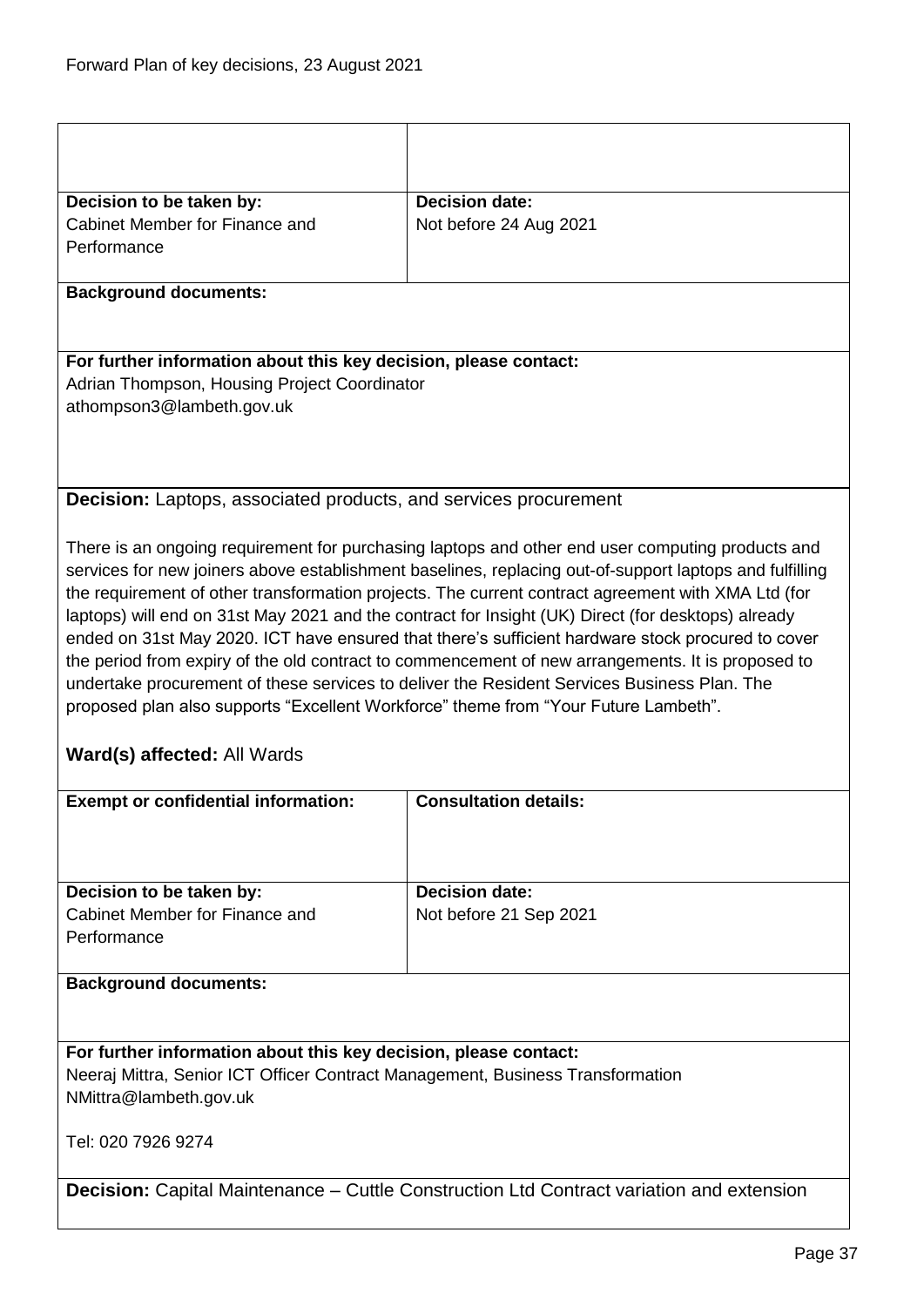| | |
|---|---|
| | |
| **Decision to be taken by:**<br>Cabinet Member for Finance and Performance | **Decision date:**<br>Not before 24 Aug 2021 |
| **Background documents:** | |
| **For further information about this key decision, please contact:**<br>Adrian Thompson, Housing Project Coordinator<br>athompson3@lambeth.gov.uk | |

**Decision:** Laptops, associated products, and services procurement

There is an ongoing requirement for purchasing laptops and other end user computing products and services for new joiners above establishment baselines, replacing out-of-support laptops and fulfilling the requirement of other transformation projects. The current contract agreement with XMA Ltd (for laptops) will end on 31st May 2021 and the contract for Insight (UK) Direct (for desktops) already ended on 31st May 2020. ICT have ensured that there's sufficient hardware stock procured to cover the period from expiry of the old contract to commencement of new arrangements. It is proposed to undertake procurement of these services to deliver the Resident Services Business Plan. The proposed plan also supports "Excellent Workforce" theme from "Your Future Lambeth".

**Ward(s) affected:** All Wards

| **Exempt or confidential information:** | **Consultation details:** |
|---|---|
| **Decision to be taken by:**<br>Cabinet Member for Finance and Performance | **Decision date:**<br>Not before 21 Sep 2021 |
| **Background documents:** | |
| **For further information about this key decision, please contact:**<br>Neeraj Mittra, Senior ICT Officer Contract Management, Business Transformation<br>NMittra@lambeth.gov.uk<br><br>Tel: 020 7926 9274 | |

**Decision:** Capital Maintenance – Cuttle Construction Ltd Contract variation and extension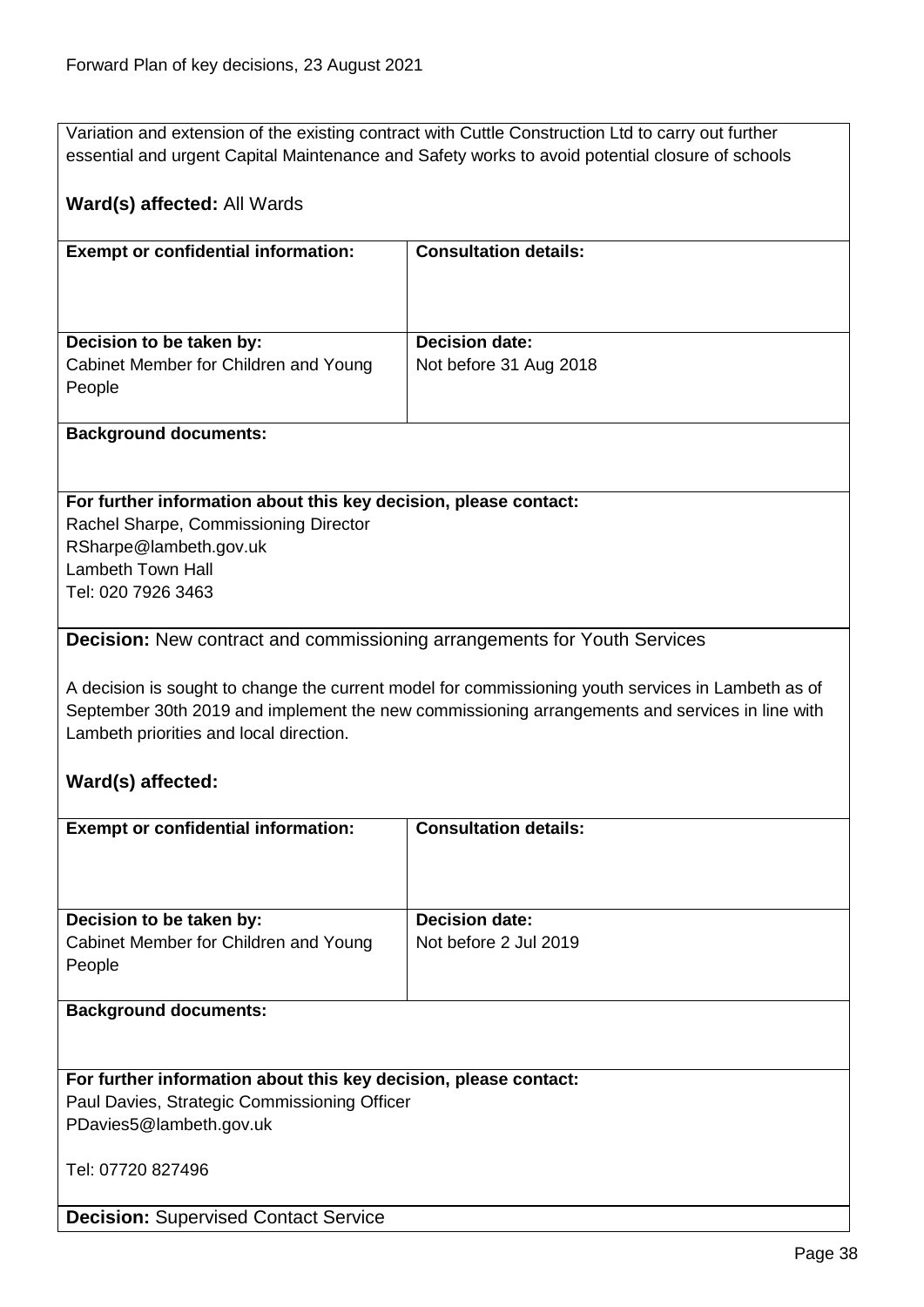Variation and extension of the existing contract with Cuttle Construction Ltd to carry out further essential and urgent Capital Maintenance and Safety works to avoid potential closure of schools

**Ward(s) affected:** All Wards

| **Exempt or confidential information:** | **Consultation details:** |
|---|---|
| **Decision to be taken by:**<br>Cabinet Member for Children and Young People | **Decision date:**<br>Not before 31 Aug 2018 |

**Background documents:**

**For further information about this key decision, please contact:**
Rachel Sharpe, Commissioning Director
RSharpe@lambeth.gov.uk
Lambeth Town Hall
Tel: 020 7926 3463

**Decision:** New contract and commissioning arrangements for Youth Services

A decision is sought to change the current model for commissioning youth services in Lambeth as of September 30th 2019 and implement the new commissioning arrangements and services in line with Lambeth priorities and local direction.

**Ward(s) affected:**

| **Exempt or confidential information:** | **Consultation details:** |
|---|---|
| **Decision to be taken by:**<br>Cabinet Member for Children and Young People | **Decision date:**<br>Not before 2 Jul 2019 |

**Background documents:**

**For further information about this key decision, please contact:**
Paul Davies, Strategic Commissioning Officer
PDavies5@lambeth.gov.uk

Tel: 07720 827496

**Decision:** Supervised Contact Service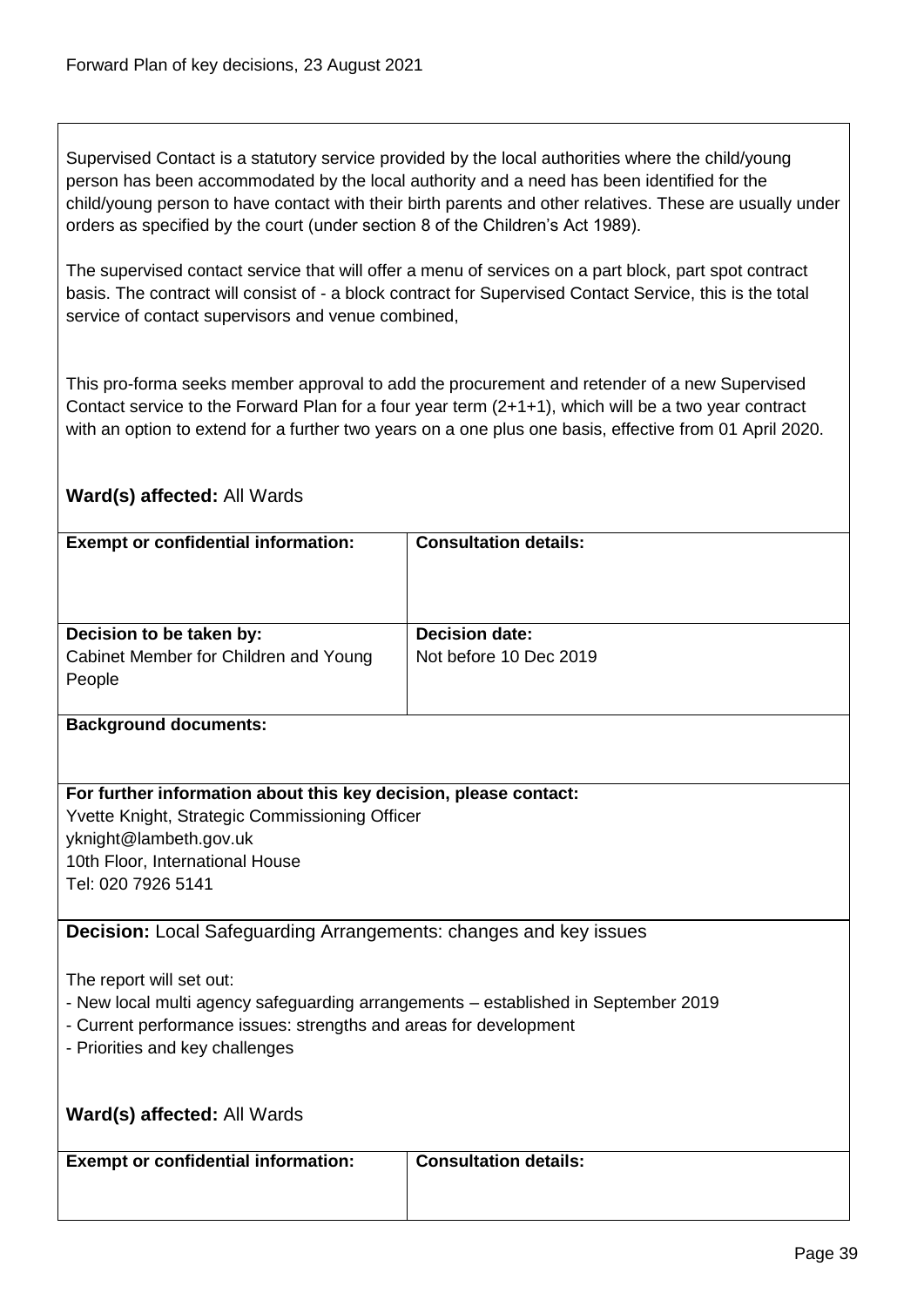Supervised Contact is a statutory service provided by the local authorities where the child/young person has been accommodated by the local authority and a need has been identified for the child/young person to have contact with their birth parents and other relatives. These are usually under orders as specified by the court (under section 8 of the Children's Act 1989).

The supervised contact service that will offer a menu of services on a part block, part spot contract basis. The contract will consist of - a block contract for Supervised Contact Service, this is the total service of contact supervisors and venue combined,

This pro-forma seeks member approval to add the procurement and retender of a new Supervised Contact service to the Forward Plan for a four year term (2+1+1), which will be a two year contract with an option to extend for a further two years on a one plus one basis, effective from 01 April 2020.

**Ward(s) affected:** All Wards

| **Exempt or confidential information:** | **Consultation details:** |
|---|---|
| **Decision to be taken by:** Cabinet Member for Children and Young People | **Decision date:** Not before 10 Dec 2019 |

**Background documents:**

**For further information about this key decision, please contact:**
Yvette Knight, Strategic Commissioning Officer
yknight@lambeth.gov.uk
10th Floor, International House
Tel: 020 7926 5141

**Decision:** Local Safeguarding Arrangements: changes and key issues

The report will set out:

- New local multi agency safeguarding arrangements – established in September 2019
- Current performance issues: strengths and areas for development
- Priorities and key challenges

**Ward(s) affected:** All Wards

| **Exempt or confidential information:** | **Consultation details:** |
|---|---|
| | |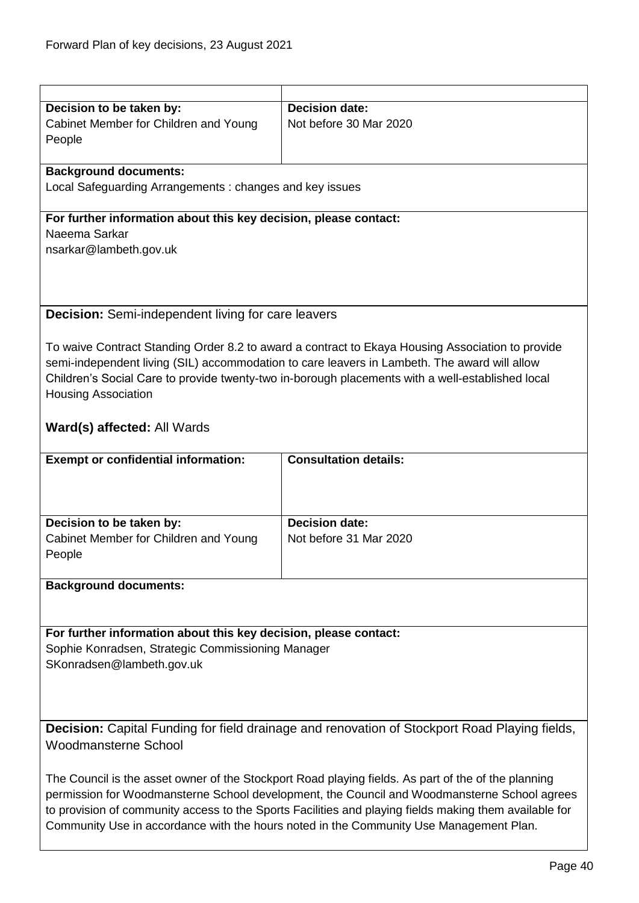| | |
|---|---|
| **Decision to be taken by:**<br>Cabinet Member for Children and Young People | **Decision date:**<br>Not before 30 Mar 2020 |

**Background documents:**
Local Safeguarding Arrangements : changes and key issues

**For further information about this key decision, please contact:**
Naeema Sarkar
nsarkar@lambeth.gov.uk

**Decision:** Semi-independent living for care leavers

To waive Contract Standing Order 8.2 to award a contract to Ekaya Housing Association to provide semi-independent living (SIL) accommodation to care leavers in Lambeth. The award will allow Children's Social Care to provide twenty-two in-borough placements with a well-established local Housing Association

**Ward(s) affected:** All Wards

| | |
|---|---|
| **Exempt or confidential information:** | **Consultation details:** |
| **Decision to be taken by:**<br>Cabinet Member for Children and Young People | **Decision date:**<br>Not before 31 Mar 2020 |

**Background documents:**

**For further information about this key decision, please contact:**
Sophie Konradsen, Strategic Commissioning Manager
SKonradsen@lambeth.gov.uk

**Decision:** Capital Funding for field drainage and renovation of Stockport Road Playing fields, Woodmansterne School

The Council is the asset owner of the Stockport Road playing fields. As part of the of the planning permission for Woodmansterne School development, the Council and Woodmansterne School agrees to provision of community access to the Sports Facilities and playing fields making them available for Community Use in accordance with the hours noted in the Community Use Management Plan.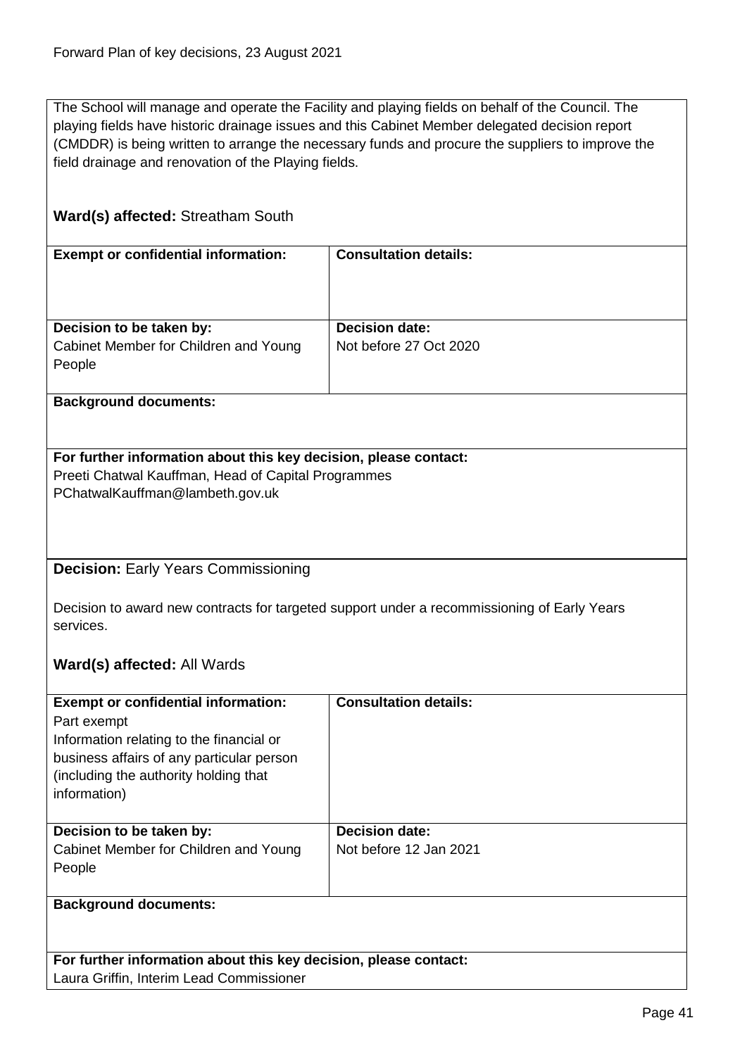The School will manage and operate the Facility and playing fields on behalf of the Council. The playing fields have historic drainage issues and this Cabinet Member delegated decision report (CMDDR) is being written to arrange the necessary funds and procure the suppliers to improve the field drainage and renovation of the Playing fields.

**Ward(s) affected:** Streatham South

| **Exempt or confidential information:** | **Consultation details:** |
|---|---|
| **Decision to be taken by:**<br>Cabinet Member for Children and Young People | **Decision date:**<br>Not before 27 Oct 2020 |

**Background documents:**

**For further information about this key decision, please contact:**
Preeti Chatwal Kauffman, Head of Capital Programmes
PChatwalKauffman@lambeth.gov.uk

**Decision:** Early Years Commissioning

Decision to award new contracts for targeted support under a recommissioning of Early Years services.

**Ward(s) affected:** All Wards

| **Exempt or confidential information:**<br>Part exempt<br>Information relating to the financial or business affairs of any particular person (including the authority holding that information) | **Consultation details:** |
|---|---|
| **Decision to be taken by:**<br>Cabinet Member for Children and Young People | **Decision date:**<br>Not before 12 Jan 2021 |

**Background documents:**

**For further information about this key decision, please contact:**
Laura Griffin, Interim Lead Commissioner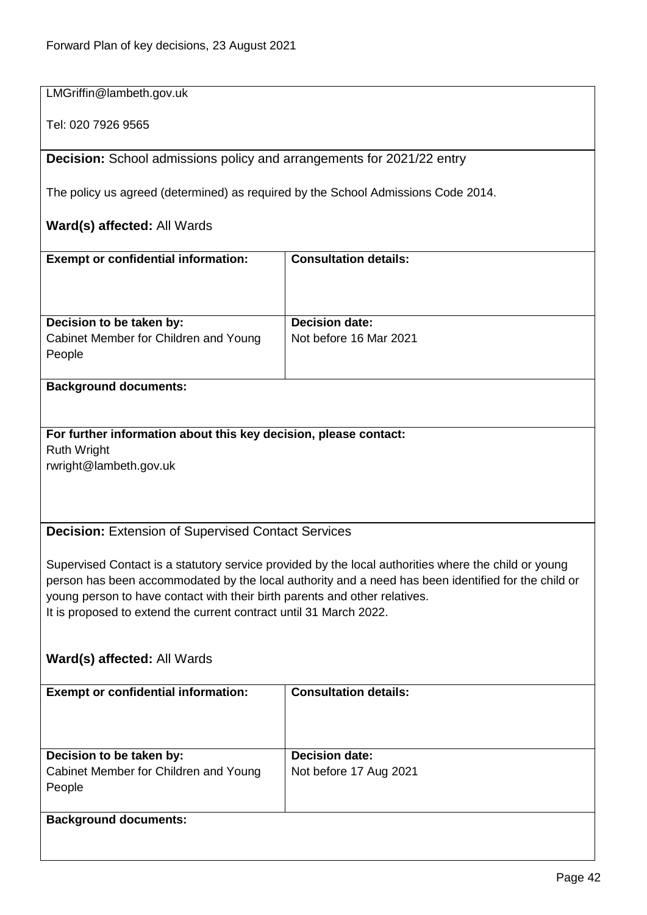LMGriffin@lambeth.gov.uk

Tel: 020 7926 9565

**Decision:** School admissions policy and arrangements for 2021/22 entry

The policy us agreed (determined) as required by the School Admissions Code 2014.

**Ward(s) affected:** All Wards

| **Exempt or confidential information:** | **Consultation details:** |
|---|---|
| **Decision to be taken by:** Cabinet Member for Children and Young People | **Decision date:** Not before 16 Mar 2021 |

**Background documents:**

**For further information about this key decision, please contact:**
Ruth Wright
rwright@lambeth.gov.uk

**Decision:** Extension of Supervised Contact Services

Supervised Contact is a statutory service provided by the local authorities where the child or young person has been accommodated by the local authority and a need has been identified for the child or young person to have contact with their birth parents and other relatives.
It is proposed to extend the current contract until 31 March 2022.

**Ward(s) affected:** All Wards

| **Exempt or confidential information:** | **Consultation details:** |
|---|---|
| **Decision to be taken by:** Cabinet Member for Children and Young People | **Decision date:** Not before 17 Aug 2021 |

**Background documents:**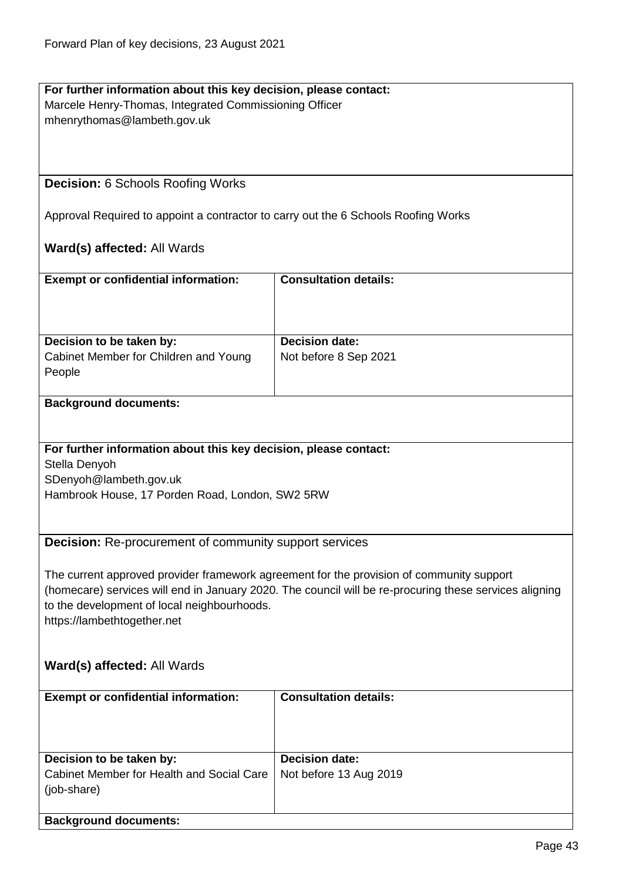**For further information about this key decision, please contact:**
Marcele Henry-Thomas, Integrated Commissioning Officer
mhenrythomas@lambeth.gov.uk

**Decision:** 6 Schools Roofing Works

Approval Required to appoint a contractor to carry out the 6 Schools Roofing Works

**Ward(s) affected:** All Wards

| **Exempt or confidential information:** | **Consultation details:** |
|---|---|
| **Decision to be taken by:**<br>Cabinet Member for Children and Young People | **Decision date:**<br>Not before 8 Sep 2021 |

**Background documents:**

**For further information about this key decision, please contact:**
Stella Denyoh
SDenyoh@lambeth.gov.uk
Hambrook House, 17 Porden Road, London, SW2 5RW

**Decision:** Re-procurement of community support services

The current approved provider framework agreement for the provision of community support (homecare) services will end in January 2020. The council will be re-procuring these services aligning to the development of local neighbourhoods.
https://lambethtogether.net

**Ward(s) affected:** All Wards

| **Exempt or confidential information:** | **Consultation details:** |
|---|---|
| **Decision to be taken by:**<br>Cabinet Member for Health and Social Care (job-share) | **Decision date:**<br>Not before 13 Aug 2019 |

**Background documents:**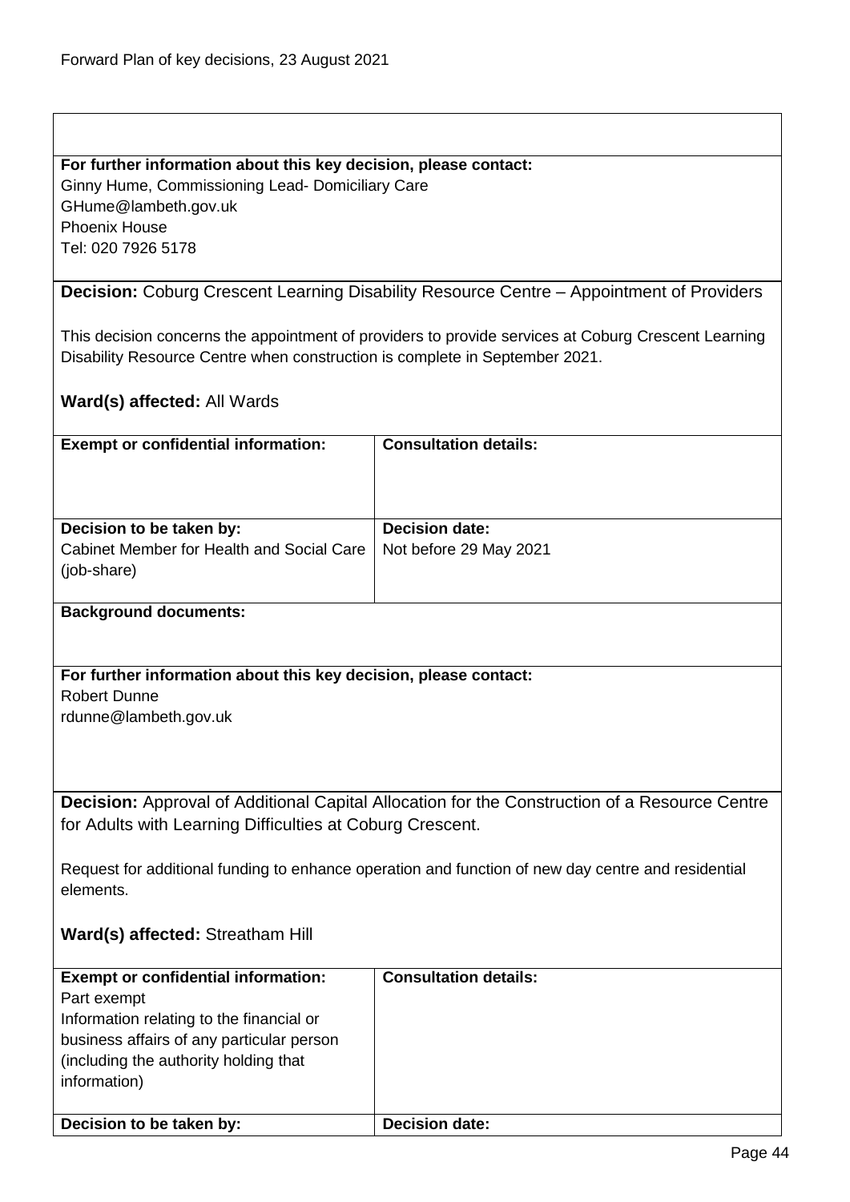**For further information about this key decision, please contact:**
Ginny Hume, Commissioning Lead- Domiciliary Care
GHume@lambeth.gov.uk
Phoenix House
Tel: 020 7926 5178

**Decision:** Coburg Crescent Learning Disability Resource Centre – Appointment of Providers

This decision concerns the appointment of providers to provide services at Coburg Crescent Learning Disability Resource Centre when construction is complete in September 2021.

**Ward(s) affected:** All Wards

| **Exempt or confidential information:** | **Consultation details:** |
|---|---|
| | |
| **Decision to be taken by:** Cabinet Member for Health and Social Care (job-share) | **Decision date:** Not before 29 May 2021 |

**Background documents:**

**For further information about this key decision, please contact:**
Robert Dunne
rdunne@lambeth.gov.uk

**Decision:** Approval of Additional Capital Allocation for the Construction of a Resource Centre for Adults with Learning Difficulties at Coburg Crescent.

Request for additional funding to enhance operation and function of new day centre and residential elements.

**Ward(s) affected:** Streatham Hill

| **Exempt or confidential information:** | **Consultation details:** |
|---|---|
| Part exempt<br>Information relating to the financial or business affairs of any particular person (including the authority holding that information) | |
| **Decision to be taken by:** | **Decision date:** |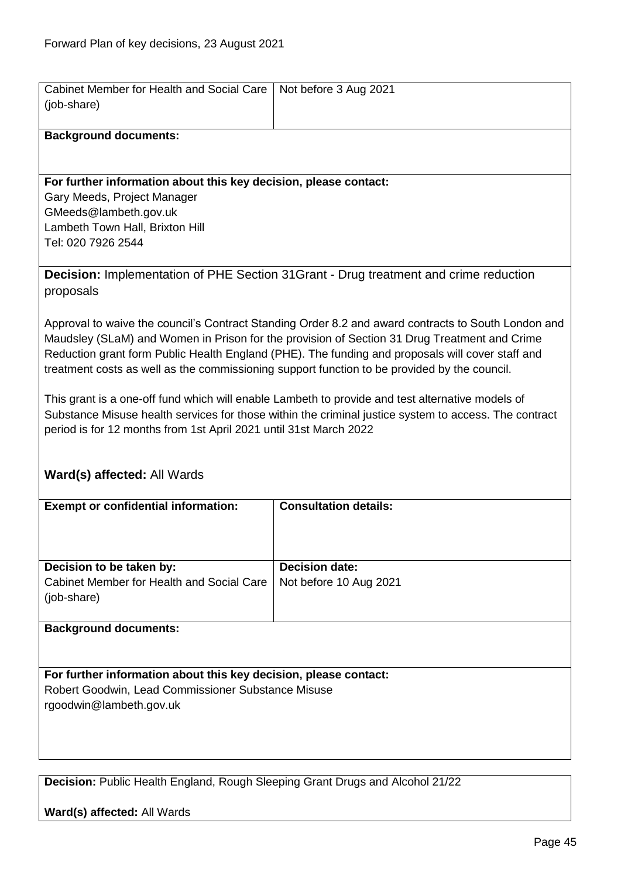| Cabinet Member for Health and Social Care (job-share) | Not before 3 Aug 2021 |
|---|---|

**Background documents:**

**For further information about this key decision, please contact:**
Gary Meeds, Project Manager
GMeeds@lambeth.gov.uk
Lambeth Town Hall, Brixton Hill
Tel: 020 7926 2544

**Decision:** Implementation of PHE Section 31Grant - Drug treatment and crime reduction proposals

Approval to waive the council's Contract Standing Order 8.2 and award contracts to South London and Maudsley (SLaM) and Women in Prison for the provision of Section 31 Drug Treatment and Crime Reduction grant form Public Health England (PHE). The funding and proposals will cover staff and treatment costs as well as the commissioning support function to be provided by the council.

This grant is a one-off fund which will enable Lambeth to provide and test alternative models of Substance Misuse health services for those within the criminal justice system to access. The contract period is for 12 months from 1st April 2021 until 31st March 2022

**Ward(s) affected:** All Wards

| **Exempt or confidential information:** | **Consultation details:** |
|---|---|
| **Decision to be taken by:** Cabinet Member for Health and Social Care (job-share) | **Decision date:** Not before 10 Aug 2021 |

**Background documents:**

**For further information about this key decision, please contact:**
Robert Goodwin, Lead Commissioner Substance Misuse
rgoodwin@lambeth.gov.uk

**Decision:** Public Health England, Rough Sleeping Grant Drugs and Alcohol 21/22

**Ward(s) affected:** All Wards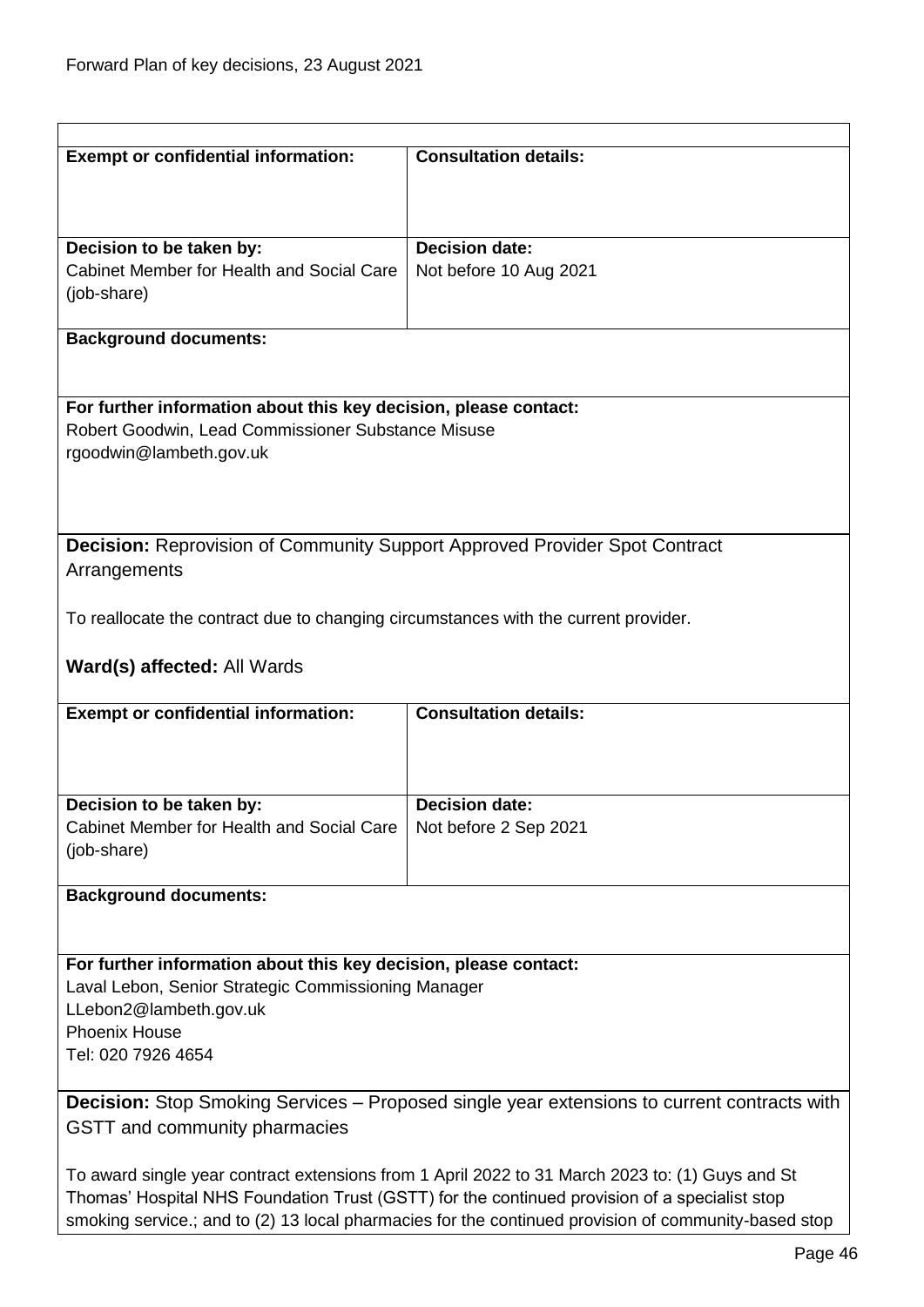| **Exempt or confidential information:** | **Consultation details:** |
|---|---|
| **Decision to be taken by:**<br>Cabinet Member for Health and Social Care (job-share) | **Decision date:**<br>Not before 10 Aug 2021 |

**Background documents:**

**For further information about this key decision, please contact:**
Robert Goodwin, Lead Commissioner Substance Misuse
rgoodwin@lambeth.gov.uk

**Decision:** Reprovision of Community Support Approved Provider Spot Contract Arrangements

To reallocate the contract due to changing circumstances with the current provider.

**Ward(s) affected:** All Wards

| **Exempt or confidential information:** | **Consultation details:** |
|---|---|
| **Decision to be taken by:**<br>Cabinet Member for Health and Social Care (job-share) | **Decision date:**<br>Not before 2 Sep 2021 |

**Background documents:**

**For further information about this key decision, please contact:**
Laval Lebon, Senior Strategic Commissioning Manager
LLebon2@lambeth.gov.uk
Phoenix House
Tel: 020 7926 4654

**Decision:** Stop Smoking Services – Proposed single year extensions to current contracts with GSTT and community pharmacies

To award single year contract extensions from 1 April 2022 to 31 March 2023 to: (1) Guys and St Thomas' Hospital NHS Foundation Trust (GSTT) for the continued provision of a specialist stop smoking service.; and to (2) 13 local pharmacies for the continued provision of community-based stop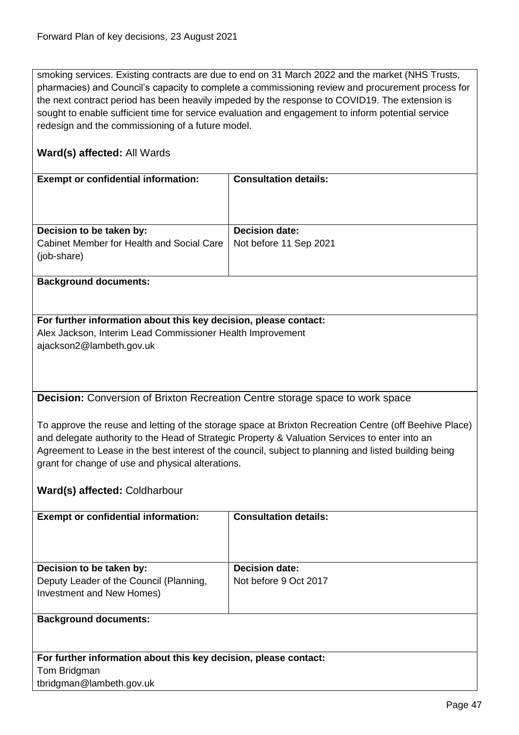smoking services. Existing contracts are due to end on 31 March 2022 and the market (NHS Trusts, pharmacies) and Council's capacity to complete a commissioning review and procurement process for the next contract period has been heavily impeded by the response to COVID19. The extension is sought to enable sufficient time for service evaluation and engagement to inform potential service redesign and the commissioning of a future model.

**Ward(s) affected:** All Wards

| **Exempt or confidential information:** | **Consultation details:** |
|---|---|
| **Decision to be taken by:** Cabinet Member for Health and Social Care (job-share) | **Decision date:** Not before 11 Sep 2021 |

**Background documents:**

**For further information about this key decision, please contact:**
Alex Jackson, Interim Lead Commissioner Health Improvement
ajackson2@lambeth.gov.uk

**Decision:** Conversion of Brixton Recreation Centre storage space to work space

To approve the reuse and letting of the storage space at Brixton Recreation Centre (off Beehive Place) and delegate authority to the Head of Strategic Property & Valuation Services to enter into an Agreement to Lease in the best interest of the council, subject to planning and listed building being grant for change of use and physical alterations.

**Ward(s) affected:** Coldharbour

| **Exempt or confidential information:** | **Consultation details:** |
|---|---|
| **Decision to be taken by:** Deputy Leader of the Council (Planning, Investment and New Homes) | **Decision date:** Not before 9 Oct 2017 |

**Background documents:**

**For further information about this key decision, please contact:**
Tom Bridgman
tbridgman@lambeth.gov.uk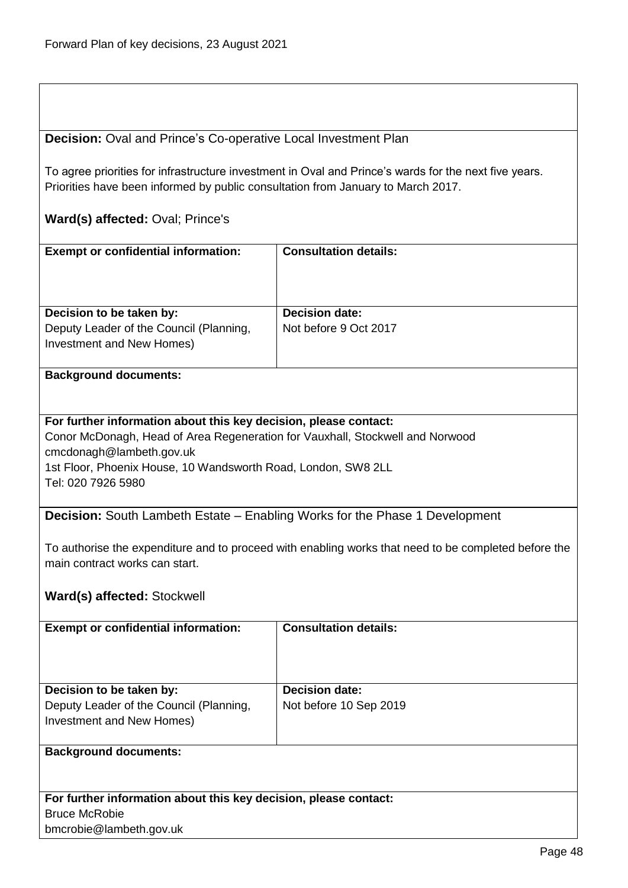**Decision:** Oval and Prince's Co-operative Local Investment Plan

To agree priorities for infrastructure investment in Oval and Prince's wards for the next five years. Priorities have been informed by public consultation from January to March 2017.

**Ward(s) affected:** Oval; Prince's

| **Exempt or confidential information:** | **Consultation details:** |
| --- | --- |
| | |
| **Decision to be taken by:** Deputy Leader of the Council (Planning, Investment and New Homes) | **Decision date:** Not before 9 Oct 2017 |

**Background documents:**

**For further information about this key decision, please contact:**
Conor McDonagh, Head of Area Regeneration for Vauxhall, Stockwell and Norwood
cmcdonagh@lambeth.gov.uk
1st Floor, Phoenix House, 10 Wandsworth Road, London, SW8 2LL
Tel: 020 7926 5980

**Decision:** South Lambeth Estate – Enabling Works for the Phase 1 Development

To authorise the expenditure and to proceed with enabling works that need to be completed before the main contract works can start.

**Ward(s) affected:** Stockwell

| **Exempt or confidential information:** | **Consultation details:** |
| --- | --- |
| | |
| **Decision to be taken by:** Deputy Leader of the Council (Planning, Investment and New Homes) | **Decision date:** Not before 10 Sep 2019 |

**Background documents:**

**For further information about this key decision, please contact:**
Bruce McRobie
bmcrobie@lambeth.gov.uk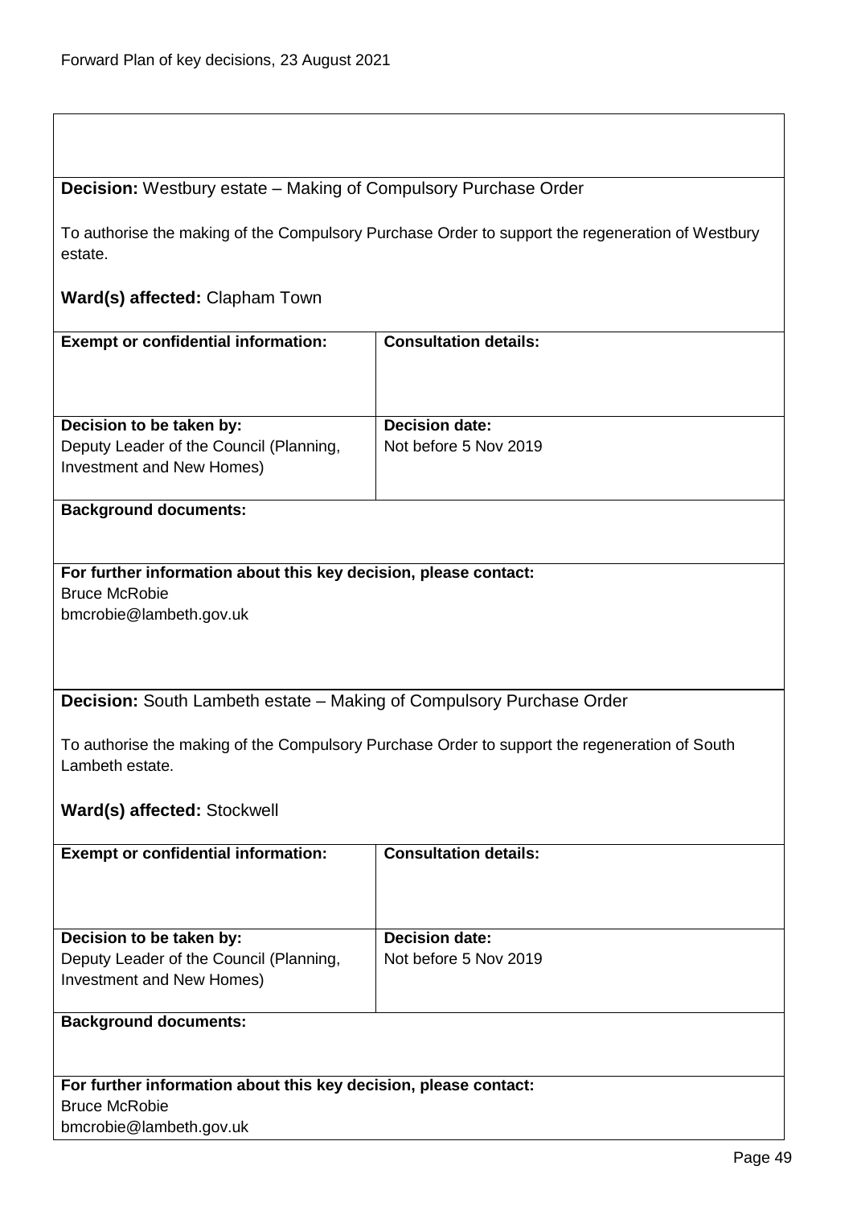**Decision:** Westbury estate – Making of Compulsory Purchase Order

To authorise the making of the Compulsory Purchase Order to support the regeneration of Westbury estate.

**Ward(s) affected:** Clapham Town

| **Exempt or confidential information:** | **Consultation details:** |
|---|---|
| **Decision to be taken by:** Deputy Leader of the Council (Planning, Investment and New Homes) | **Decision date:** Not before 5 Nov 2019 |

**Background documents:**

**For further information about this key decision, please contact:**
Bruce McRobie
bmcrobie@lambeth.gov.uk

**Decision:** South Lambeth estate – Making of Compulsory Purchase Order

To authorise the making of the Compulsory Purchase Order to support the regeneration of South Lambeth estate.

**Ward(s) affected:** Stockwell

| **Exempt or confidential information:** | **Consultation details:** |
|---|---|
| **Decision to be taken by:** Deputy Leader of the Council (Planning, Investment and New Homes) | **Decision date:** Not before 5 Nov 2019 |

**Background documents:**

**For further information about this key decision, please contact:**
Bruce McRobie
bmcrobie@lambeth.gov.uk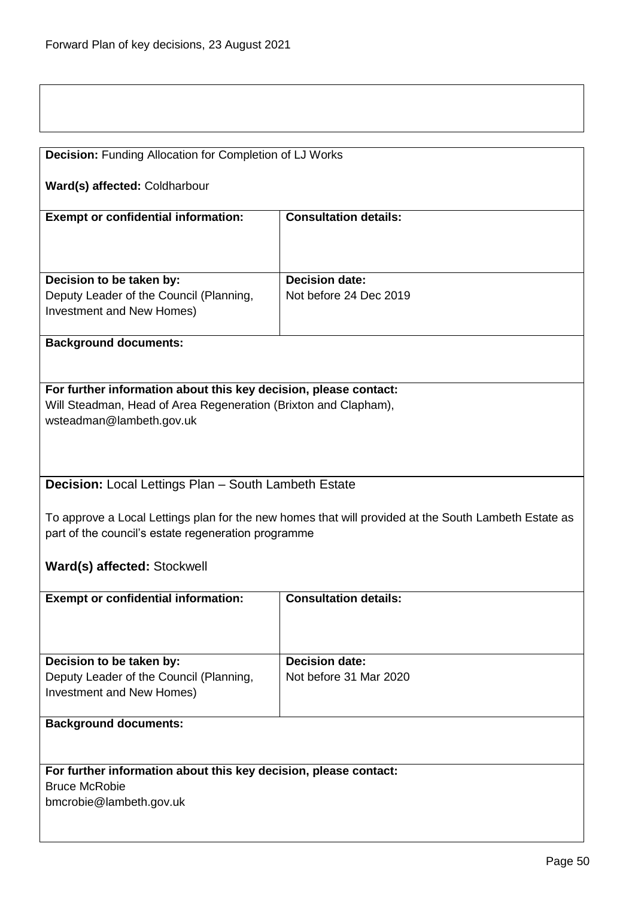**Decision:** Funding Allocation for Completion of LJ Works

**Ward(s) affected:** Coldharbour

| **Exempt or confidential information:** | **Consultation details:** |
|---|---|
| | |
| **Decision to be taken by:** Deputy Leader of the Council (Planning, Investment and New Homes) | **Decision date:** Not before 24 Dec 2019 |

**Background documents:**

**For further information about this key decision, please contact:**
Will Steadman, Head of Area Regeneration (Brixton and Clapham), wsteadman@lambeth.gov.uk

**Decision:** Local Lettings Plan – South Lambeth Estate

To approve a Local Lettings plan for the new homes that will provided at the South Lambeth Estate as part of the council's estate regeneration programme

**Ward(s) affected:** Stockwell

| **Exempt or confidential information:** | **Consultation details:** |
|---|---|
| | |
| **Decision to be taken by:** Deputy Leader of the Council (Planning, Investment and New Homes) | **Decision date:** Not before 31 Mar 2020 |

**Background documents:**

**For further information about this key decision, please contact:**
Bruce McRobie
bmcrobie@lambeth.gov.uk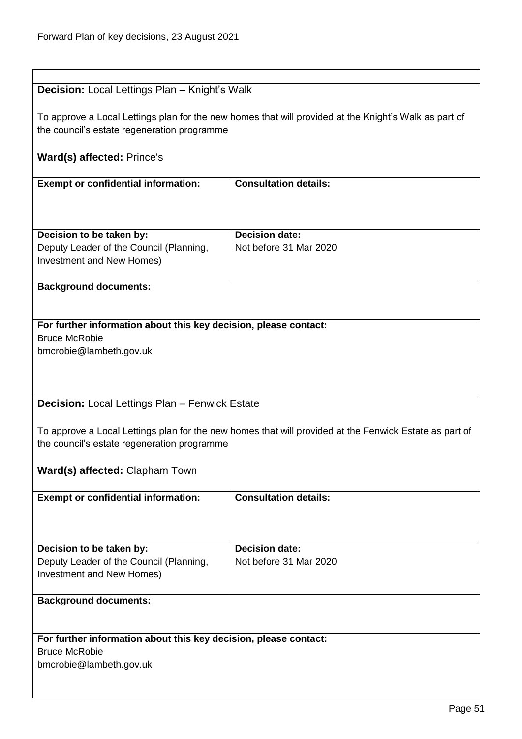**Decision:** Local Lettings Plan – Knight's Walk

To approve a Local Lettings plan for the new homes that will provided at the Knight's Walk as part of the council's estate regeneration programme

**Ward(s) affected:** Prince's

| **Exempt or confidential information:** | **Consultation details:** |
|---|---|
| | |
| **Decision to be taken by:** Deputy Leader of the Council (Planning, Investment and New Homes) | **Decision date:** Not before 31 Mar 2020 |

**Background documents:**

**For further information about this key decision, please contact:**
Bruce McRobie
bmcrobie@lambeth.gov.uk

**Decision:** Local Lettings Plan – Fenwick Estate

To approve a Local Lettings plan for the new homes that will provided at the Fenwick Estate as part of the council's estate regeneration programme

**Ward(s) affected:** Clapham Town

| **Exempt or confidential information:** | **Consultation details:** |
|---|---|
| | |
| **Decision to be taken by:** Deputy Leader of the Council (Planning, Investment and New Homes) | **Decision date:** Not before 31 Mar 2020 |

**Background documents:**

**For further information about this key decision, please contact:**
Bruce McRobie
bmcrobie@lambeth.gov.uk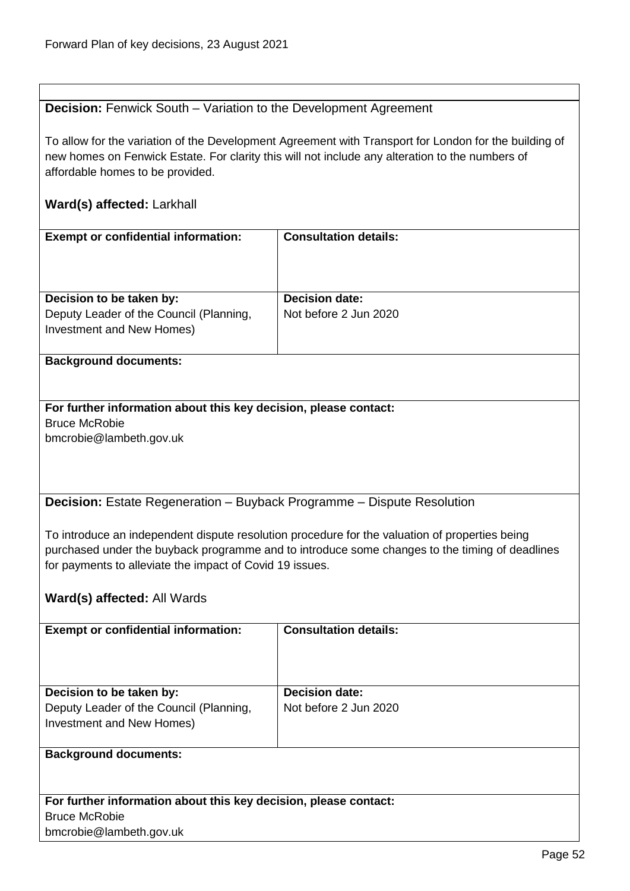**Decision:** Fenwick South – Variation to the Development Agreement

To allow for the variation of the Development Agreement with Transport for London for the building of new homes on Fenwick Estate. For clarity this will not include any alteration to the numbers of affordable homes to be provided.

**Ward(s) affected:** Larkhall

| **Exempt or confidential information:** | **Consultation details:** |
| --- | --- |
| | |
| **Decision to be taken by:**<br>Deputy Leader of the Council (Planning, Investment and New Homes) | **Decision date:**<br>Not before 2 Jun 2020 |

**Background documents:**

**For further information about this key decision, please contact:**
Bruce McRobie
bmcrobie@lambeth.gov.uk

**Decision:** Estate Regeneration – Buyback Programme – Dispute Resolution

To introduce an independent dispute resolution procedure for the valuation of properties being purchased under the buyback programme and to introduce some changes to the timing of deadlines for payments to alleviate the impact of Covid 19 issues.

**Ward(s) affected:** All Wards

| **Exempt or confidential information:** | **Consultation details:** |
| --- | --- |
| | |
| **Decision to be taken by:**<br>Deputy Leader of the Council (Planning, Investment and New Homes) | **Decision date:**<br>Not before 2 Jun 2020 |

**Background documents:**

**For further information about this key decision, please contact:**
Bruce McRobie
bmcrobie@lambeth.gov.uk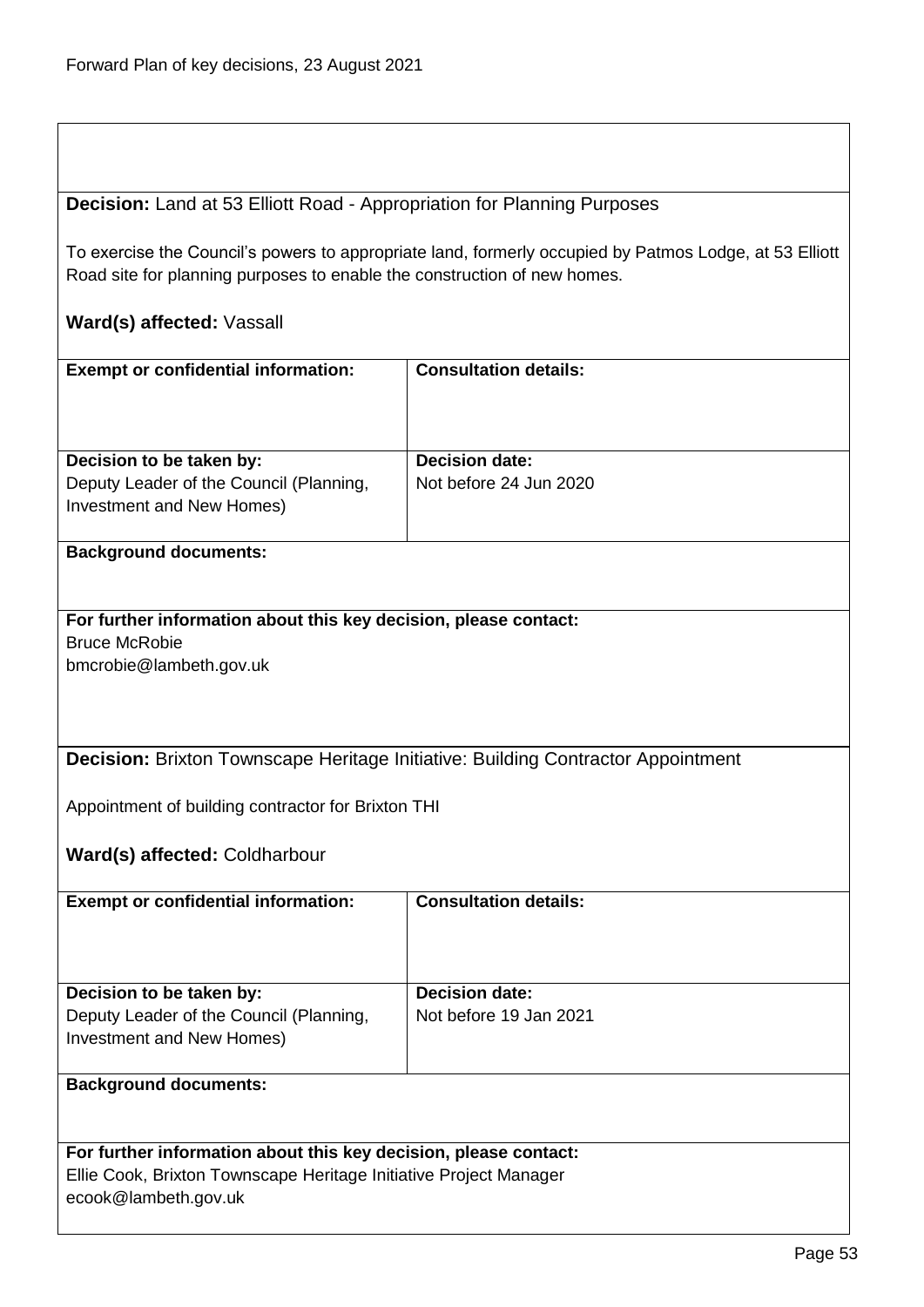**Decision:** Land at 53 Elliott Road - Appropriation for Planning Purposes

To exercise the Council's powers to appropriate land, formerly occupied by Patmos Lodge, at 53 Elliott Road site for planning purposes to enable the construction of new homes.

**Ward(s) affected:** Vassall

| **Exempt or confidential information:** | **Consultation details:** |
|---|---|
| | |
| **Decision to be taken by:** Deputy Leader of the Council (Planning, Investment and New Homes) | **Decision date:** Not before 24 Jun 2020 |

**Background documents:**

**For further information about this key decision, please contact:**
Bruce McRobie
bmcrobie@lambeth.gov.uk

**Decision:** Brixton Townscape Heritage Initiative: Building Contractor Appointment

Appointment of building contractor for Brixton THI

**Ward(s) affected:** Coldharbour

| **Exempt or confidential information:** | **Consultation details:** |
|---|---|
| | |
| **Decision to be taken by:** Deputy Leader of the Council (Planning, Investment and New Homes) | **Decision date:** Not before 19 Jan 2021 |

**Background documents:**

**For further information about this key decision, please contact:**
Ellie Cook, Brixton Townscape Heritage Initiative Project Manager
ecook@lambeth.gov.uk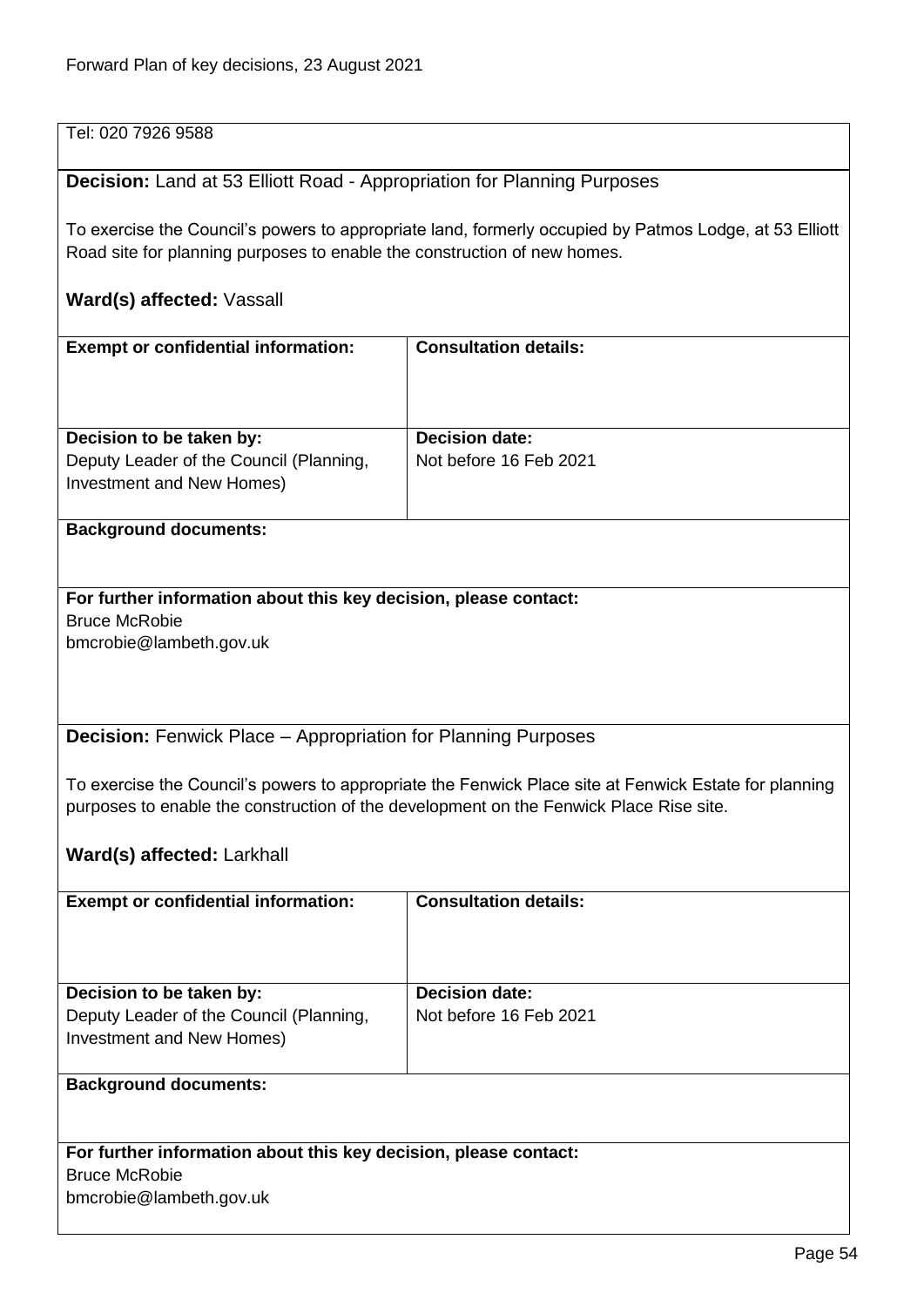Tel: 020 7926 9588

**Decision:** Land at 53 Elliott Road - Appropriation for Planning Purposes

To exercise the Council's powers to appropriate land, formerly occupied by Patmos Lodge, at 53 Elliott Road site for planning purposes to enable the construction of new homes.

**Ward(s) affected:** Vassall

| **Exempt or confidential information:** | **Consultation details:** |
|---|---|
| **Decision to be taken by:** Deputy Leader of the Council (Planning, Investment and New Homes) | **Decision date:** Not before 16 Feb 2021 |

**Background documents:**

**For further information about this key decision, please contact:**
Bruce McRobie
bmcrobie@lambeth.gov.uk

**Decision:** Fenwick Place – Appropriation for Planning Purposes

To exercise the Council's powers to appropriate the Fenwick Place site at Fenwick Estate for planning purposes to enable the construction of the development on the Fenwick Place Rise site.

**Ward(s) affected:** Larkhall

| **Exempt or confidential information:** | **Consultation details:** |
|---|---|
| **Decision to be taken by:** Deputy Leader of the Council (Planning, Investment and New Homes) | **Decision date:** Not before 16 Feb 2021 |

**Background documents:**

**For further information about this key decision, please contact:**
Bruce McRobie
bmcrobie@lambeth.gov.uk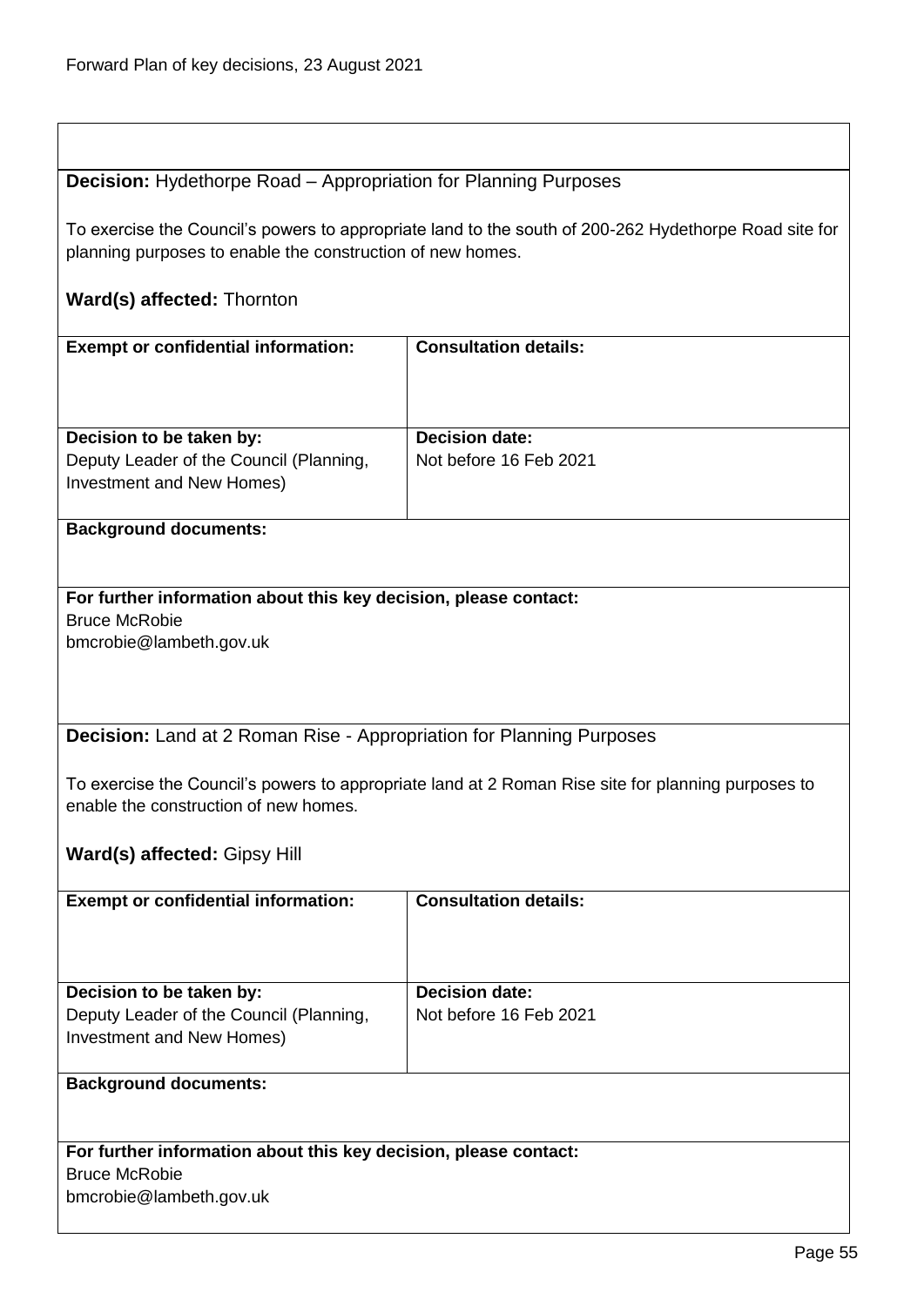**Decision:** Hydethorpe Road – Appropriation for Planning Purposes

To exercise the Council's powers to appropriate land to the south of 200-262 Hydethorpe Road site for planning purposes to enable the construction of new homes.

**Ward(s) affected:** Thornton

| **Exempt or confidential information:** | **Consultation details:** |
| --- | --- |
| | |
| **Decision to be taken by:**<br>Deputy Leader of the Council (Planning, Investment and New Homes) | **Decision date:**<br>Not before 16 Feb 2021 |

**Background documents:**

**For further information about this key decision, please contact:**
Bruce McRobie
bmcrobie@lambeth.gov.uk

**Decision:** Land at 2 Roman Rise - Appropriation for Planning Purposes

To exercise the Council's powers to appropriate land at 2 Roman Rise site for planning purposes to enable the construction of new homes.

**Ward(s) affected:** Gipsy Hill

| **Exempt or confidential information:** | **Consultation details:** |
| --- | --- |
| | |
| **Decision to be taken by:**<br>Deputy Leader of the Council (Planning, Investment and New Homes) | **Decision date:**<br>Not before 16 Feb 2021 |

**Background documents:**

**For further information about this key decision, please contact:**
Bruce McRobie
bmcrobie@lambeth.gov.uk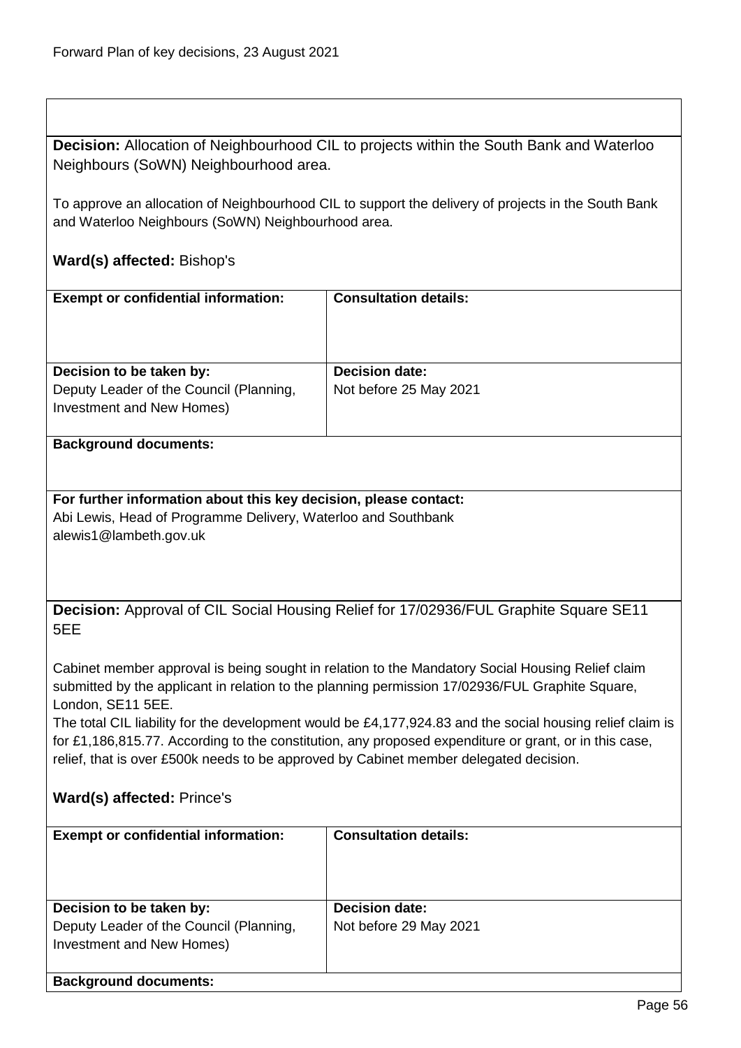**Decision:** Allocation of Neighbourhood CIL to projects within the South Bank and Waterloo Neighbours (SoWN) Neighbourhood area.

To approve an allocation of Neighbourhood CIL to support the delivery of projects in the South Bank and Waterloo Neighbours (SoWN) Neighbourhood area.

**Ward(s) affected:** Bishop's

| **Exempt or confidential information:** | **Consultation details:** |
| --- | --- |
| **Decision to be taken by:** Deputy Leader of the Council (Planning, Investment and New Homes) | **Decision date:** Not before 25 May 2021 |

**Background documents:**

**For further information about this key decision, please contact:**
Abi Lewis, Head of Programme Delivery, Waterloo and Southbank
alewis1@lambeth.gov.uk

**Decision:** Approval of CIL Social Housing Relief for 17/02936/FUL Graphite Square SE11 5EE

Cabinet member approval is being sought in relation to the Mandatory Social Housing Relief claim submitted by the applicant in relation to the planning permission 17/02936/FUL Graphite Square, London, SE11 5EE.
The total CIL liability for the development would be £4,177,924.83 and the social housing relief claim is for £1,186,815.77. According to the constitution, any proposed expenditure or grant, or in this case, relief, that is over £500k needs to be approved by Cabinet member delegated decision.

**Ward(s) affected:** Prince's

| **Exempt or confidential information:** | **Consultation details:** |
| --- | --- |
| **Decision to be taken by:** Deputy Leader of the Council (Planning, Investment and New Homes) | **Decision date:** Not before 29 May 2021 |

**Background documents:**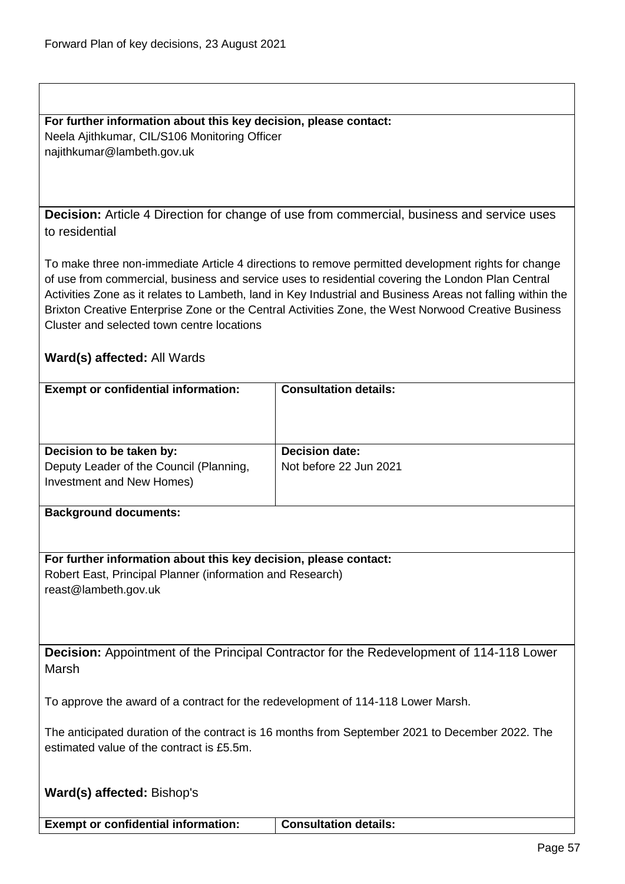**For further information about this key decision, please contact:**
Neela Ajithkumar, CIL/S106 Monitoring Officer
najithkumar@lambeth.gov.uk

**Decision:** Article 4 Direction for change of use from commercial, business and service uses to residential

To make three non-immediate Article 4 directions to remove permitted development rights for change of use from commercial, business and service uses to residential covering the London Plan Central Activities Zone as it relates to Lambeth, land in Key Industrial and Business Areas not falling within the Brixton Creative Enterprise Zone or the Central Activities Zone, the West Norwood Creative Business Cluster and selected town centre locations

**Ward(s) affected:** All Wards

| **Exempt or confidential information:** | **Consultation details:** |
|---|---|
| **Decision to be taken by:**<br>Deputy Leader of the Council (Planning, Investment and New Homes) | **Decision date:**<br>Not before 22 Jun 2021 |

**Background documents:**

**For further information about this key decision, please contact:**
Robert East, Principal Planner (information and Research)
reast@lambeth.gov.uk

**Decision:** Appointment of the Principal Contractor for the Redevelopment of 114-118 Lower Marsh

To approve the award of a contract for the redevelopment of 114-118 Lower Marsh.

The anticipated duration of the contract is 16 months from September 2021 to December 2022. The estimated value of the contract is £5.5m.

**Ward(s) affected:** Bishop's

| **Exempt or confidential information:** | **Consultation details:** |
|---|---|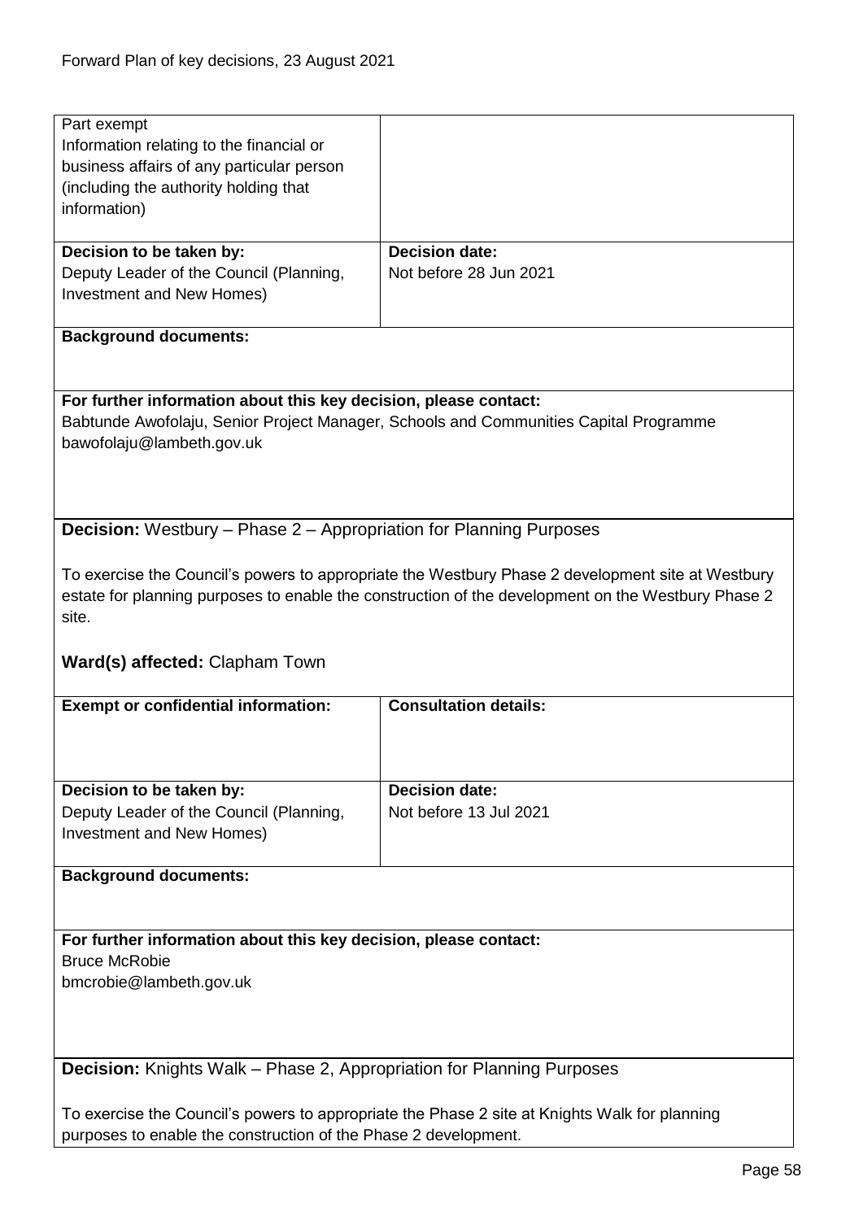| Part exempt<br>Information relating to the financial or business affairs of any particular person (including the authority holding that information) | |
|---|---|
| **Decision to be taken by:**<br>Deputy Leader of the Council (Planning, Investment and New Homes) | **Decision date:**<br>Not before 28 Jun 2021 |

**Background documents:**

**For further information about this key decision, please contact:**
Babtunde Awofolaju, Senior Project Manager, Schools and Communities Capital Programme
bawofolaju@lambeth.gov.uk

**Decision:** Westbury – Phase 2 – Appropriation for Planning Purposes

To exercise the Council's powers to appropriate the Westbury Phase 2 development site at Westbury estate for planning purposes to enable the construction of the development on the Westbury Phase 2 site.

**Ward(s) affected:** Clapham Town

| **Exempt or confidential information:** | **Consultation details:** |
|---|---|
| **Decision to be taken by:**<br>Deputy Leader of the Council (Planning, Investment and New Homes) | **Decision date:**<br>Not before 13 Jul 2021 |

**Background documents:**

**For further information about this key decision, please contact:**
Bruce McRobie
bmcrobie@lambeth.gov.uk

**Decision:** Knights Walk – Phase 2, Appropriation for Planning Purposes

To exercise the Council's powers to appropriate the Phase 2 site at Knights Walk for planning purposes to enable the construction of the Phase 2 development.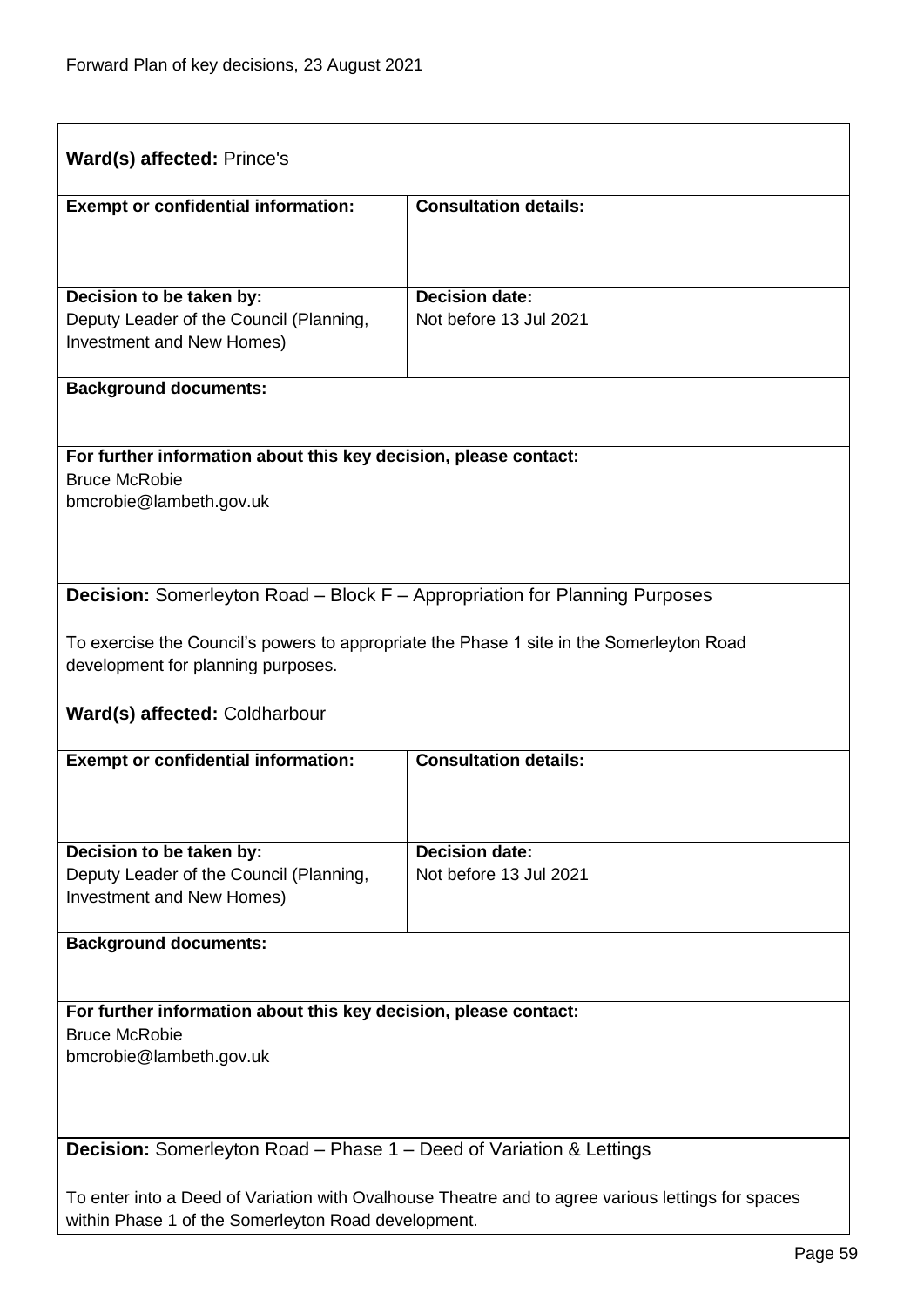**Ward(s) affected:** Prince's

| **Exempt or confidential information:** | **Consultation details:** |
|---|---|
| | |
| **Decision to be taken by:**<br>Deputy Leader of the Council (Planning, Investment and New Homes) | **Decision date:**<br>Not before 13 Jul 2021 |

**Background documents:**

**For further information about this key decision, please contact:**
Bruce McRobie
bmcrobie@lambeth.gov.uk

**Decision:** Somerleyton Road – Block F – Appropriation for Planning Purposes

To exercise the Council's powers to appropriate the Phase 1 site in the Somerleyton Road development for planning purposes.

**Ward(s) affected:** Coldharbour

| **Exempt or confidential information:** | **Consultation details:** |
|---|---|
| | |
| **Decision to be taken by:**<br>Deputy Leader of the Council (Planning, Investment and New Homes) | **Decision date:**<br>Not before 13 Jul 2021 |

**Background documents:**

**For further information about this key decision, please contact:**
Bruce McRobie
bmcrobie@lambeth.gov.uk

**Decision:** Somerleyton Road – Phase 1 – Deed of Variation & Lettings

To enter into a Deed of Variation with Ovalhouse Theatre and to agree various lettings for spaces within Phase 1 of the Somerleyton Road development.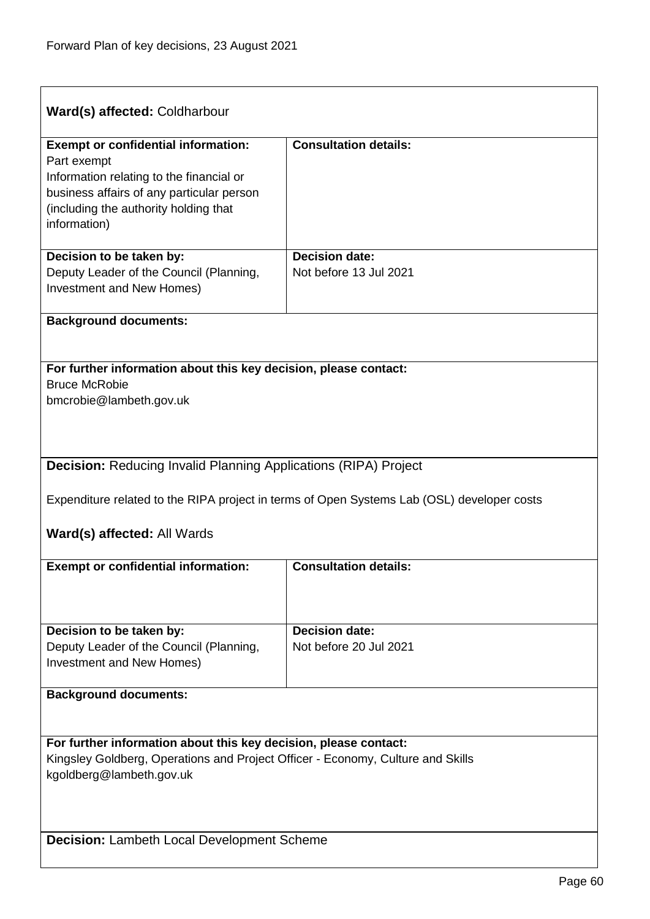**Ward(s) affected:** Coldharbour

| **Exempt or confidential information:** | **Consultation details:** |
| --- | --- |
| Part exempt<br>Information relating to the financial or business affairs of any particular person (including the authority holding that information) | |
| **Decision to be taken by:**<br>Deputy Leader of the Council (Planning, Investment and New Homes) | **Decision date:**<br>Not before 13 Jul 2021 |

**Background documents:**

**For further information about this key decision, please contact:**
Bruce McRobie
bmcrobie@lambeth.gov.uk

**Decision:** Reducing Invalid Planning Applications (RIPA) Project

Expenditure related to the RIPA project in terms of Open Systems Lab (OSL) developer costs

**Ward(s) affected:** All Wards

| **Exempt or confidential information:** | **Consultation details:** |
| --- | --- |
| **Decision to be taken by:**<br>Deputy Leader of the Council (Planning, Investment and New Homes) | **Decision date:**<br>Not before 20 Jul 2021 |

**Background documents:**

**For further information about this key decision, please contact:**
Kingsley Goldberg, Operations and Project Officer - Economy, Culture and Skills
kgoldberg@lambeth.gov.uk

**Decision:** Lambeth Local Development Scheme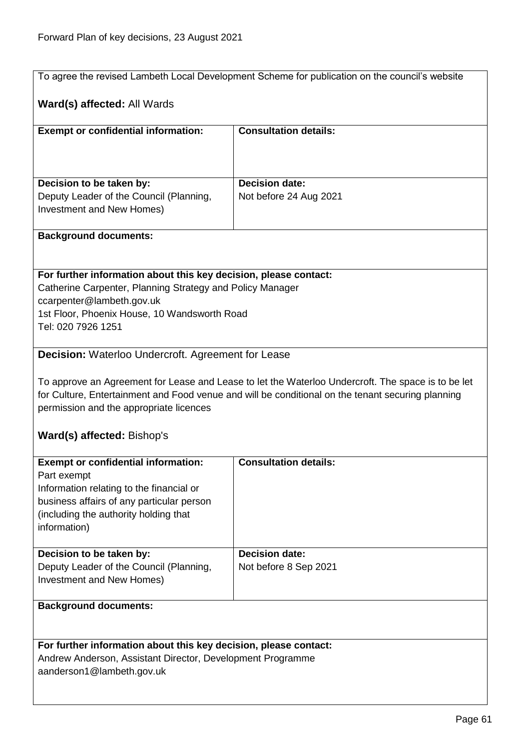To agree the revised Lambeth Local Development Scheme for publication on the council's website

**Ward(s) affected:** All Wards

| **Exempt or confidential information:** | **Consultation details:** |
|---|---|
| | |
| **Decision to be taken by:** Deputy Leader of the Council (Planning, Investment and New Homes) | **Decision date:** Not before 24 Aug 2021 |

**Background documents:**

**For further information about this key decision, please contact:**
Catherine Carpenter, Planning Strategy and Policy Manager
ccarpenter@lambeth.gov.uk
1st Floor, Phoenix House, 10 Wandsworth Road
Tel: 020 7926 1251

**Decision:** Waterloo Undercroft. Agreement for Lease

To approve an Agreement for Lease and Lease to let the Waterloo Undercroft. The space is to be let for Culture, Entertainment and Food venue and will be conditional on the tenant securing planning permission and the appropriate licences

**Ward(s) affected:** Bishop's

| **Exempt or confidential information:** | **Consultation details:** |
|---|---|
| Part exempt<br>Information relating to the financial or business affairs of any particular person (including the authority holding that information) | |
| **Decision to be taken by:** Deputy Leader of the Council (Planning, Investment and New Homes) | **Decision date:** Not before 8 Sep 2021 |

**Background documents:**

**For further information about this key decision, please contact:**
Andrew Anderson, Assistant Director, Development Programme
aanderson1@lambeth.gov.uk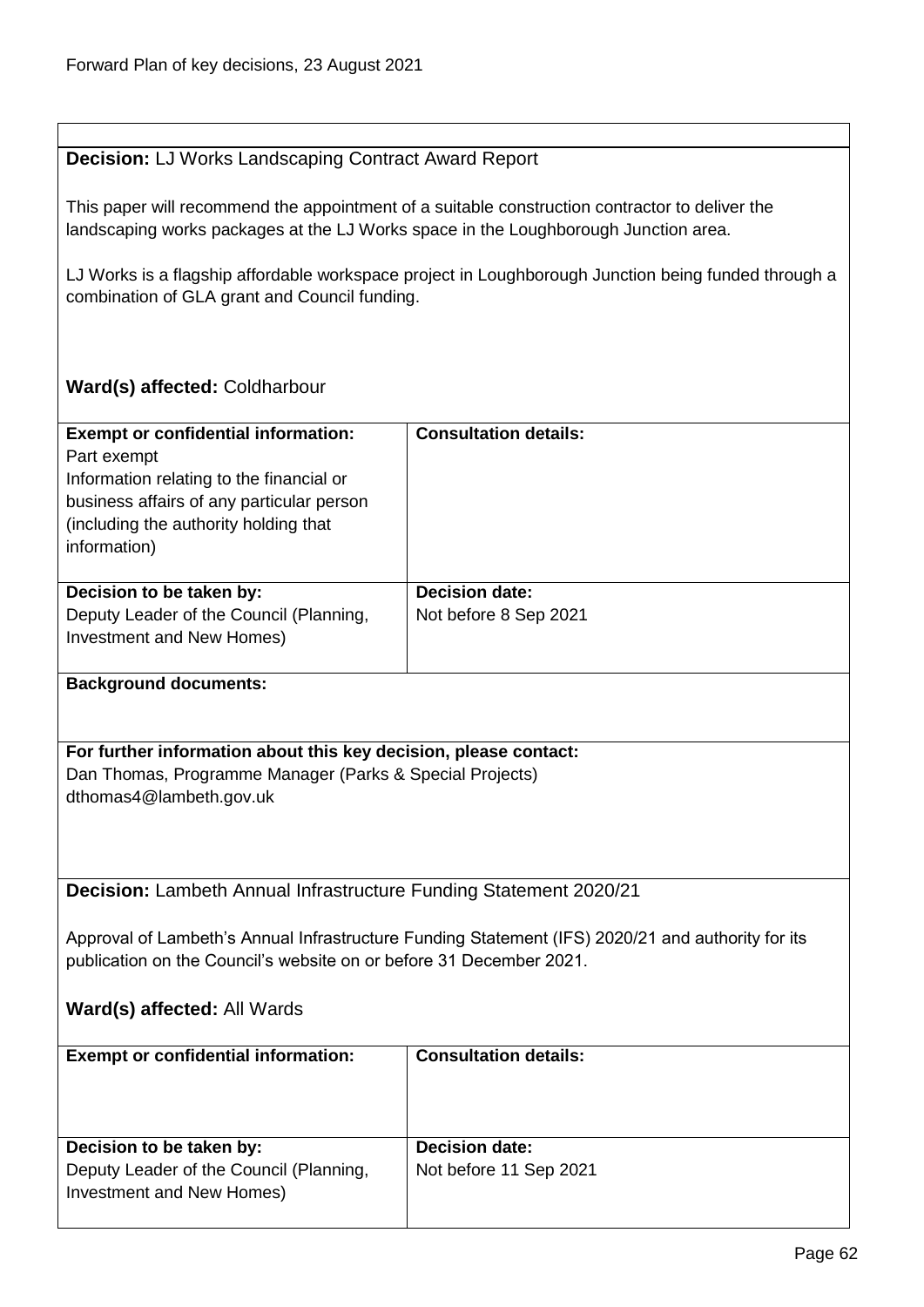**Decision:** LJ Works Landscaping Contract Award Report

This paper will recommend the appointment of a suitable construction contractor to deliver the landscaping works packages at the LJ Works space in the Loughborough Junction area.

LJ Works is a flagship affordable workspace project in Loughborough Junction being funded through a combination of GLA grant and Council funding.

**Ward(s) affected:** Coldharbour

| **Exempt or confidential information:** | **Consultation details:** |
| --- | --- |
| Part exempt<br>Information relating to the financial or business affairs of any particular person (including the authority holding that information) | |
| **Decision to be taken by:**<br>Deputy Leader of the Council (Planning, Investment and New Homes) | **Decision date:**<br>Not before 8 Sep 2021 |

**Background documents:**

**For further information about this key decision, please contact:**
Dan Thomas, Programme Manager (Parks & Special Projects)
dthomas4@lambeth.gov.uk

**Decision:** Lambeth Annual Infrastructure Funding Statement 2020/21

Approval of Lambeth's Annual Infrastructure Funding Statement (IFS) 2020/21 and authority for its publication on the Council's website on or before 31 December 2021.

**Ward(s) affected:** All Wards

| **Exempt or confidential information:** | **Consultation details:** |
| --- | --- |
| **Decision to be taken by:**<br>Deputy Leader of the Council (Planning, Investment and New Homes) | **Decision date:**<br>Not before 11 Sep 2021 |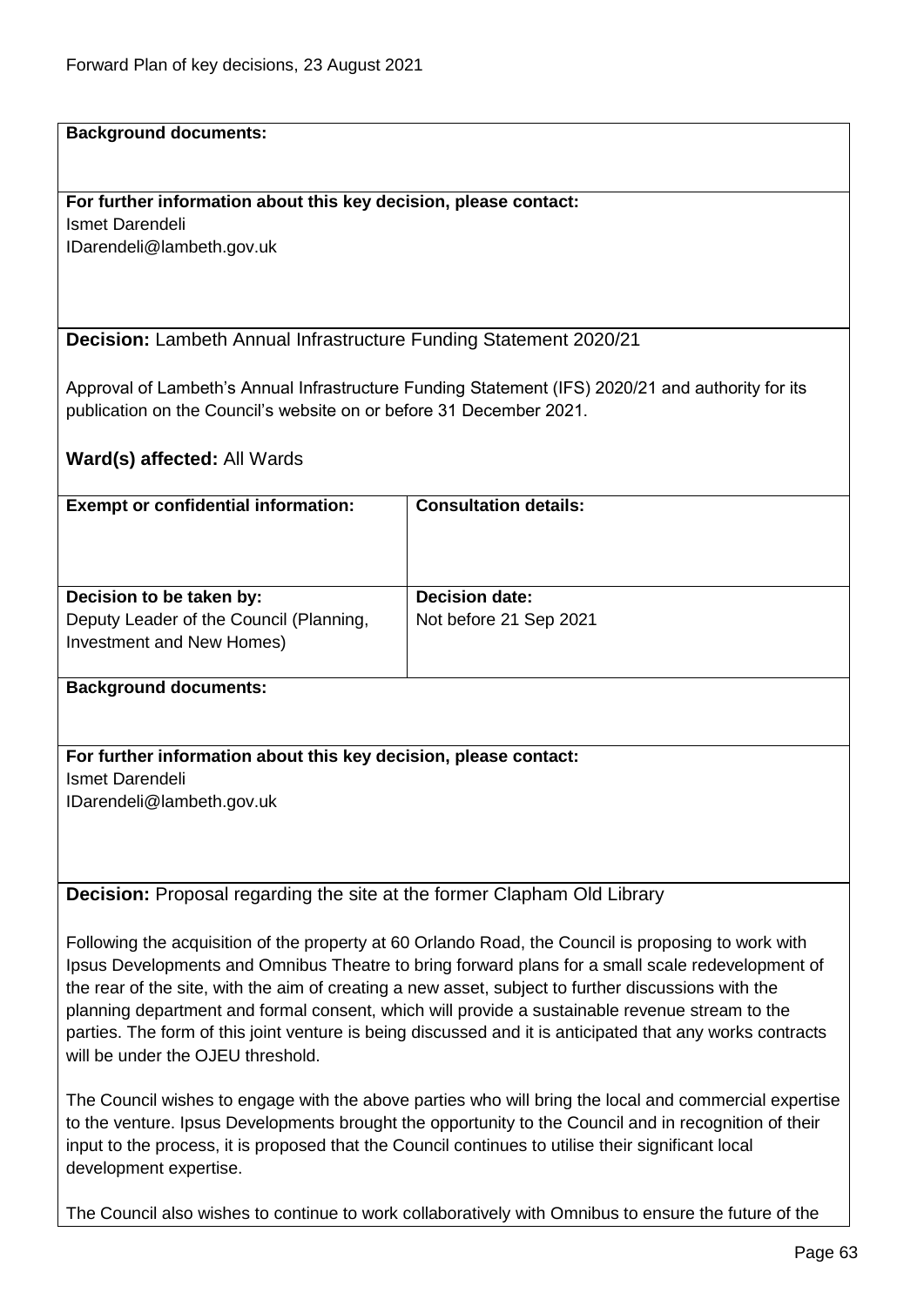**Background documents:**

**For further information about this key decision, please contact:**
Ismet Darendeli
IDarendeli@lambeth.gov.uk

**Decision:** Lambeth Annual Infrastructure Funding Statement 2020/21

Approval of Lambeth's Annual Infrastructure Funding Statement (IFS) 2020/21 and authority for its publication on the Council's website on or before 31 December 2021.

**Ward(s) affected:** All Wards

| **Exempt or confidential information:** | **Consultation details:** |
|---|---|
| **Decision to be taken by:**<br>Deputy Leader of the Council (Planning, Investment and New Homes) | **Decision date:**<br>Not before 21 Sep 2021 |

**Background documents:**

**For further information about this key decision, please contact:**
Ismet Darendeli
IDarendeli@lambeth.gov.uk

**Decision:** Proposal regarding the site at the former Clapham Old Library

Following the acquisition of the property at 60 Orlando Road, the Council is proposing to work with Ipsus Developments and Omnibus Theatre to bring forward plans for a small scale redevelopment of the rear of the site, with the aim of creating a new asset, subject to further discussions with the planning department and formal consent, which will provide a sustainable revenue stream to the parties. The form of this joint venture is being discussed and it is anticipated that any works contracts will be under the OJEU threshold.

The Council wishes to engage with the above parties who will bring the local and commercial expertise to the venture. Ipsus Developments brought the opportunity to the Council and in recognition of their input to the process, it is proposed that the Council continues to utilise their significant local development expertise.

The Council also wishes to continue to work collaboratively with Omnibus to ensure the future of the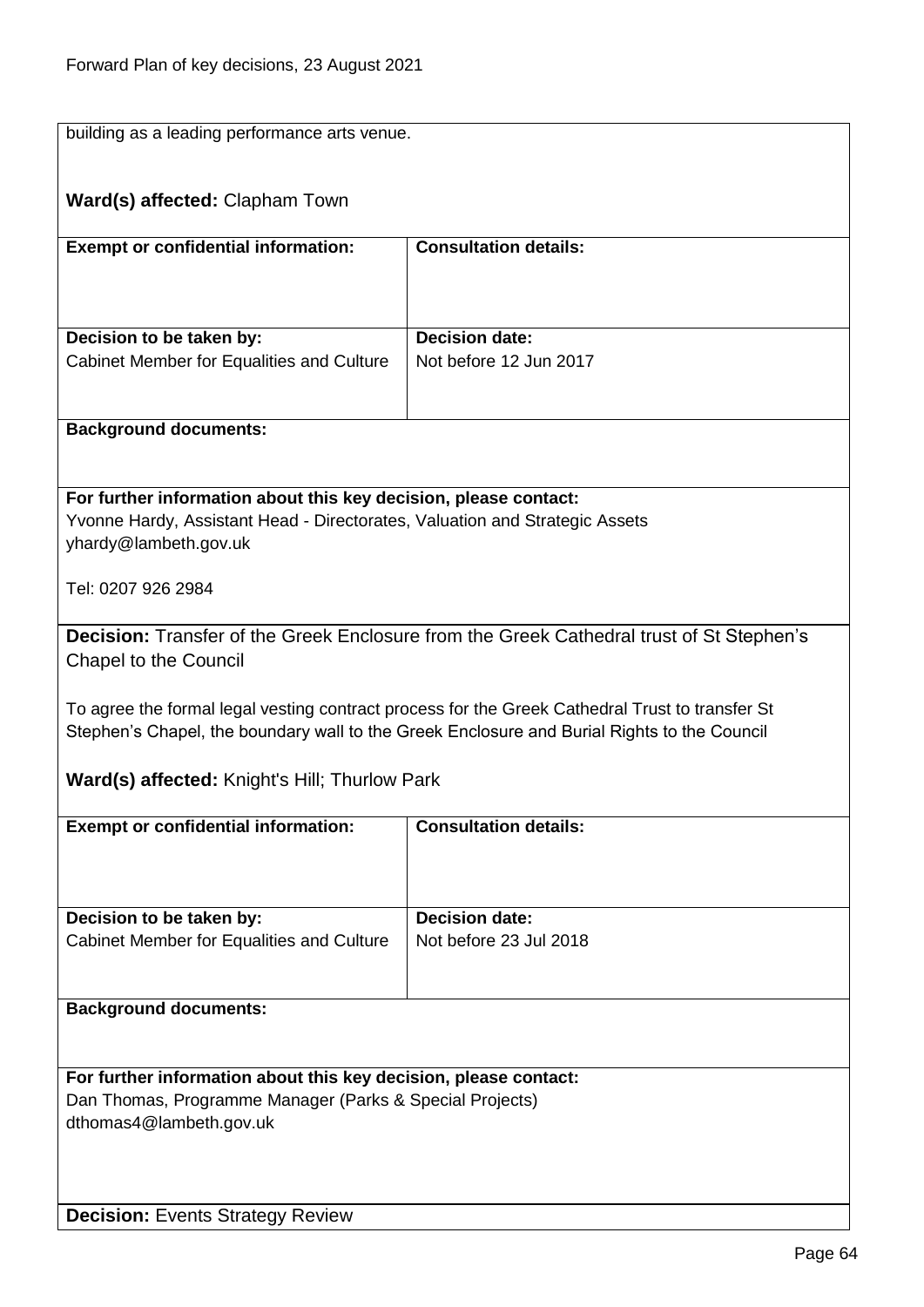building as a leading performance arts venue.

**Ward(s) affected:** Clapham Town

| **Exempt or confidential information:** | **Consultation details:** |
| --- | --- |
| **Decision to be taken by:** Cabinet Member for Equalities and Culture | **Decision date:** Not before 12 Jun 2017 |

**Background documents:**

**For further information about this key decision, please contact:**
Yvonne Hardy, Assistant Head - Directorates, Valuation and Strategic Assets
yhardy@lambeth.gov.uk

Tel: 0207 926 2984

**Decision:** Transfer of the Greek Enclosure from the Greek Cathedral trust of St Stephen's Chapel to the Council

To agree the formal legal vesting contract process for the Greek Cathedral Trust to transfer St Stephen's Chapel, the boundary wall to the Greek Enclosure and Burial Rights to the Council

**Ward(s) affected:** Knight's Hill; Thurlow Park

| **Exempt or confidential information:** | **Consultation details:** |
| --- | --- |
| **Decision to be taken by:** Cabinet Member for Equalities and Culture | **Decision date:** Not before 23 Jul 2018 |

**Background documents:**

**For further information about this key decision, please contact:**
Dan Thomas, Programme Manager (Parks & Special Projects)
dthomas4@lambeth.gov.uk

**Decision:** Events Strategy Review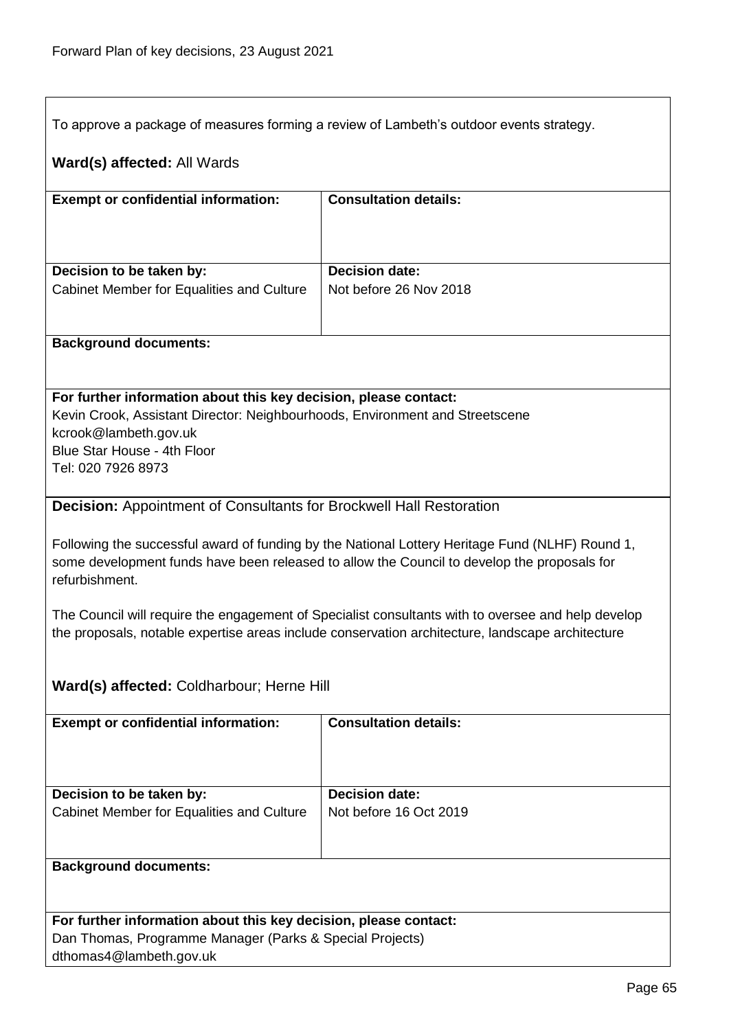To approve a package of measures forming a review of Lambeth's outdoor events strategy.

**Ward(s) affected:** All Wards

| **Exempt or confidential information:** | **Consultation details:** |
|---|---|
| | |
| **Decision to be taken by:** Cabinet Member for Equalities and Culture | **Decision date:** Not before 26 Nov 2018 |

**Background documents:**

**For further information about this key decision, please contact:**
Kevin Crook, Assistant Director: Neighbourhoods, Environment and Streetscene
kcrook@lambeth.gov.uk
Blue Star House - 4th Floor
Tel: 020 7926 8973

**Decision:** Appointment of Consultants for Brockwell Hall Restoration

Following the successful award of funding by the National Lottery Heritage Fund (NLHF) Round 1, some development funds have been released to allow the Council to develop the proposals for refurbishment.

The Council will require the engagement of Specialist consultants with to oversee and help develop the proposals, notable expertise areas include conservation architecture, landscape architecture

**Ward(s) affected:** Coldharbour; Herne Hill

| **Exempt or confidential information:** | **Consultation details:** |
|---|---|
| | |
| **Decision to be taken by:** Cabinet Member for Equalities and Culture | **Decision date:** Not before 16 Oct 2019 |

**Background documents:**

**For further information about this key decision, please contact:**
Dan Thomas, Programme Manager (Parks & Special Projects)
dthomas4@lambeth.gov.uk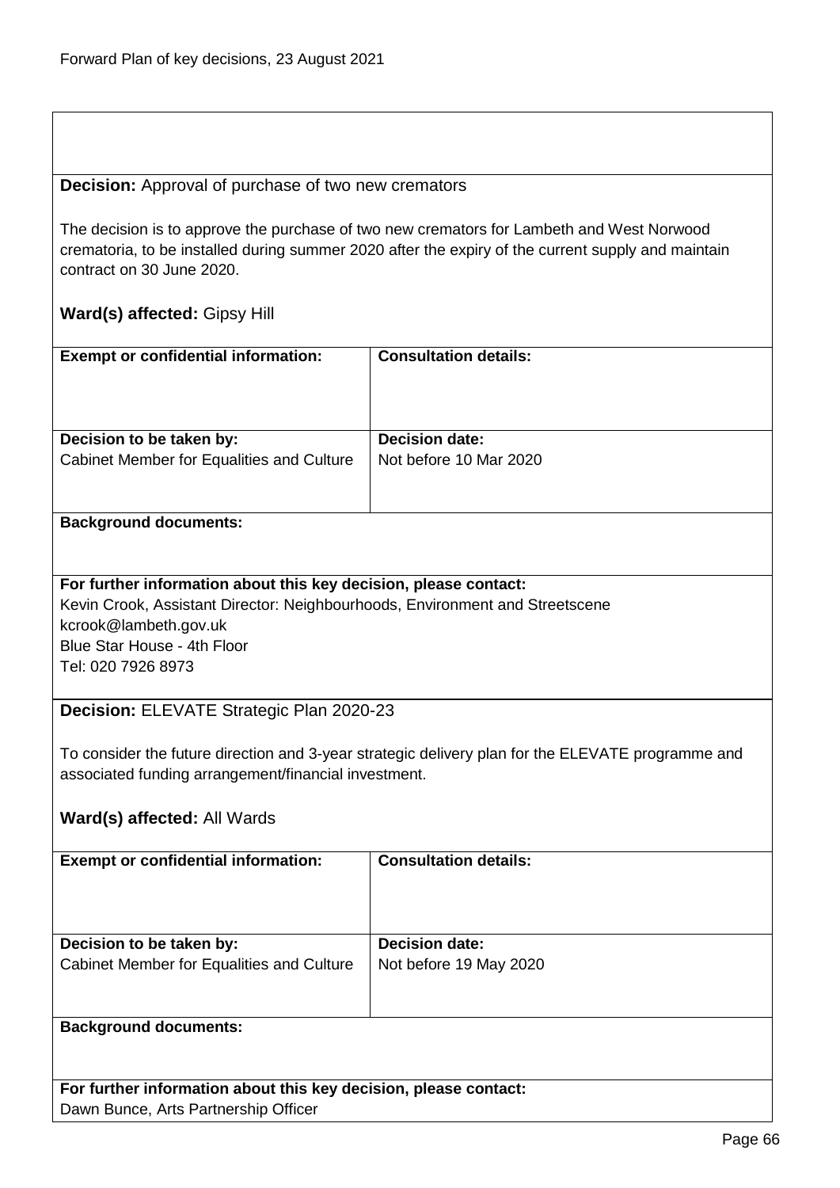**Decision:** Approval of purchase of two new cremators

The decision is to approve the purchase of two new cremators for Lambeth and West Norwood crematoria, to be installed during summer 2020 after the expiry of the current supply and maintain contract on 30 June 2020.

**Ward(s) affected:** Gipsy Hill

| **Exempt or confidential information:** | **Consultation details:** |
|---|---|
| | |
| **Decision to be taken by:** Cabinet Member for Equalities and Culture | **Decision date:** Not before 10 Mar 2020 |

**Background documents:**

**For further information about this key decision, please contact:**
Kevin Crook, Assistant Director: Neighbourhoods, Environment and Streetscene
kcrook@lambeth.gov.uk
Blue Star House - 4th Floor
Tel: 020 7926 8973

**Decision:** ELEVATE Strategic Plan 2020-23

To consider the future direction and 3-year strategic delivery plan for the ELEVATE programme and associated funding arrangement/financial investment.

**Ward(s) affected:** All Wards

| **Exempt or confidential information:** | **Consultation details:** |
|---|---|
| | |
| **Decision to be taken by:** Cabinet Member for Equalities and Culture | **Decision date:** Not before 19 May 2020 |

**Background documents:**

**For further information about this key decision, please contact:**
Dawn Bunce, Arts Partnership Officer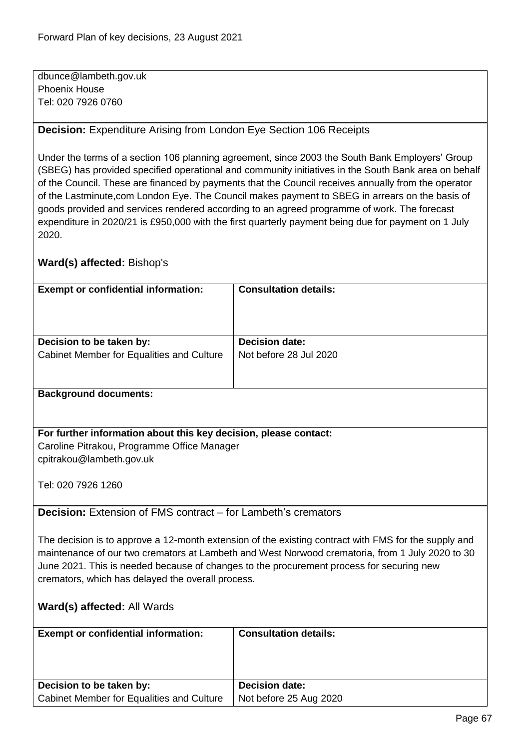dbunce@lambeth.gov.uk
Phoenix House
Tel: 020 7926 0760

**Decision:** Expenditure Arising from London Eye Section 106 Receipts

Under the terms of a section 106 planning agreement, since 2003 the South Bank Employers' Group (SBEG) has provided specified operational and community initiatives in the South Bank area on behalf of the Council. These are financed by payments that the Council receives annually from the operator of the Lastminute,com London Eye. The Council makes payment to SBEG in arrears on the basis of goods provided and services rendered according to an agreed programme of work. The forecast expenditure in 2020/21 is £950,000 with the first quarterly payment being due for payment on 1 July 2020.

**Ward(s) affected:** Bishop's

| **Exempt or confidential information:** | **Consultation details:** |
| --- | --- |
| **Decision to be taken by:**<br>Cabinet Member for Equalities and Culture | **Decision date:**<br>Not before 28 Jul 2020 |

**Background documents:**

**For further information about this key decision, please contact:**
Caroline Pitrakou, Programme Office Manager
cpitrakou@lambeth.gov.uk

Tel: 020 7926 1260

**Decision:** Extension of FMS contract – for Lambeth's cremators

The decision is to approve a 12-month extension of the existing contract with FMS for the supply and maintenance of our two cremators at Lambeth and West Norwood crematoria, from 1 July 2020 to 30 June 2021. This is needed because of changes to the procurement process for securing new cremators, which has delayed the overall process.

**Ward(s) affected:** All Wards

| **Exempt or confidential information:** | **Consultation details:** |
| --- | --- |
| **Decision to be taken by:**<br>Cabinet Member for Equalities and Culture | **Decision date:**<br>Not before 25 Aug 2020 |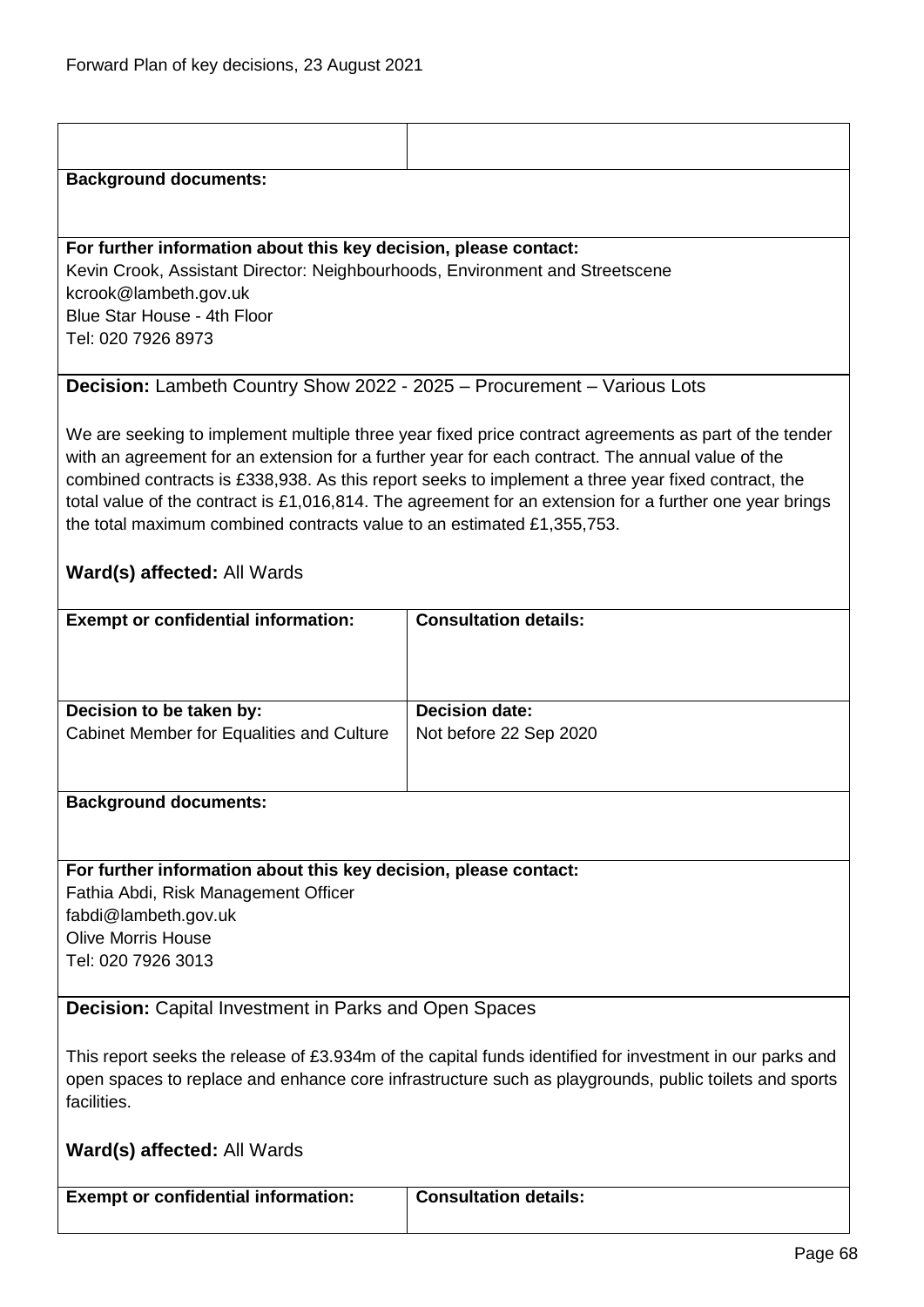| | |
|---|---|
| | |

**Background documents:**

**For further information about this key decision, please contact:**
Kevin Crook, Assistant Director: Neighbourhoods, Environment and Streetscene
kcrook@lambeth.gov.uk
Blue Star House - 4th Floor
Tel: 020 7926 8973

**Decision:** Lambeth Country Show 2022 - 2025 – Procurement – Various Lots

We are seeking to implement multiple three year fixed price contract agreements as part of the tender with an agreement for an extension for a further year for each contract. The annual value of the combined contracts is £338,938. As this report seeks to implement a three year fixed contract, the total value of the contract is £1,016,814. The agreement for an extension for a further one year brings the total maximum combined contracts value to an estimated £1,355,753.

**Ward(s) affected:** All Wards

| **Exempt or confidential information:** | **Consultation details:** |
|---|---|
| **Decision to be taken by:**<br>Cabinet Member for Equalities and Culture | **Decision date:**<br>Not before 22 Sep 2020 |

**Background documents:**

**For further information about this key decision, please contact:**
Fathia Abdi, Risk Management Officer
fabdi@lambeth.gov.uk
Olive Morris House
Tel: 020 7926 3013

**Decision:** Capital Investment in Parks and Open Spaces

This report seeks the release of £3.934m of the capital funds identified for investment in our parks and open spaces to replace and enhance core infrastructure such as playgrounds, public toilets and sports facilities.

**Ward(s) affected:** All Wards

| **Exempt or confidential information:** | **Consultation details:** |
|---|---|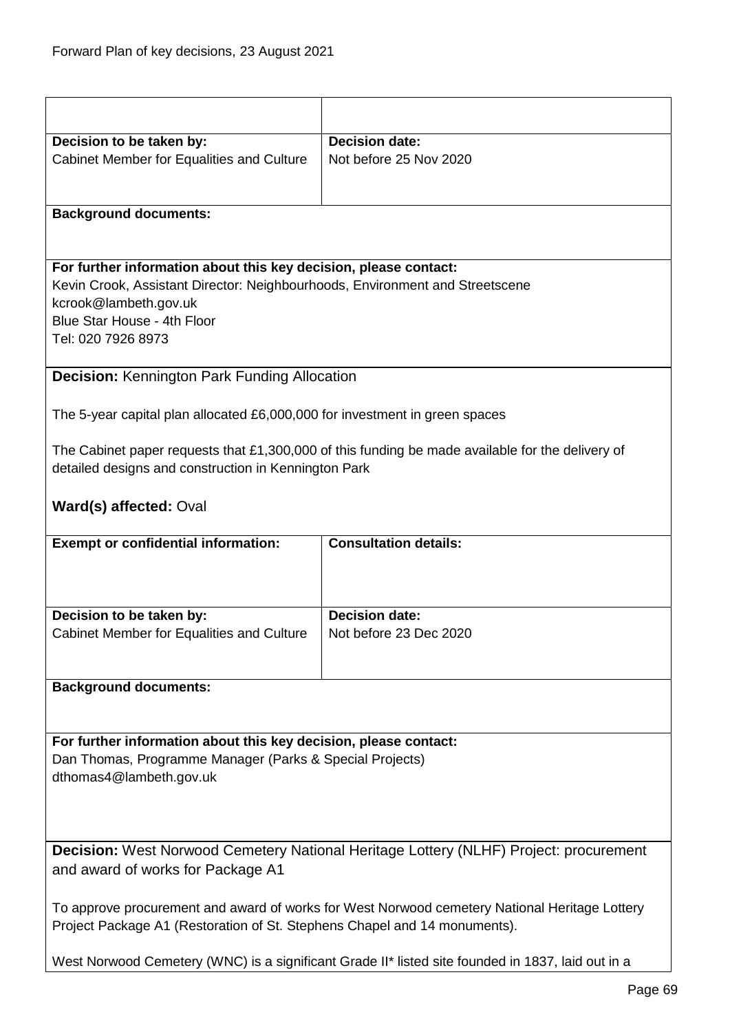| | |
|---|---|
| **Decision to be taken by:**<br>Cabinet Member for Equalities and Culture | **Decision date:**<br>Not before 25 Nov 2020 |
| **Background documents:** | |
| **For further information about this key decision, please contact:**<br>Kevin Crook, Assistant Director: Neighbourhoods, Environment and Streetscene<br>kcrook@lambeth.gov.uk<br>Blue Star House - 4th Floor<br>Tel: 020 7926 8973 | |

**Decision:** Kennington Park Funding Allocation

The 5-year capital plan allocated £6,000,000 for investment in green spaces

The Cabinet paper requests that £1,300,000 of this funding be made available for the delivery of detailed designs and construction in Kennington Park

**Ward(s) affected:** Oval

| | |
|---|---|
| **Exempt or confidential information:** | **Consultation details:** |
| **Decision to be taken by:**<br>Cabinet Member for Equalities and Culture | **Decision date:**<br>Not before 23 Dec 2020 |
| **Background documents:** | |
| **For further information about this key decision, please contact:**<br>Dan Thomas, Programme Manager (Parks & Special Projects)<br>dthomas4@lambeth.gov.uk | |

**Decision:** West Norwood Cemetery National Heritage Lottery (NLHF) Project: procurement and award of works for Package A1

To approve procurement and award of works for West Norwood cemetery National Heritage Lottery Project Package A1 (Restoration of St. Stephens Chapel and 14 monuments).

West Norwood Cemetery (WNC) is a significant Grade II* listed site founded in 1837, laid out in a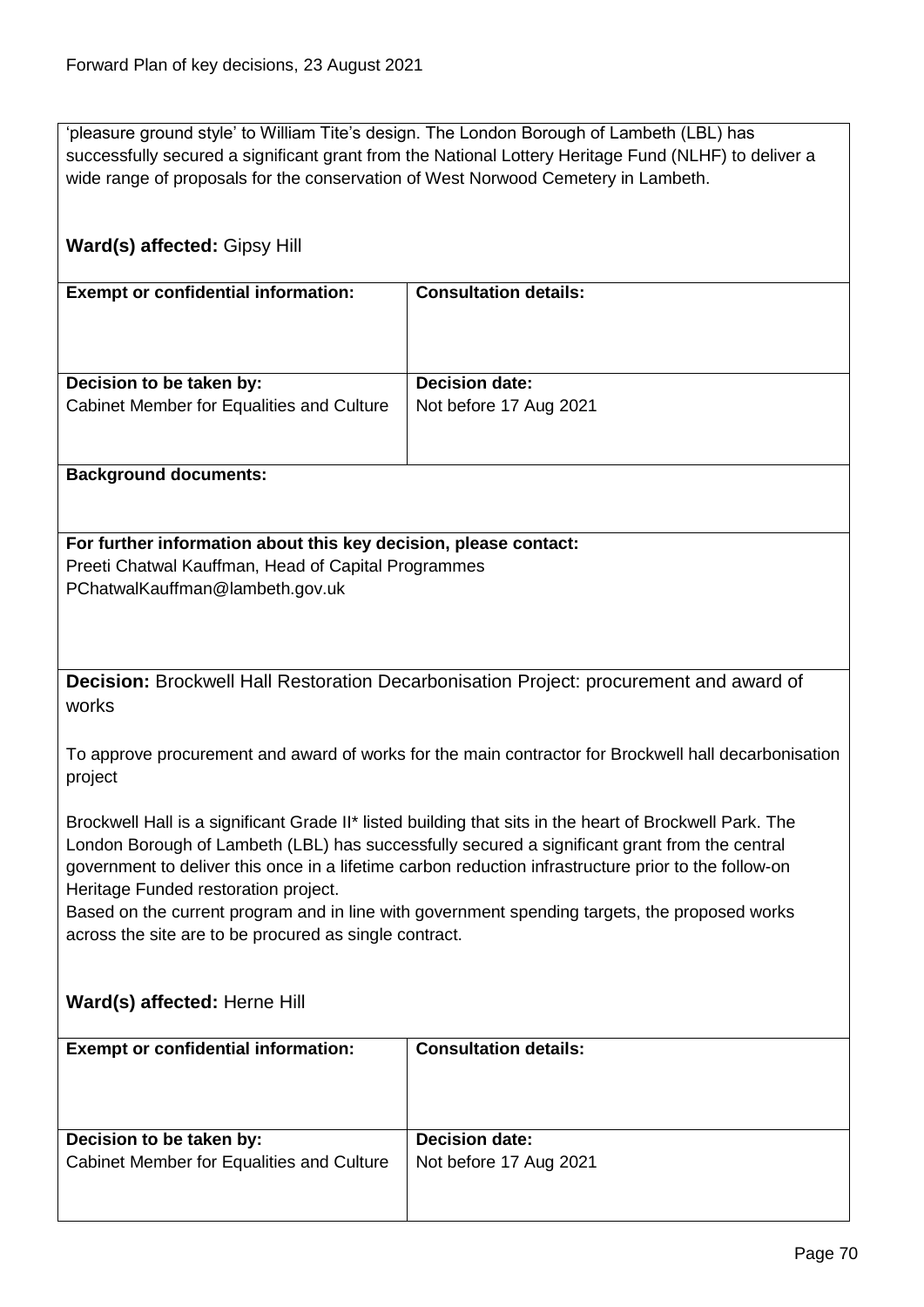'pleasure ground style' to William Tite's design. The London Borough of Lambeth (LBL) has successfully secured a significant grant from the National Lottery Heritage Fund (NLHF) to deliver a wide range of proposals for the conservation of West Norwood Cemetery in Lambeth.

**Ward(s) affected:** Gipsy Hill

| **Exempt or confidential information:** | **Consultation details:** |
|---|---|
| **Decision to be taken by:**<br>Cabinet Member for Equalities and Culture | **Decision date:**<br>Not before 17 Aug 2021 |

**Background documents:**

**For further information about this key decision, please contact:**
Preeti Chatwal Kauffman, Head of Capital Programmes
PChatwalKauffman@lambeth.gov.uk

**Decision:** Brockwell Hall Restoration Decarbonisation Project: procurement and award of works

To approve procurement and award of works for the main contractor for Brockwell hall decarbonisation project

Brockwell Hall is a significant Grade II* listed building that sits in the heart of Brockwell Park. The London Borough of Lambeth (LBL) has successfully secured a significant grant from the central government to deliver this once in a lifetime carbon reduction infrastructure prior to the follow-on Heritage Funded restoration project.
Based on the current program and in line with government spending targets, the proposed works across the site are to be procured as single contract.

**Ward(s) affected:** Herne Hill

| **Exempt or confidential information:** | **Consultation details:** |
|---|---|
| **Decision to be taken by:**<br>Cabinet Member for Equalities and Culture | **Decision date:**<br>Not before 17 Aug 2021 |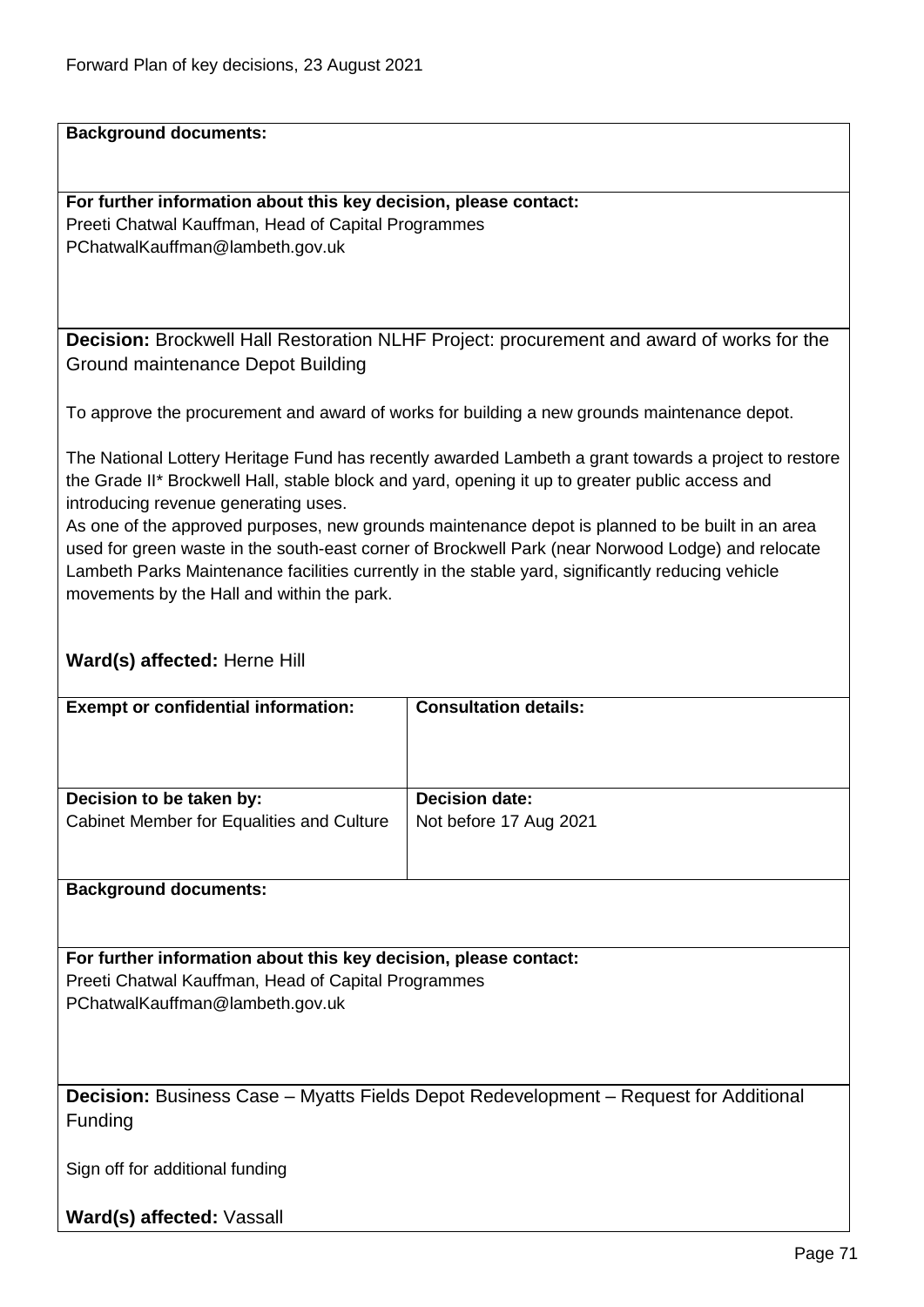**Background documents:**

**For further information about this key decision, please contact:**
Preeti Chatwal Kauffman, Head of Capital Programmes
PChatwalKauffman@lambeth.gov.uk

**Decision:** Brockwell Hall Restoration NLHF Project: procurement and award of works for the Ground maintenance Depot Building

To approve the procurement and award of works for building a new grounds maintenance depot.

The National Lottery Heritage Fund has recently awarded Lambeth a grant towards a project to restore the Grade II* Brockwell Hall, stable block and yard, opening it up to greater public access and introducing revenue generating uses.
As one of the approved purposes, new grounds maintenance depot is planned to be built in an area used for green waste in the south-east corner of Brockwell Park (near Norwood Lodge) and relocate Lambeth Parks Maintenance facilities currently in the stable yard, significantly reducing vehicle movements by the Hall and within the park.

**Ward(s) affected:** Herne Hill

| **Exempt or confidential information:** | **Consultation details:** |
| --- | --- |
| **Decision to be taken by:** Cabinet Member for Equalities and Culture | **Decision date:** Not before 17 Aug 2021 |

**Background documents:**

**For further information about this key decision, please contact:**
Preeti Chatwal Kauffman, Head of Capital Programmes
PChatwalKauffman@lambeth.gov.uk

**Decision:** Business Case – Myatts Fields Depot Redevelopment – Request for Additional Funding

Sign off for additional funding

**Ward(s) affected:** Vassall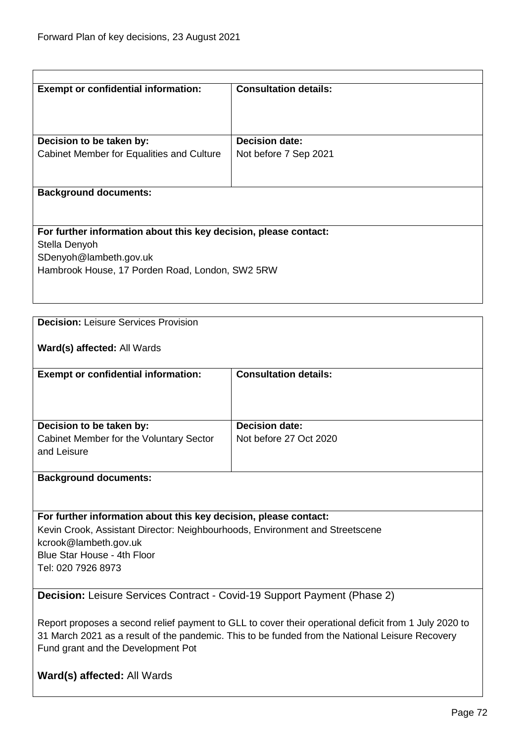| **Exempt or confidential information:** | **Consultation details:** |
| --- | --- |
| **Decision to be taken by:**<br>Cabinet Member for Equalities and Culture | **Decision date:**<br>Not before 7 Sep 2021 |

**Background documents:**

**For further information about this key decision, please contact:**
Stella Denyoh
SDenyoh@lambeth.gov.uk
Hambrook House, 17 Porden Road, London, SW2 5RW

---

**Decision:** Leisure Services Provision

**Ward(s) affected:** All Wards

| **Exempt or confidential information:** | **Consultation details:** |
| --- | --- |
| **Decision to be taken by:**<br>Cabinet Member for the Voluntary Sector and Leisure | **Decision date:**<br>Not before 27 Oct 2020 |

**Background documents:**

**For further information about this key decision, please contact:**
Kevin Crook, Assistant Director: Neighbourhoods, Environment and Streetscene
kcrook@lambeth.gov.uk
Blue Star House - 4th Floor
Tel: 020 7926 8973

---

**Decision:** Leisure Services Contract - Covid-19 Support Payment (Phase 2)

Report proposes a second relief payment to GLL to cover their operational deficit from 1 July 2020 to 31 March 2021 as a result of the pandemic. This to be funded from the National Leisure Recovery Fund grant and the Development Pot

**Ward(s) affected:** All Wards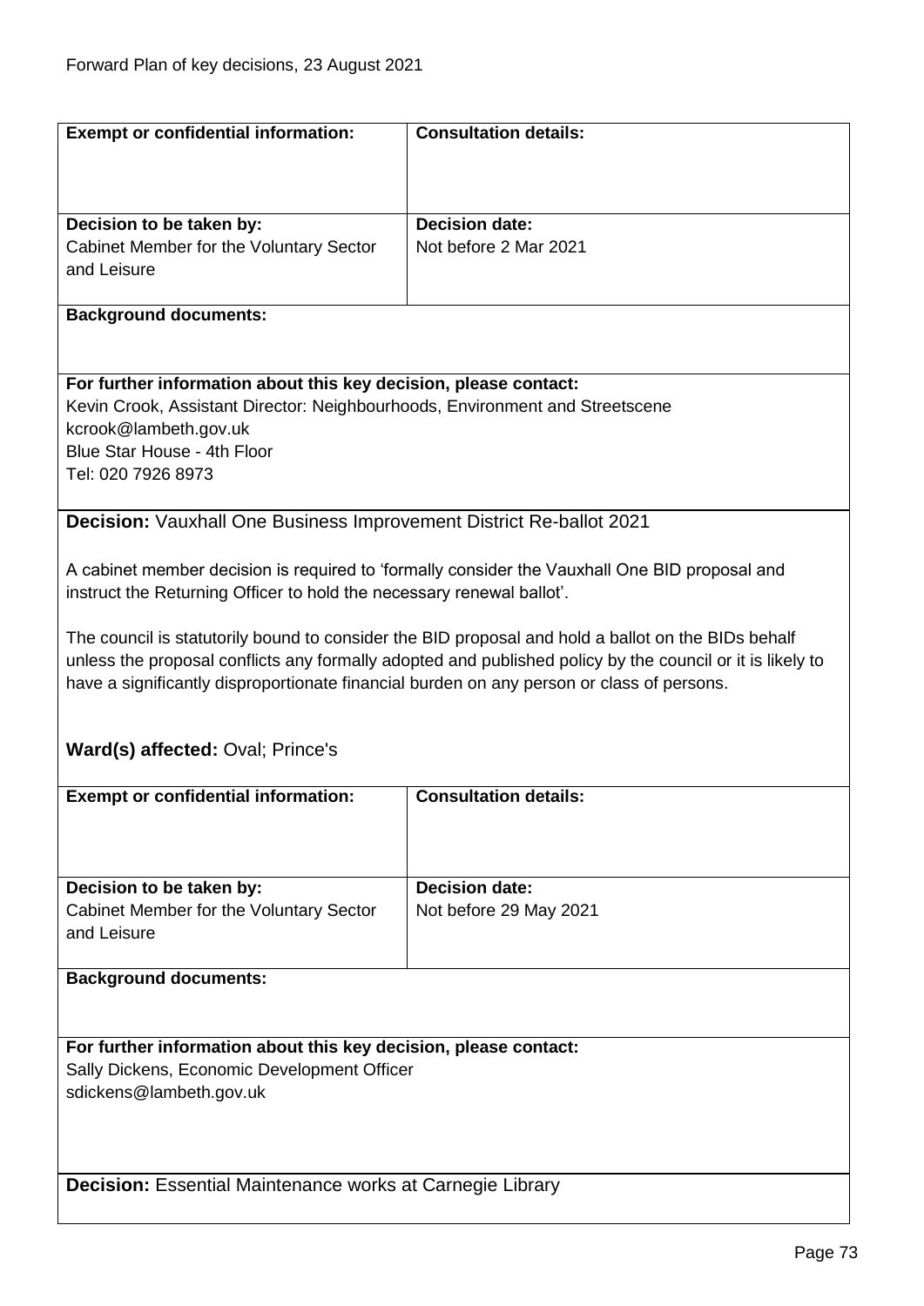| **Exempt or confidential information:** | **Consultation details:** |
|---|---|
| **Decision to be taken by:**<br>Cabinet Member for the Voluntary Sector and Leisure | **Decision date:**<br>Not before 2 Mar 2021 |

**Background documents:**

**For further information about this key decision, please contact:**
Kevin Crook, Assistant Director: Neighbourhoods, Environment and Streetscene
kcrook@lambeth.gov.uk
Blue Star House - 4th Floor
Tel: 020 7926 8973

**Decision:** Vauxhall One Business Improvement District Re-ballot 2021

A cabinet member decision is required to 'formally consider the Vauxhall One BID proposal and instruct the Returning Officer to hold the necessary renewal ballot'.

The council is statutorily bound to consider the BID proposal and hold a ballot on the BIDs behalf unless the proposal conflicts any formally adopted and published policy by the council or it is likely to have a significantly disproportionate financial burden on any person or class of persons.

**Ward(s) affected:** Oval; Prince's

| **Exempt or confidential information:** | **Consultation details:** |
|---|---|
| **Decision to be taken by:**<br>Cabinet Member for the Voluntary Sector and Leisure | **Decision date:**<br>Not before 29 May 2021 |

**Background documents:**

**For further information about this key decision, please contact:**
Sally Dickens, Economic Development Officer
sdickens@lambeth.gov.uk

**Decision:** Essential Maintenance works at Carnegie Library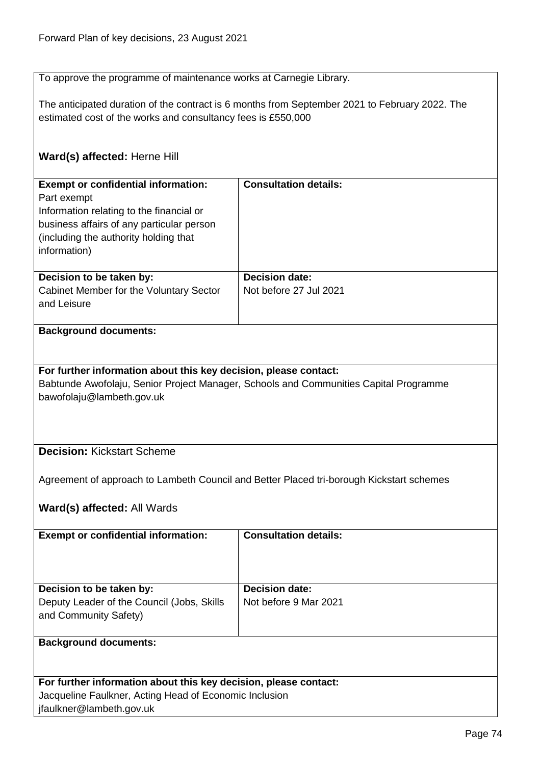To approve the programme of maintenance works at Carnegie Library.

The anticipated duration of the contract is 6 months from September 2021 to February 2022. The estimated cost of the works and consultancy fees is £550,000

**Ward(s) affected:** Herne Hill

| **Exempt or confidential information:** | **Consultation details:** |
|---|---|
| Part exempt<br>Information relating to the financial or business affairs of any particular person (including the authority holding that information) | |
| **Decision to be taken by:**<br>Cabinet Member for the Voluntary Sector and Leisure | **Decision date:**<br>Not before 27 Jul 2021 |

**Background documents:**

**For further information about this key decision, please contact:**
Babtunde Awofolaju, Senior Project Manager, Schools and Communities Capital Programme
bawofolaju@lambeth.gov.uk

**Decision:** Kickstart Scheme

Agreement of approach to Lambeth Council and Better Placed tri-borough Kickstart schemes

**Ward(s) affected:** All Wards

| **Exempt or confidential information:** | **Consultation details:** |
|---|---|
| **Decision to be taken by:**<br>Deputy Leader of the Council (Jobs, Skills and Community Safety) | **Decision date:**<br>Not before 9 Mar 2021 |

**Background documents:**

**For further information about this key decision, please contact:**
Jacqueline Faulkner, Acting Head of Economic Inclusion
jfaulkner@lambeth.gov.uk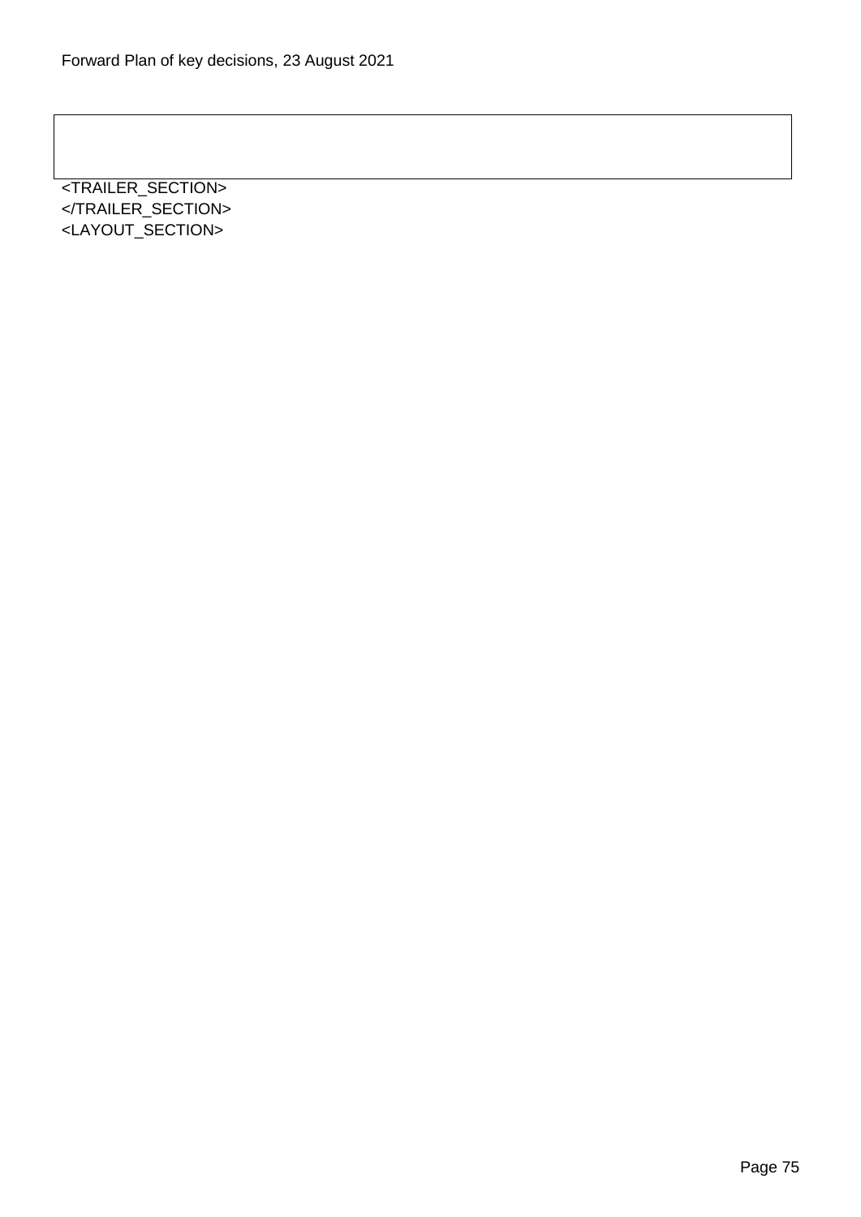<TRAILER_SECTION>
</TRAILER_SECTION>
<LAYOUT_SECTION>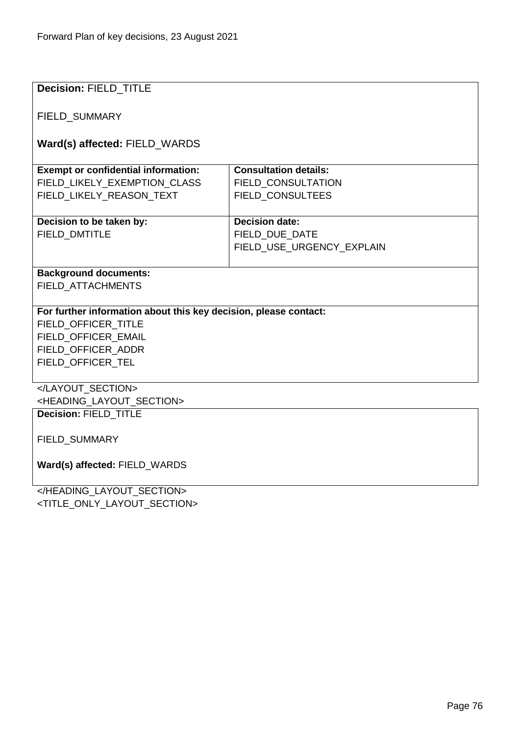**Decision:** FIELD_TITLE

FIELD_SUMMARY

**Ward(s) affected:** FIELD_WARDS

| **Exempt or confidential information:** | **Consultation details:** |
|---|---|
| FIELD_LIKELY_EXEMPTION_CLASS<br>FIELD_LIKELY_REASON_TEXT | FIELD_CONSULTATION<br>FIELD_CONSULTEES |
| **Decision to be taken by:**<br>FIELD_DMTITLE | **Decision date:**<br>FIELD_DUE_DATE<br>FIELD_USE_URGENCY_EXPLAIN |

**Background documents:**
FIELD_ATTACHMENTS

**For further information about this key decision, please contact:**
FIELD_OFFICER_TITLE
FIELD_OFFICER_EMAIL
FIELD_OFFICER_ADDR
FIELD_OFFICER_TEL

</LAYOUT_SECTION>
<HEADING_LAYOUT_SECTION>

**Decision:** FIELD_TITLE

FIELD_SUMMARY

**Ward(s) affected:** FIELD_WARDS

</HEADING_LAYOUT_SECTION>
<TITLE_ONLY_LAYOUT_SECTION>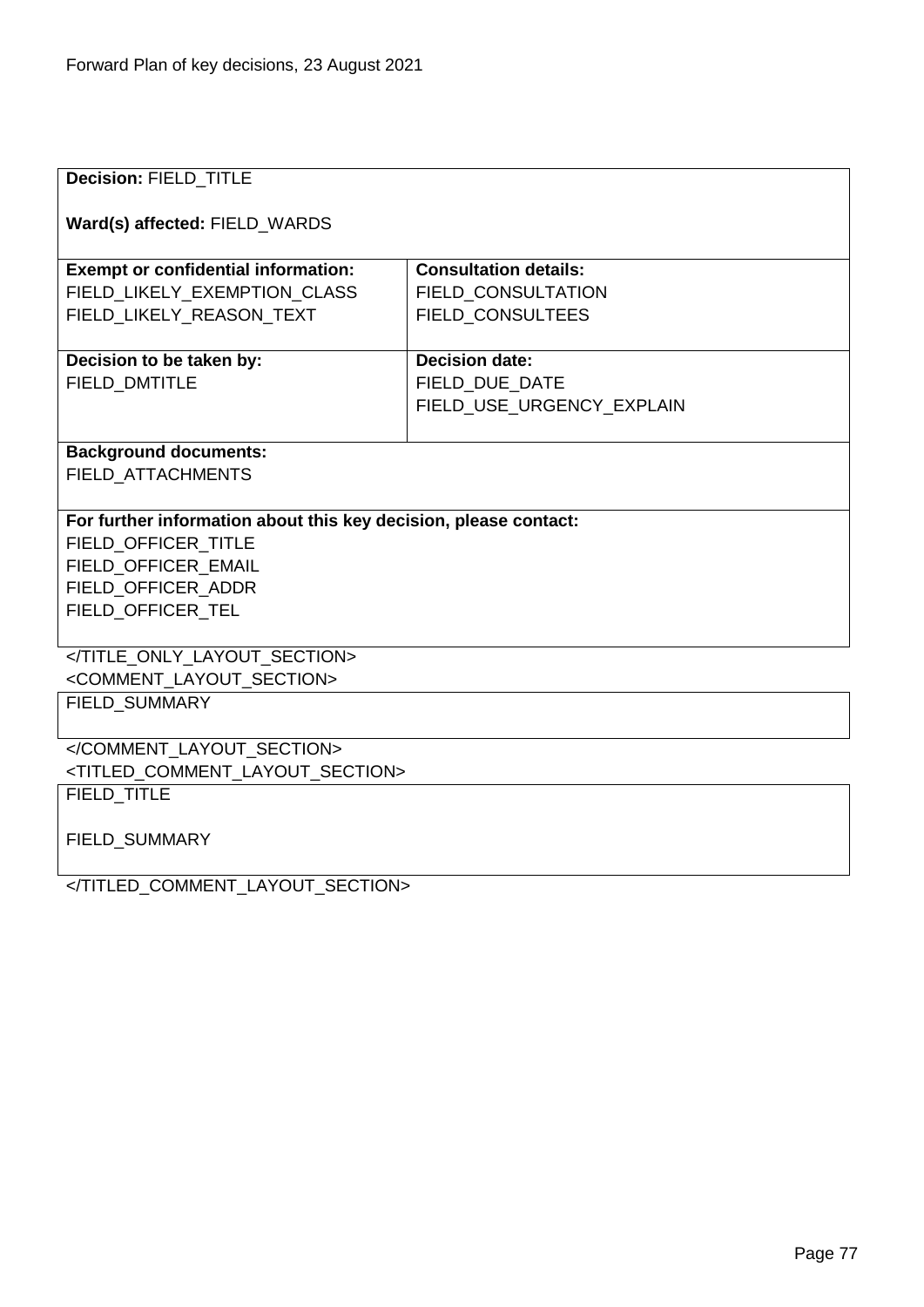| | |
|---|---|
| **Decision:** FIELD_TITLE<br><br>**Ward(s) affected:** FIELD_WARDS | |
| **Exempt or confidential information:**<br>FIELD_LIKELY_EXEMPTION_CLASS<br>FIELD_LIKELY_REASON_TEXT | **Consultation details:**<br>FIELD_CONSULTATION<br>FIELD_CONSULTEES |
| **Decision to be taken by:**<br>FIELD_DMTITLE | **Decision date:**<br>FIELD_DUE_DATE<br>FIELD_USE_URGENCY_EXPLAIN |
| **Background documents:**<br>FIELD_ATTACHMENTS | |
| **For further information about this key decision, please contact:**<br>FIELD_OFFICER_TITLE<br>FIELD_OFFICER_EMAIL<br>FIELD_OFFICER_ADDR<br>FIELD_OFFICER_TEL | |

</TITLE_ONLY_LAYOUT_SECTION>
<COMMENT_LAYOUT_SECTION>

| |
|---|
| FIELD_SUMMARY |

</COMMENT_LAYOUT_SECTION>
<TITLED_COMMENT_LAYOUT_SECTION>

| |
|---|
| FIELD_TITLE<br><br>FIELD_SUMMARY |

</TITLED_COMMENT_LAYOUT_SECTION>